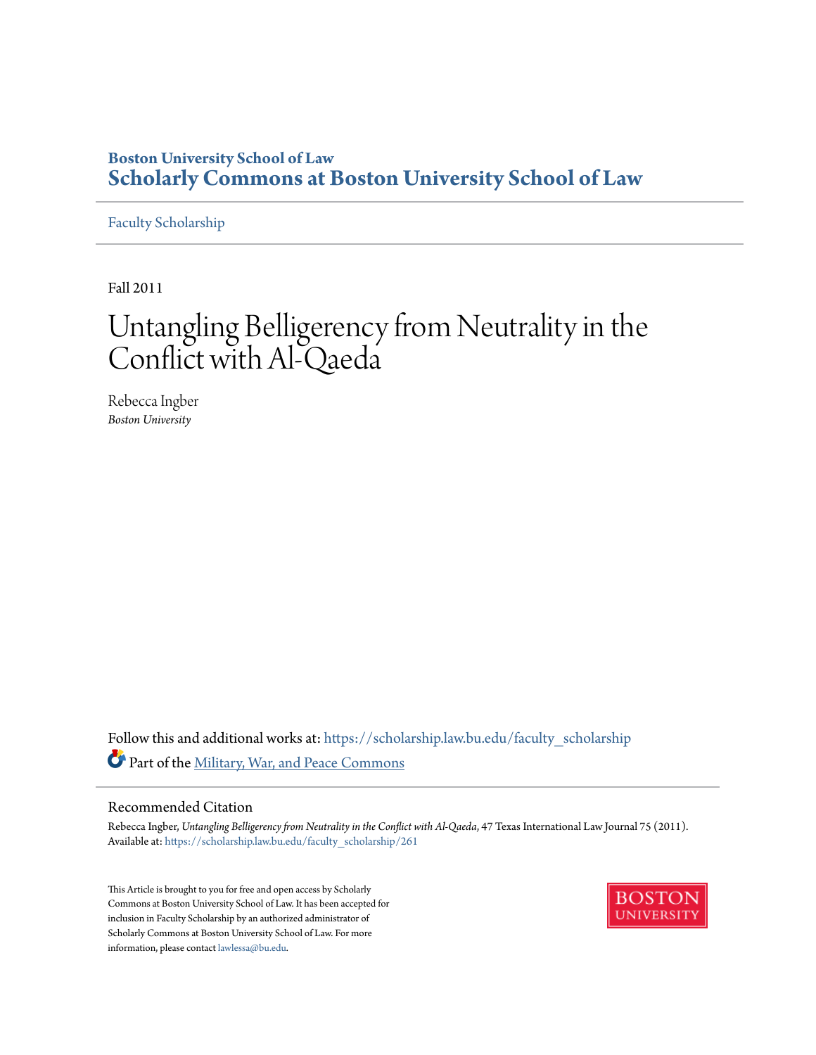Boston University School of Law
**Scholarly Commons at Boston University School of Law**

Faculty Scholarship

Fall 2011

# Untangling Belligerency from Neutrality in the Conflict with Al-Qaeda

Rebecca Ingber
*Boston University*

Follow this and additional works at: https://scholarship.law.bu.edu/faculty_scholarship

Part of the Military, War, and Peace Commons

## Recommended Citation

Rebecca Ingber, *Untangling Belligerency from Neutrality in the Conflict with Al-Qaeda*, 47 Texas International Law Journal 75 (2011).
Available at: https://scholarship.law.bu.edu/faculty_scholarship/261

This Article is brought to you for free and open access by Scholarly Commons at Boston University School of Law. It has been accepted for inclusion in Faculty Scholarship by an authorized administrator of Scholarly Commons at Boston University School of Law. For more information, please contact lawlessa@bu.edu.

BOSTON UNIVERSITY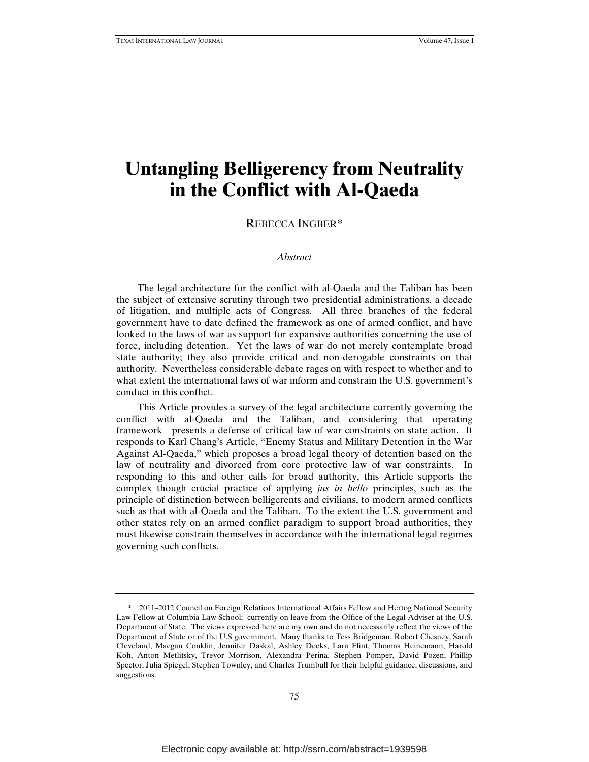# Untangling Belligerency from Neutrality in the Conflict with Al-Qaeda

REBECCA INGBER*

*Abstract*

The legal architecture for the conflict with al-Qaeda and the Taliban has been the subject of extensive scrutiny through two presidential administrations, a decade of litigation, and multiple acts of Congress. All three branches of the federal government have to date defined the framework as one of armed conflict, and have looked to the laws of war as support for expansive authorities concerning the use of force, including detention. Yet the laws of war do not merely contemplate broad state authority; they also provide critical and non-derogable constraints on that authority. Nevertheless considerable debate rages on with respect to whether and to what extent the international laws of war inform and constrain the U.S. government's conduct in this conflict.

This Article provides a survey of the legal architecture currently governing the conflict with al-Qaeda and the Taliban, and—considering that operating framework—presents a defense of critical law of war constraints on state action. It responds to Karl Chang's Article, "Enemy Status and Military Detention in the War Against Al-Qaeda," which proposes a broad legal theory of detention based on the law of neutrality and divorced from core protective law of war constraints. In responding to this and other calls for broad authority, this Article supports the complex though crucial practice of applying *jus in bello* principles, such as the principle of distinction between belligerents and civilians, to modern armed conflicts such as that with al-Qaeda and the Taliban. To the extent the U.S. government and other states rely on an armed conflict paradigm to support broad authorities, they must likewise constrain themselves in accordance with the international legal regimes governing such conflicts.

---

\* 2011–2012 Council on Foreign Relations International Affairs Fellow and Hertog National Security Law Fellow at Columbia Law School; currently on leave from the Office of the Legal Adviser at the U.S. Department of State. The views expressed here are my own and do not necessarily reflect the views of the Department of State or of the U.S government. Many thanks to Tess Bridgeman, Robert Chesney, Sarah Cleveland, Maegan Conklin, Jennifer Daskal, Ashley Deeks, Lara Flint, Thomas Heinemann, Harold Koh, Anton Metlitsky, Trevor Morrison, Alexandra Perina, Stephen Pomper, David Pozen, Phillip Spector, Julia Spiegel, Stephen Townley, and Charles Trumbull for their helpful guidance, discussions, and suggestions.

Electronic copy available at: http://ssrn.com/abstract=1939598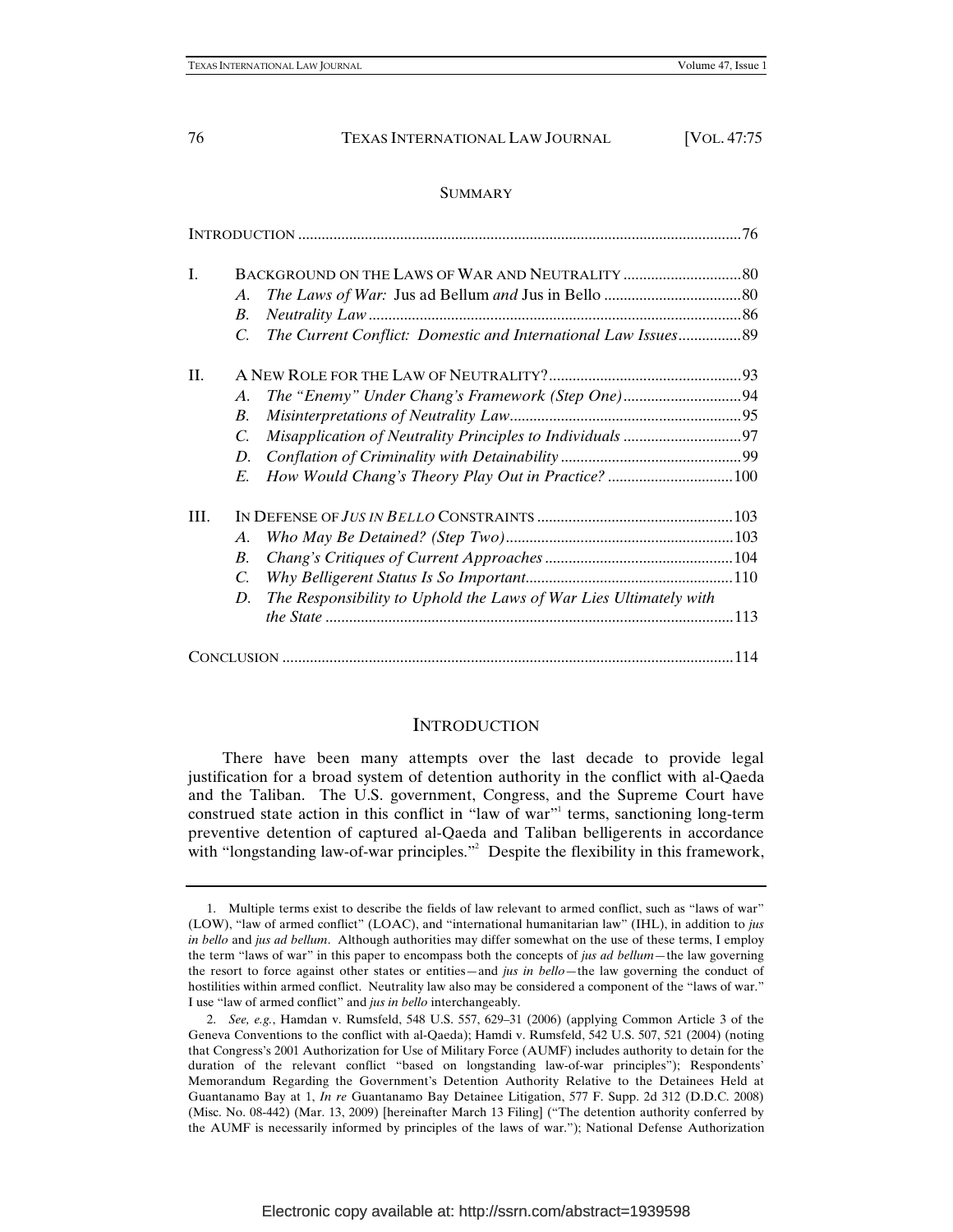## SUMMARY

| | | |
|---|---|---|
| INTRODUCTION | | 76 |
| I. | BACKGROUND ON THE LAWS OF WAR AND NEUTRALITY | 80 |
| | *A. The Laws of War:* Jus ad Bellum *and* Jus in Bello | 80 |
| | *B. Neutrality Law* | 86 |
| | *C. The Current Conflict: Domestic and International Law Issues* | 89 |
| II. | A NEW ROLE FOR THE LAW OF NEUTRALITY? | 93 |
| | *A. The "Enemy" Under Chang's Framework (Step One)* | 94 |
| | *B. Misinterpretations of Neutrality Law* | 95 |
| | *C. Misapplication of Neutrality Principles to Individuals* | 97 |
| | *D. Conflation of Criminality with Detainability* | 99 |
| | *E. How Would Chang's Theory Play Out in Practice?* | 100 |
| III. | IN DEFENSE OF *JUS IN BELLO* CONSTRAINTS | 103 |
| | *A. Who May Be Detained? (Step Two)* | 103 |
| | *B. Chang's Critiques of Current Approaches* | 104 |
| | *C. Why Belligerent Status Is So Important* | 110 |
| | *D. The Responsibility to Uphold the Laws of War Lies Ultimately with the State* | 113 |
| CONCLUSION | | 114 |

## INTRODUCTION

There have been many attempts over the last decade to provide legal justification for a broad system of detention authority in the conflict with al-Qaeda and the Taliban. The U.S. government, Congress, and the Supreme Court have construed state action in this conflict in "law of war"[1] terms, sanctioning long-term preventive detention of captured al-Qaeda and Taliban belligerents in accordance with "longstanding law-of-war principles."[2] Despite the flexibility in this framework,

---

1. Multiple terms exist to describe the fields of law relevant to armed conflict, such as "laws of war" (LOW), "law of armed conflict" (LOAC), and "international humanitarian law" (IHL), in addition to *jus in bello* and *jus ad bellum*. Although authorities may differ somewhat on the use of these terms, I employ the term "laws of war" in this paper to encompass both the concepts of *jus ad bellum*—the law governing the resort to force against other states or entities—and *jus in bello*—the law governing the conduct of hostilities within armed conflict. Neutrality law also may be considered a component of the "laws of war." I use "law of armed conflict" and *jus in bello* interchangeably.

2. *See, e.g.*, Hamdan v. Rumsfeld, 548 U.S. 557, 629–31 (2006) (applying Common Article 3 of the Geneva Conventions to the conflict with al-Qaeda); Hamdi v. Rumsfeld, 542 U.S. 507, 521 (2004) (noting that Congress's 2001 Authorization for Use of Military Force (AUMF) includes authority to detain for the duration of the relevant conflict "based on longstanding law-of-war principles"); Respondents' Memorandum Regarding the Government's Detention Authority Relative to the Detainees Held at Guantanamo Bay at 1, *In re* Guantanamo Bay Detainee Litigation, 577 F. Supp. 2d 312 (D.D.C. 2008) (Misc. No. 08-442) (Mar. 13, 2009) [hereinafter March 13 Filing] ("The detention authority conferred by the AUMF is necessarily informed by principles of the laws of war."); National Defense Authorization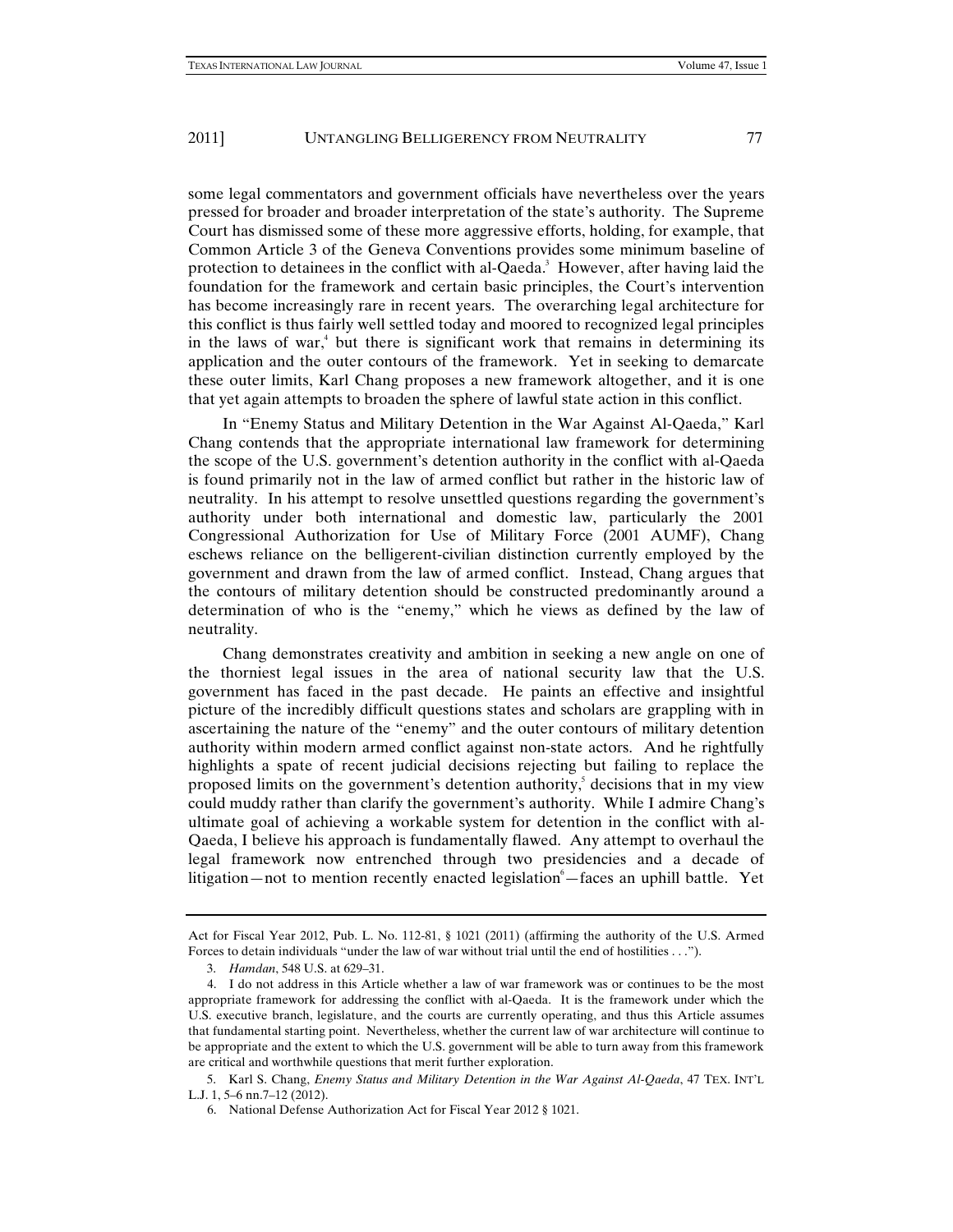some legal commentators and government officials have nevertheless over the years pressed for broader and broader interpretation of the state's authority. The Supreme Court has dismissed some of these more aggressive efforts, holding, for example, that Common Article 3 of the Geneva Conventions provides some minimum baseline of protection to detainees in the conflict with al-Qaeda.[3] However, after having laid the foundation for the framework and certain basic principles, the Court's intervention has become increasingly rare in recent years. The overarching legal architecture for this conflict is thus fairly well settled today and moored to recognized legal principles in the laws of war,[4] but there is significant work that remains in determining its application and the outer contours of the framework. Yet in seeking to demarcate these outer limits, Karl Chang proposes a new framework altogether, and it is one that yet again attempts to broaden the sphere of lawful state action in this conflict.

In "Enemy Status and Military Detention in the War Against Al-Qaeda," Karl Chang contends that the appropriate international law framework for determining the scope of the U.S. government's detention authority in the conflict with al-Qaeda is found primarily not in the law of armed conflict but rather in the historic law of neutrality. In his attempt to resolve unsettled questions regarding the government's authority under both international and domestic law, particularly the 2001 Congressional Authorization for Use of Military Force (2001 AUMF), Chang eschews reliance on the belligerent-civilian distinction currently employed by the government and drawn from the law of armed conflict. Instead, Chang argues that the contours of military detention should be constructed predominantly around a determination of who is the "enemy," which he views as defined by the law of neutrality.

Chang demonstrates creativity and ambition in seeking a new angle on one of the thorniest legal issues in the area of national security law that the U.S. government has faced in the past decade. He paints an effective and insightful picture of the incredibly difficult questions states and scholars are grappling with in ascertaining the nature of the "enemy" and the outer contours of military detention authority within modern armed conflict against non-state actors. And he rightfully highlights a spate of recent judicial decisions rejecting but failing to replace the proposed limits on the government's detention authority,[5] decisions that in my view could muddy rather than clarify the government's authority. While I admire Chang's ultimate goal of achieving a workable system for detention in the conflict with al-Qaeda, I believe his approach is fundamentally flawed. Any attempt to overhaul the legal framework now entrenched through two presidencies and a decade of litigation—not to mention recently enacted legislation[6]—faces an uphill battle. Yet

---

Act for Fiscal Year 2012, Pub. L. No. 112-81, § 1021 (2011) (affirming the authority of the U.S. Armed Forces to detain individuals "under the law of war without trial until the end of hostilities . . .").

3. *Hamdan*, 548 U.S. at 629–31.

4. I do not address in this Article whether a law of war framework was or continues to be the most appropriate framework for addressing the conflict with al-Qaeda. It is the framework under which the U.S. executive branch, legislature, and the courts are currently operating, and thus this Article assumes that fundamental starting point. Nevertheless, whether the current law of war architecture will continue to be appropriate and the extent to which the U.S. government will be able to turn away from this framework are critical and worthwhile questions that merit further exploration.

5. Karl S. Chang, *Enemy Status and Military Detention in the War Against Al-Qaeda*, 47 TEX. INT'L L.J. 1, 5–6 nn.7–12 (2012).

6. National Defense Authorization Act for Fiscal Year 2012 § 1021.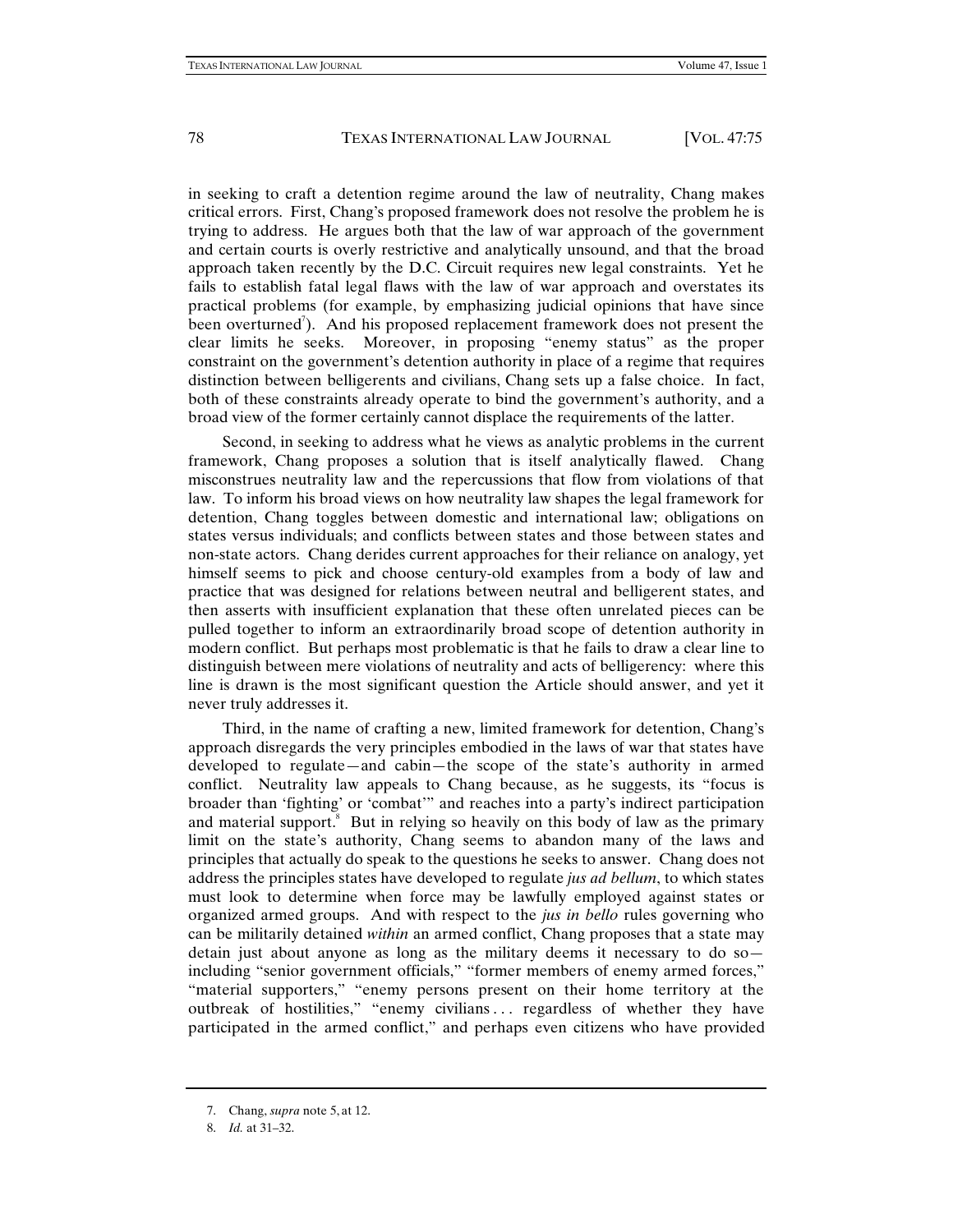in seeking to craft a detention regime around the law of neutrality, Chang makes critical errors. First, Chang's proposed framework does not resolve the problem he is trying to address. He argues both that the law of war approach of the government and certain courts is overly restrictive and analytically unsound, and that the broad approach taken recently by the D.C. Circuit requires new legal constraints. Yet he fails to establish fatal legal flaws with the law of war approach and overstates its practical problems (for example, by emphasizing judicial opinions that have since been overturned[7]). And his proposed replacement framework does not present the clear limits he seeks. Moreover, in proposing "enemy status" as the proper constraint on the government's detention authority in place of a regime that requires distinction between belligerents and civilians, Chang sets up a false choice. In fact, both of these constraints already operate to bind the government's authority, and a broad view of the former certainly cannot displace the requirements of the latter.

Second, in seeking to address what he views as analytic problems in the current framework, Chang proposes a solution that is itself analytically flawed. Chang misconstrues neutrality law and the repercussions that flow from violations of that law. To inform his broad views on how neutrality law shapes the legal framework for detention, Chang toggles between domestic and international law; obligations on states versus individuals; and conflicts between states and those between states and non-state actors. Chang derides current approaches for their reliance on analogy, yet himself seems to pick and choose century-old examples from a body of law and practice that was designed for relations between neutral and belligerent states, and then asserts with insufficient explanation that these often unrelated pieces can be pulled together to inform an extraordinarily broad scope of detention authority in modern conflict. But perhaps most problematic is that he fails to draw a clear line to distinguish between mere violations of neutrality and acts of belligerency: where this line is drawn is the most significant question the Article should answer, and yet it never truly addresses it.

Third, in the name of crafting a new, limited framework for detention, Chang's approach disregards the very principles embodied in the laws of war that states have developed to regulate—and cabin—the scope of the state's authority in armed conflict. Neutrality law appeals to Chang because, as he suggests, its "focus is broader than 'fighting' or 'combat'" and reaches into a party's indirect participation and material support.[8] But in relying so heavily on this body of law as the primary limit on the state's authority, Chang seems to abandon many of the laws and principles that actually do speak to the questions he seeks to answer. Chang does not address the principles states have developed to regulate *jus ad bellum*, to which states must look to determine when force may be lawfully employed against states or organized armed groups. And with respect to the *jus in bello* rules governing who can be militarily detained *within* an armed conflict, Chang proposes that a state may detain just about anyone as long as the military deems it necessary to do so—including "senior government officials," "former members of enemy armed forces," "material supporters," "enemy persons present on their home territory at the outbreak of hostilities," "enemy civilians . . . regardless of whether they have participated in the armed conflict," and perhaps even citizens who have provided

7. Chang, *supra* note 5, at 12.

8. *Id.* at 31–32.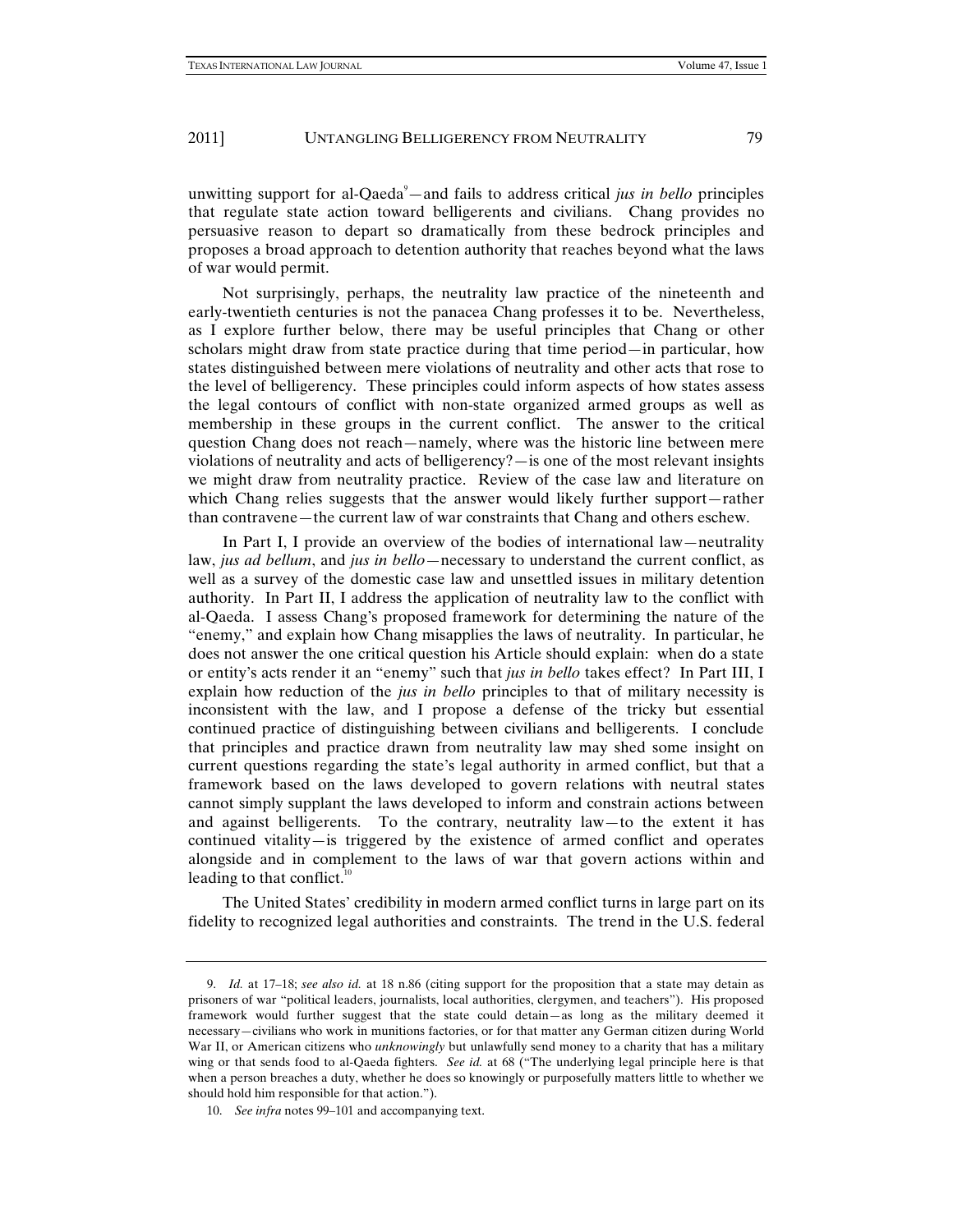unwitting support for al-Qaeda[9]—and fails to address critical *jus in bello* principles that regulate state action toward belligerents and civilians. Chang provides no persuasive reason to depart so dramatically from these bedrock principles and proposes a broad approach to detention authority that reaches beyond what the laws of war would permit.

Not surprisingly, perhaps, the neutrality law practice of the nineteenth and early-twentieth centuries is not the panacea Chang professes it to be. Nevertheless, as I explore further below, there may be useful principles that Chang or other scholars might draw from state practice during that time period—in particular, how states distinguished between mere violations of neutrality and other acts that rose to the level of belligerency. These principles could inform aspects of how states assess the legal contours of conflict with non-state organized armed groups as well as membership in these groups in the current conflict. The answer to the critical question Chang does not reach—namely, where was the historic line between mere violations of neutrality and acts of belligerency?—is one of the most relevant insights we might draw from neutrality practice. Review of the case law and literature on which Chang relies suggests that the answer would likely further support—rather than contravene—the current law of war constraints that Chang and others eschew.

In Part I, I provide an overview of the bodies of international law—neutrality law, *jus ad bellum*, and *jus in bello*—necessary to understand the current conflict, as well as a survey of the domestic case law and unsettled issues in military detention authority. In Part II, I address the application of neutrality law to the conflict with al-Qaeda. I assess Chang's proposed framework for determining the nature of the "enemy," and explain how Chang misapplies the laws of neutrality. In particular, he does not answer the one critical question his Article should explain: when do a state or entity's acts render it an "enemy" such that *jus in bello* takes effect? In Part III, I explain how reduction of the *jus in bello* principles to that of military necessity is inconsistent with the law, and I propose a defense of the tricky but essential continued practice of distinguishing between civilians and belligerents. I conclude that principles and practice drawn from neutrality law may shed some insight on current questions regarding the state's legal authority in armed conflict, but that a framework based on the laws developed to govern relations with neutral states cannot simply supplant the laws developed to inform and constrain actions between and against belligerents. To the contrary, neutrality law—to the extent it has continued vitality—is triggered by the existence of armed conflict and operates alongside and in complement to the laws of war that govern actions within and leading to that conflict.[10]

The United States' credibility in modern armed conflict turns in large part on its fidelity to recognized legal authorities and constraints. The trend in the U.S. federal

---

9. *Id.* at 17–18; *see also id.* at 18 n.86 (citing support for the proposition that a state may detain as prisoners of war "political leaders, journalists, local authorities, clergymen, and teachers"). His proposed framework would further suggest that the state could detain—as long as the military deemed it necessary—civilians who work in munitions factories, or for that matter any German citizen during World War II, or American citizens who *unknowingly* but unlawfully send money to a charity that has a military wing or that sends food to al-Qaeda fighters. *See id.* at 68 ("The underlying legal principle here is that when a person breaches a duty, whether he does so knowingly or purposefully matters little to whether we should hold him responsible for that action.").

10. *See infra* notes 99–101 and accompanying text.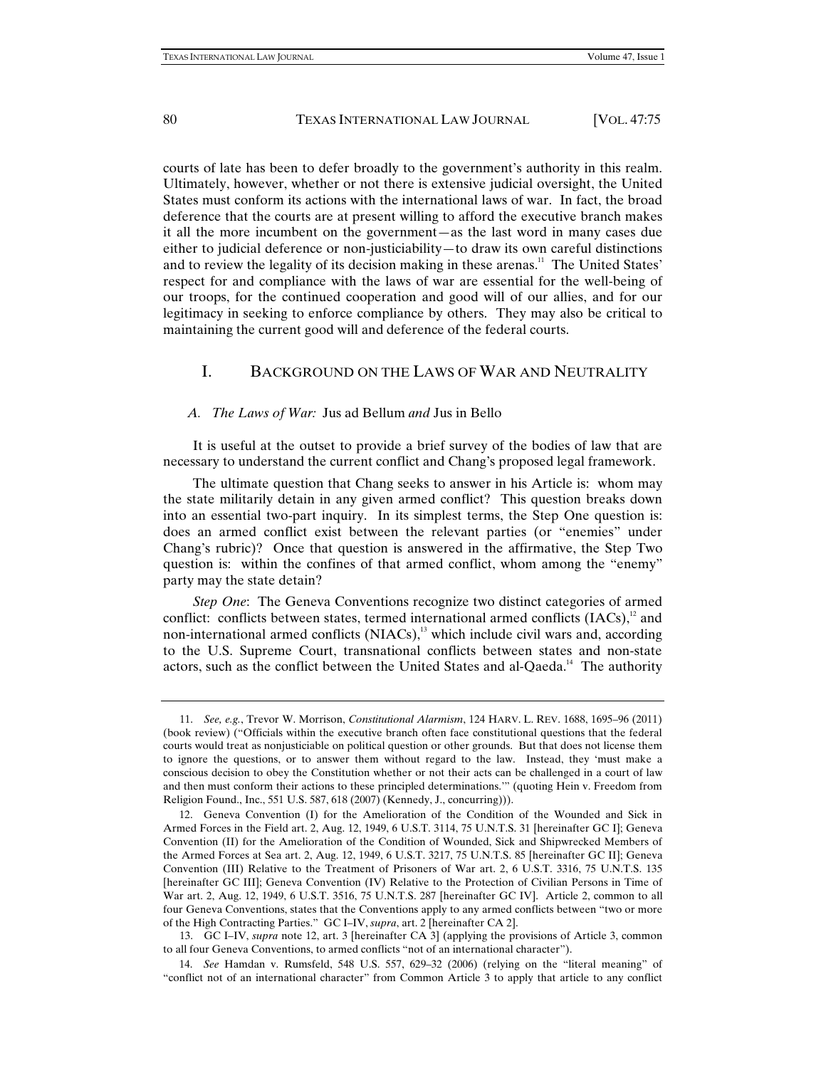courts of late has been to defer broadly to the government's authority in this realm. Ultimately, however, whether or not there is extensive judicial oversight, the United States must conform its actions with the international laws of war. In fact, the broad deference that the courts are at present willing to afford the executive branch makes it all the more incumbent on the government—as the last word in many cases due either to judicial deference or non-justiciability—to draw its own careful distinctions and to review the legality of its decision making in these arenas.[11] The United States' respect for and compliance with the laws of war are essential for the well-being of our troops, for the continued cooperation and good will of our allies, and for our legitimacy in seeking to enforce compliance by others. They may also be critical to maintaining the current good will and deference of the federal courts.

## I. BACKGROUND ON THE LAWS OF WAR AND NEUTRALITY

### *A. The Laws of War:* Jus ad Bellum *and* Jus in Bello

It is useful at the outset to provide a brief survey of the bodies of law that are necessary to understand the current conflict and Chang's proposed legal framework.

The ultimate question that Chang seeks to answer in his Article is: whom may the state militarily detain in any given armed conflict? This question breaks down into an essential two-part inquiry. In its simplest terms, the Step One question is: does an armed conflict exist between the relevant parties (or "enemies" under Chang's rubric)? Once that question is answered in the affirmative, the Step Two question is: within the confines of that armed conflict, whom among the "enemy" party may the state detain?

*Step One*: The Geneva Conventions recognize two distinct categories of armed conflict: conflicts between states, termed international armed conflicts (IACs),[12] and non-international armed conflicts (NIACs),[13] which include civil wars and, according to the U.S. Supreme Court, transnational conflicts between states and non-state actors, such as the conflict between the United States and al-Qaeda.[14] The authority

---

11. *See, e.g.*, Trevor W. Morrison, *Constitutional Alarmism*, 124 HARV. L. REV. 1688, 1695–96 (2011) (book review) ("Officials within the executive branch often face constitutional questions that the federal courts would treat as nonjusticiable on political question or other grounds. But that does not license them to ignore the questions, or to answer them without regard to the law. Instead, they 'must make a conscious decision to obey the Constitution whether or not their acts can be challenged in a court of law and then must conform their actions to these principled determinations.'" (quoting Hein v. Freedom from Religion Found., Inc., 551 U.S. 587, 618 (2007) (Kennedy, J., concurring))).

12. Geneva Convention (I) for the Amelioration of the Condition of the Wounded and Sick in Armed Forces in the Field art. 2, Aug. 12, 1949, 6 U.S.T. 3114, 75 U.N.T.S. 31 [hereinafter GC I]; Geneva Convention (II) for the Amelioration of the Condition of Wounded, Sick and Shipwrecked Members of the Armed Forces at Sea art. 2, Aug. 12, 1949, 6 U.S.T. 3217, 75 U.N.T.S. 85 [hereinafter GC II]; Geneva Convention (III) Relative to the Treatment of Prisoners of War art. 2, 6 U.S.T. 3316, 75 U.N.T.S. 135 [hereinafter GC III]; Geneva Convention (IV) Relative to the Protection of Civilian Persons in Time of War art. 2, Aug. 12, 1949, 6 U.S.T. 3516, 75 U.N.T.S. 287 [hereinafter GC IV]. Article 2, common to all four Geneva Conventions, states that the Conventions apply to any armed conflicts between "two or more of the High Contracting Parties." GC I–IV, *supra*, art. 2 [hereinafter CA 2].

13. GC I–IV, *supra* note 12, art. 3 [hereinafter CA 3] (applying the provisions of Article 3, common to all four Geneva Conventions, to armed conflicts "not of an international character").

14. *See* Hamdan v. Rumsfeld, 548 U.S. 557, 629–32 (2006) (relying on the "literal meaning" of "conflict not of an international character" from Common Article 3 to apply that article to any conflict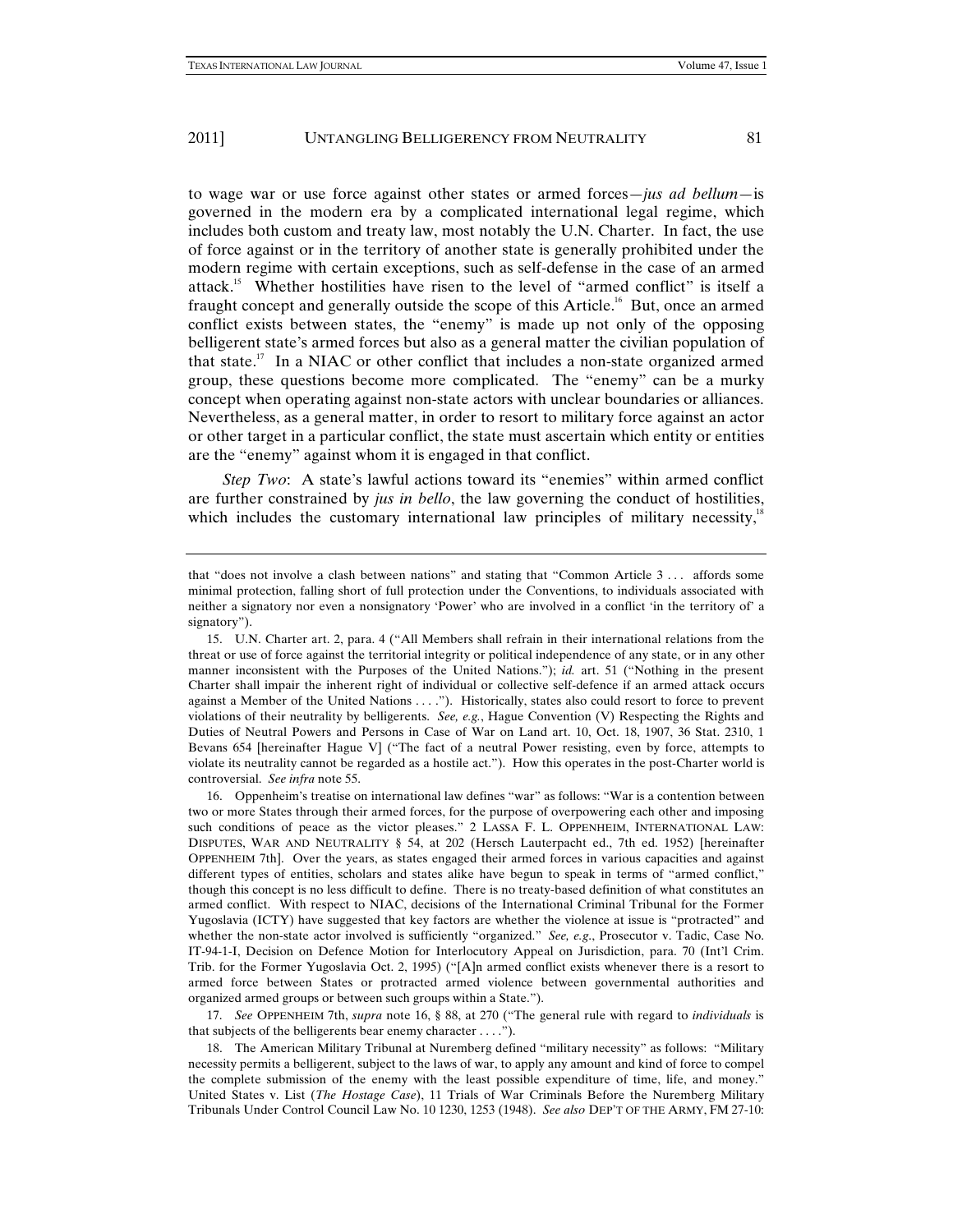to wage war or use force against other states or armed forces—*jus ad bellum*—is governed in the modern era by a complicated international legal regime, which includes both custom and treaty law, most notably the U.N. Charter. In fact, the use of force against or in the territory of another state is generally prohibited under the modern regime with certain exceptions, such as self-defense in the case of an armed attack.[15] Whether hostilities have risen to the level of "armed conflict" is itself a fraught concept and generally outside the scope of this Article.[16] But, once an armed conflict exists between states, the "enemy" is made up not only of the opposing belligerent state's armed forces but also as a general matter the civilian population of that state.[17] In a NIAC or other conflict that includes a non-state organized armed group, these questions become more complicated. The "enemy" can be a murky concept when operating against non-state actors with unclear boundaries or alliances. Nevertheless, as a general matter, in order to resort to military force against an actor or other target in a particular conflict, the state must ascertain which entity or entities are the "enemy" against whom it is engaged in that conflict.

*Step Two*: A state's lawful actions toward its "enemies" within armed conflict are further constrained by *jus in bello*, the law governing the conduct of hostilities, which includes the customary international law principles of military necessity,[18]

---

that "does not involve a clash between nations" and stating that "Common Article 3 . . . affords some minimal protection, falling short of full protection under the Conventions, to individuals associated with neither a signatory nor even a nonsignatory 'Power' who are involved in a conflict 'in the territory of' a signatory").

15. U.N. Charter art. 2, para. 4 ("All Members shall refrain in their international relations from the threat or use of force against the territorial integrity or political independence of any state, or in any other manner inconsistent with the Purposes of the United Nations."); *id.* art. 51 ("Nothing in the present Charter shall impair the inherent right of individual or collective self-defence if an armed attack occurs against a Member of the United Nations . . . ."). Historically, states also could resort to force to prevent violations of their neutrality by belligerents. *See, e.g.*, Hague Convention (V) Respecting the Rights and Duties of Neutral Powers and Persons in Case of War on Land art. 10, Oct. 18, 1907, 36 Stat. 2310, 1 Bevans 654 [hereinafter Hague V] ("The fact of a neutral Power resisting, even by force, attempts to violate its neutrality cannot be regarded as a hostile act."). How this operates in the post-Charter world is controversial. *See infra* note 55.

16. Oppenheim's treatise on international law defines "war" as follows: "War is a contention between two or more States through their armed forces, for the purpose of overpowering each other and imposing such conditions of peace as the victor pleases." 2 LASSA F. L. OPPENHEIM, INTERNATIONAL LAW: DISPUTES, WAR AND NEUTRALITY § 54, at 202 (Hersch Lauterpacht ed., 7th ed. 1952) [hereinafter OPPENHEIM 7th]. Over the years, as states engaged their armed forces in various capacities and against different types of entities, scholars and states alike have begun to speak in terms of "armed conflict," though this concept is no less difficult to define. There is no treaty-based definition of what constitutes an armed conflict. With respect to NIAC, decisions of the International Criminal Tribunal for the Former Yugoslavia (ICTY) have suggested that key factors are whether the violence at issue is "protracted" and whether the non-state actor involved is sufficiently "organized." *See, e.g.*, Prosecutor v. Tadic, Case No. IT-94-1-I, Decision on Defence Motion for Interlocutory Appeal on Jurisdiction, para. 70 (Int'l Crim. Trib. for the Former Yugoslavia Oct. 2, 1995) ("[A]n armed conflict exists whenever there is a resort to armed force between States or protracted armed violence between governmental authorities and organized armed groups or between such groups within a State.").

17. *See* OPPENHEIM 7th, *supra* note 16, § 88, at 270 ("The general rule with regard to *individuals* is that subjects of the belligerents bear enemy character . . . .").

18. The American Military Tribunal at Nuremberg defined "military necessity" as follows: "Military necessity permits a belligerent, subject to the laws of war, to apply any amount and kind of force to compel the complete submission of the enemy with the least possible expenditure of time, life, and money." United States v. List (*The Hostage Case*), 11 Trials of War Criminals Before the Nuremberg Military Tribunals Under Control Council Law No. 10 1230, 1253 (1948). *See also* DEP'T OF THE ARMY, FM 27-10: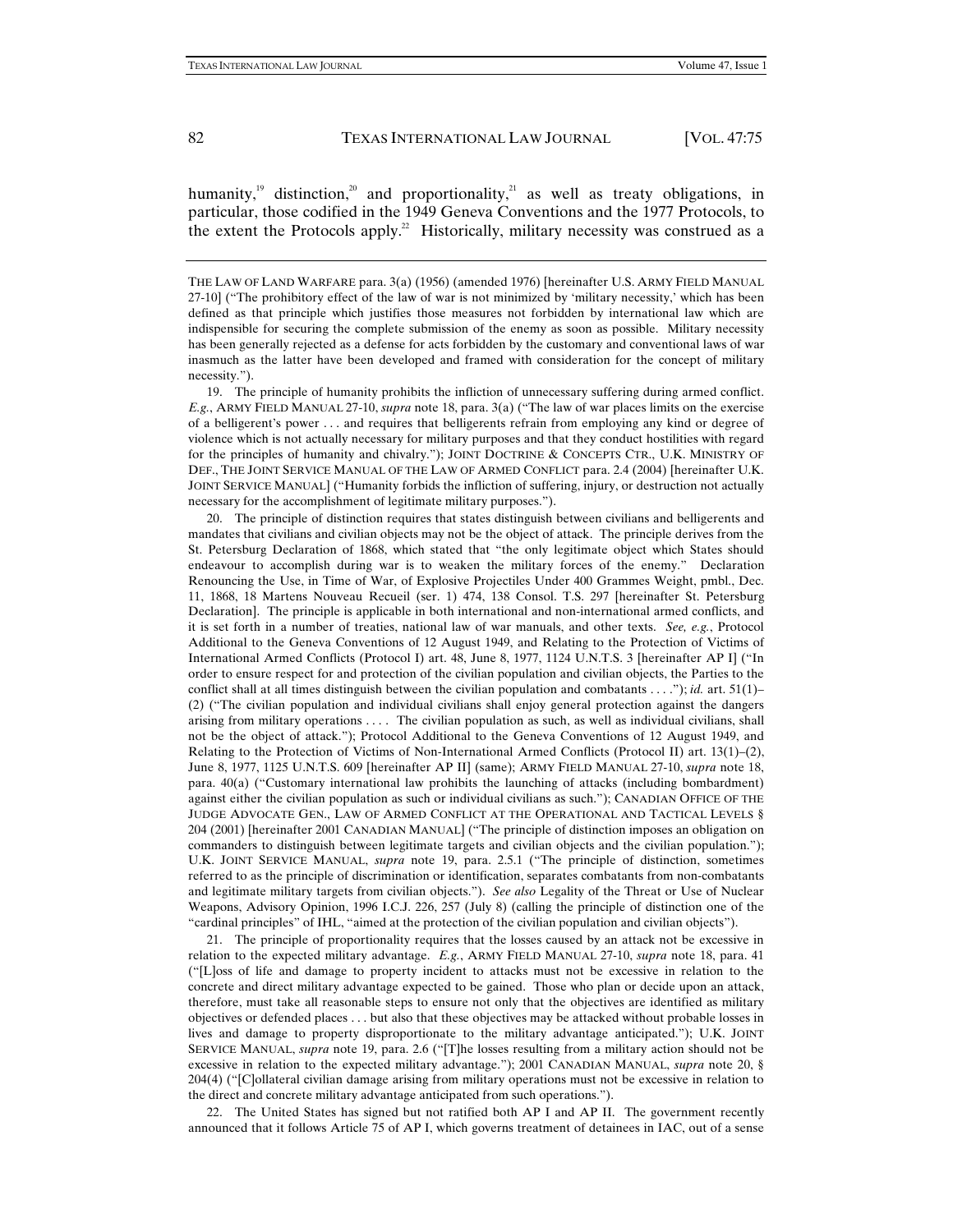humanity,[19] distinction,[20] and proportionality,[21] as well as treaty obligations, in particular, those codified in the 1949 Geneva Conventions and the 1977 Protocols, to the extent the Protocols apply.[22] Historically, military necessity was construed as a

---

THE LAW OF LAND WARFARE para. 3(a) (1956) (amended 1976) [hereinafter U.S. ARMY FIELD MANUAL 27-10] ("The prohibitory effect of the law of war is not minimized by 'military necessity,' which has been defined as that principle which justifies those measures not forbidden by international law which are indispensible for securing the complete submission of the enemy as soon as possible. Military necessity has been generally rejected as a defense for acts forbidden by the customary and conventional laws of war inasmuch as the latter have been developed and framed with consideration for the concept of military necessity.").

19. The principle of humanity prohibits the infliction of unnecessary suffering during armed conflict. *E.g.*, ARMY FIELD MANUAL 27-10, *supra* note 18, para. 3(a) ("The law of war places limits on the exercise of a belligerent's power . . . and requires that belligerents refrain from employing any kind or degree of violence which is not actually necessary for military purposes and that they conduct hostilities with regard for the principles of humanity and chivalry."); JOINT DOCTRINE & CONCEPTS CTR., U.K. MINISTRY OF DEF., THE JOINT SERVICE MANUAL OF THE LAW OF ARMED CONFLICT para. 2.4 (2004) [hereinafter U.K. JOINT SERVICE MANUAL] ("Humanity forbids the infliction of suffering, injury, or destruction not actually necessary for the accomplishment of legitimate military purposes.").

20. The principle of distinction requires that states distinguish between civilians and belligerents and mandates that civilians and civilian objects may not be the object of attack. The principle derives from the St. Petersburg Declaration of 1868, which stated that "the only legitimate object which States should endeavour to accomplish during war is to weaken the military forces of the enemy." Declaration Renouncing the Use, in Time of War, of Explosive Projectiles Under 400 Grammes Weight, pmbl., Dec. 11, 1868, 18 Martens Nouveau Recueil (ser. 1) 474, 138 Consol. T.S. 297 [hereinafter St. Petersburg Declaration]. The principle is applicable in both international and non-international armed conflicts, and it is set forth in a number of treaties, national law of war manuals, and other texts. *See, e.g.*, Protocol Additional to the Geneva Conventions of 12 August 1949, and Relating to the Protection of Victims of International Armed Conflicts (Protocol I) art. 48, June 8, 1977, 1124 U.N.T.S. 3 [hereinafter AP I] ("In order to ensure respect for and protection of the civilian population and civilian objects, the Parties to the conflict shall at all times distinguish between the civilian population and combatants . . . ."); *id.* art. 51(1)–(2) ("The civilian population and individual civilians shall enjoy general protection against the dangers arising from military operations . . . . The civilian population as such, as well as individual civilians, shall not be the object of attack."); Protocol Additional to the Geneva Conventions of 12 August 1949, and Relating to the Protection of Victims of Non-International Armed Conflicts (Protocol II) art. 13(1)–(2), June 8, 1977, 1125 U.N.T.S. 609 [hereinafter AP II] (same); ARMY FIELD MANUAL 27-10, *supra* note 18, para. 40(a) ("Customary international law prohibits the launching of attacks (including bombardment) against either the civilian population as such or individual civilians as such."); CANADIAN OFFICE OF THE JUDGE ADVOCATE GEN., LAW OF ARMED CONFLICT AT THE OPERATIONAL AND TACTICAL LEVELS § 204 (2001) [hereinafter 2001 CANADIAN MANUAL] ("The principle of distinction imposes an obligation on commanders to distinguish between legitimate targets and civilian objects and the civilian population."); U.K. JOINT SERVICE MANUAL, *supra* note 19, para. 2.5.1 ("The principle of distinction, sometimes referred to as the principle of discrimination or identification, separates combatants from non-combatants and legitimate military targets from civilian objects."). *See also* Legality of the Threat or Use of Nuclear Weapons, Advisory Opinion, 1996 I.C.J. 226, 257 (July 8) (calling the principle of distinction one of the "cardinal principles" of IHL, "aimed at the protection of the civilian population and civilian objects").

21. The principle of proportionality requires that the losses caused by an attack not be excessive in relation to the expected military advantage. *E.g.*, ARMY FIELD MANUAL 27-10, *supra* note 18, para. 41 ("[L]oss of life and damage to property incident to attacks must not be excessive in relation to the concrete and direct military advantage expected to be gained. Those who plan or decide upon an attack, therefore, must take all reasonable steps to ensure not only that the objectives are identified as military objectives or defended places . . . but also that these objectives may be attacked without probable losses in lives and damage to property disproportionate to the military advantage anticipated."); U.K. JOINT SERVICE MANUAL, *supra* note 19, para. 2.6 ("[T]he losses resulting from a military action should not be excessive in relation to the expected military advantage."); 2001 CANADIAN MANUAL, *supra* note 20, § 204(4) ("[C]ollateral civilian damage arising from military operations must not be excessive in relation to the direct and concrete military advantage anticipated from such operations.").

22. The United States has signed but not ratified both AP I and AP II. The government recently announced that it follows Article 75 of AP I, which governs treatment of detainees in IAC, out of a sense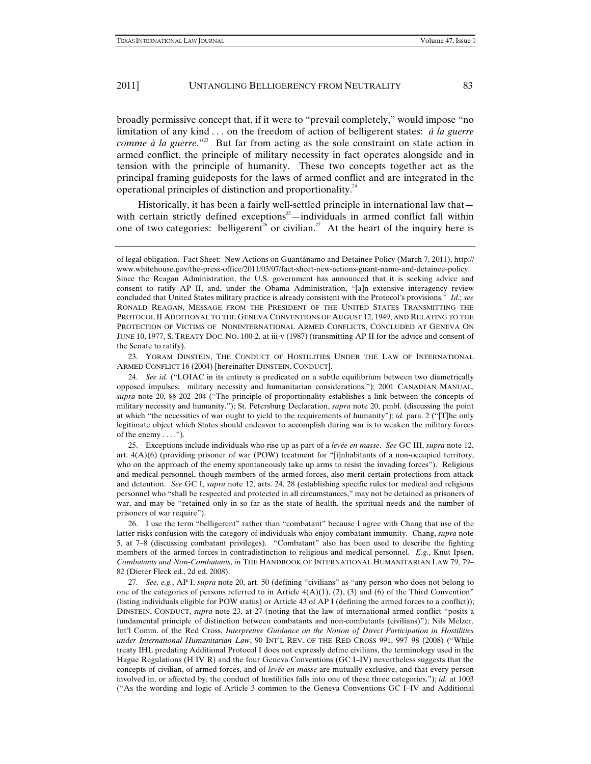broadly permissive concept that, if it were to "prevail completely," would impose "no limitation of any kind . . . on the freedom of action of belligerent states: *à la guerre comme à la guerre*."[23] But far from acting as the sole constraint on state action in armed conflict, the principle of military necessity in fact operates alongside and in tension with the principle of humanity. These two concepts together act as the principal framing guideposts for the laws of armed conflict and are integrated in the operational principles of distinction and proportionality.[24]

Historically, it has been a fairly well-settled principle in international law that—with certain strictly defined exceptions[25]—individuals in armed conflict fall within one of two categories: belligerent[26] or civilian.[27] At the heart of the inquiry here is

---

of legal obligation. Fact Sheet: New Actions on Guantánamo and Detainee Policy (March 7, 2011), http://www.whitehouse.gov/the-press-office/2011/03/07/fact-sheet-new-actions-guant-namo-and-detainee-policy. Since the Reagan Administration, the U.S. government has announced that it is seeking advice and consent to ratify AP II, and, under the Obama Administration, "[a]n extensive interagency review concluded that United States military practice is already consistent with the Protocol's provisions." *Id.*; *see* RONALD REAGAN, MESSAGE FROM THE PRESIDENT OF THE UNITED STATES TRANSMITTING THE PROTOCOL II ADDITIONAL TO THE GENEVA CONVENTIONS OF AUGUST 12, 1949, AND RELATING TO THE PROTECTION OF VICTIMS OF NONINTERNATIONAL ARMED CONFLICTS, CONCLUDED AT GENEVA ON JUNE 10, 1977, S. TREATY DOC. NO. 100-2, at iii-v (1987) (transmitting AP II for the advice and consent of the Senate to ratify).

23. YORAM DINSTEIN, THE CONDUCT OF HOSTILITIES UNDER THE LAW OF INTERNATIONAL ARMED CONFLICT 16 (2004) [hereinafter DINSTEIN, CONDUCT].

24. *See id.* ("LOIAC in its entirety is predicated on a subtle equilibrium between two diametrically opposed impulses: military necessity and humanitarian considerations."); 2001 CANADIAN MANUAL, *supra* note 20, §§ 202–204 ("The principle of proportionality establishes a link between the concepts of military necessity and humanity."); St. Petersburg Declaration, *supra* note 20, pmbl. (discussing the point at which "the necessities of war ought to yield to the requirements of humanity"); *id.* para. 2 ("[T]he only legitimate object which States should endeavor to accomplish during war is to weaken the military forces of the enemy . . . .").

25. Exceptions include individuals who rise up as part of a *levée en masse*. *See* GC III, *supra* note 12, art. 4(A)(6) (providing prisoner of war (POW) treatment for "[i]nhabitants of a non-occupied territory, who on the approach of the enemy spontaneously take up arms to resist the invading forces"). Religious and medical personnel, though members of the armed forces, also merit certain protections from attack and detention. *See* GC I, *supra* note 12, arts. 24, 28 (establishing specific rules for medical and religious personnel who "shall be respected and protected in all circumstances," may not be detained as prisoners of war, and may be "retained only in so far as the state of health, the spiritual needs and the number of prisoners of war require").

26. I use the term "belligerent" rather than "combatant" because I agree with Chang that use of the latter risks confusion with the category of individuals who enjoy combatant immunity. Chang, *supra* note 5, at 7–8 (discussing combatant privileges). "Combatant" also has been used to describe the fighting members of the armed forces in contradistinction to religious and medical personnel. *E.g.*, Knut Ipsen, *Combatants and Non-Combatants*, *in* THE HANDBOOK OF INTERNATIONAL HUMANITARIAN LAW 79, 79–82 (Dieter Fleck ed., 2d ed. 2008).

27. *See, e.g.*, AP I, *supra* note 20, art. 50 (defining "civilians" as "any person who does not belong to one of the categories of persons referred to in Article 4(A)(1), (2), (3) and (6) of the Third Convention" (listing individuals eligible for POW status) or Article 43 of AP I (defining the armed forces to a conflict)); DINSTEIN, CONDUCT, *supra* note 23, at 27 (noting that the law of international armed conflict "posits a fundamental principle of distinction between combatants and non-combatants (civilians)"); Nils Melzer, Int'l Comm. of the Red Cross, *Interpretive Guidance on the Notion of Direct Participation in Hostilities under International Humanitarian Law*, 90 INT'L REV. OF THE RED CROSS 991, 997–98 (2008) ("While treaty IHL predating Additional Protocol I does not expressly define civilians, the terminology used in the Hague Regulations (H IV R) and the four Geneva Conventions (GC I–IV) nevertheless suggests that the concepts of civilian, of armed forces, and of *levée en masse* are mutually exclusive, and that every person involved in, or affected by, the conduct of hostilities falls into one of these three categories."); *id.* at 1003 ("As the wording and logic of Article 3 common to the Geneva Conventions GC I–IV and Additional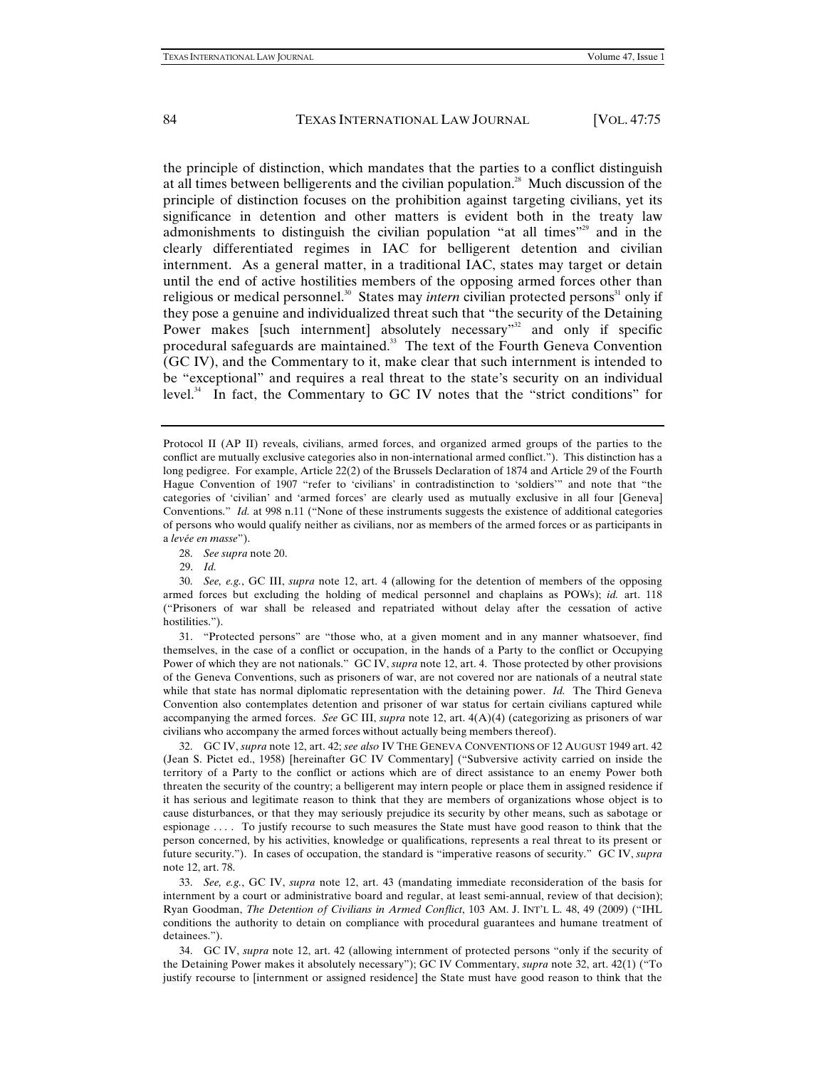the principle of distinction, which mandates that the parties to a conflict distinguish at all times between belligerents and the civilian population.[28] Much discussion of the principle of distinction focuses on the prohibition against targeting civilians, yet its significance in detention and other matters is evident both in the treaty law admonishments to distinguish the civilian population "at all times"[29] and in the clearly differentiated regimes in IAC for belligerent detention and civilian internment. As a general matter, in a traditional IAC, states may target or detain until the end of active hostilities members of the opposing armed forces other than religious or medical personnel.[30] States may *intern* civilian protected persons[31] only if they pose a genuine and individualized threat such that "the security of the Detaining Power makes [such internment] absolutely necessary"[32] and only if specific procedural safeguards are maintained.[33] The text of the Fourth Geneva Convention (GC IV), and the Commentary to it, make clear that such internment is intended to be "exceptional" and requires a real threat to the state's security on an individual level.[34] In fact, the Commentary to GC IV notes that the "strict conditions" for

---

Protocol II (AP II) reveals, civilians, armed forces, and organized armed groups of the parties to the conflict are mutually exclusive categories also in non-international armed conflict."). This distinction has a long pedigree. For example, Article 22(2) of the Brussels Declaration of 1874 and Article 29 of the Fourth Hague Convention of 1907 "refer to 'civilians' in contradistinction to 'soldiers'" and note that "the categories of 'civilian' and 'armed forces' are clearly used as mutually exclusive in all four [Geneva] Conventions." *Id.* at 998 n.11 ("None of these instruments suggests the existence of additional categories of persons who would qualify neither as civilians, nor as members of the armed forces or as participants in a *levée en masse*").

28. *See supra* note 20.

29. *Id.*

30. *See, e.g.*, GC III, *supra* note 12, art. 4 (allowing for the detention of members of the opposing armed forces but excluding the holding of medical personnel and chaplains as POWs); *id.* art. 118 ("Prisoners of war shall be released and repatriated without delay after the cessation of active hostilities.").

31. "Protected persons" are "those who, at a given moment and in any manner whatsoever, find themselves, in the case of a conflict or occupation, in the hands of a Party to the conflict or Occupying Power of which they are not nationals." GC IV, *supra* note 12, art. 4. Those protected by other provisions of the Geneva Conventions, such as prisoners of war, are not covered nor are nationals of a neutral state while that state has normal diplomatic representation with the detaining power. *Id.* The Third Geneva Convention also contemplates detention and prisoner of war status for certain civilians captured while accompanying the armed forces. *See* GC III, *supra* note 12, art. 4(A)(4) (categorizing as prisoners of war civilians who accompany the armed forces without actually being members thereof).

32. GC IV, *supra* note 12, art. 42; *see also* IV THE GENEVA CONVENTIONS OF 12 AUGUST 1949 art. 42 (Jean S. Pictet ed., 1958) [hereinafter GC IV Commentary] ("Subversive activity carried on inside the territory of a Party to the conflict or actions which are of direct assistance to an enemy Power both threaten the security of the country; a belligerent may intern people or place them in assigned residence if it has serious and legitimate reason to think that they are members of organizations whose object is to cause disturbances, or that they may seriously prejudice its security by other means, such as sabotage or espionage . . . . To justify recourse to such measures the State must have good reason to think that the person concerned, by his activities, knowledge or qualifications, represents a real threat to its present or future security."). In cases of occupation, the standard is "imperative reasons of security." GC IV, *supra* note 12, art. 78.

33. *See, e.g.*, GC IV, *supra* note 12, art. 43 (mandating immediate reconsideration of the basis for internment by a court or administrative board and regular, at least semi-annual, review of that decision); Ryan Goodman, *The Detention of Civilians in Armed Conflict*, 103 AM. J. INT'L L. 48, 49 (2009) ("IHL conditions the authority to detain on compliance with procedural guarantees and humane treatment of detainees.").

34. GC IV, *supra* note 12, art. 42 (allowing internment of protected persons "only if the security of the Detaining Power makes it absolutely necessary"); GC IV Commentary, *supra* note 32, art. 42(1) ("To justify recourse to [internment or assigned residence] the State must have good reason to think that the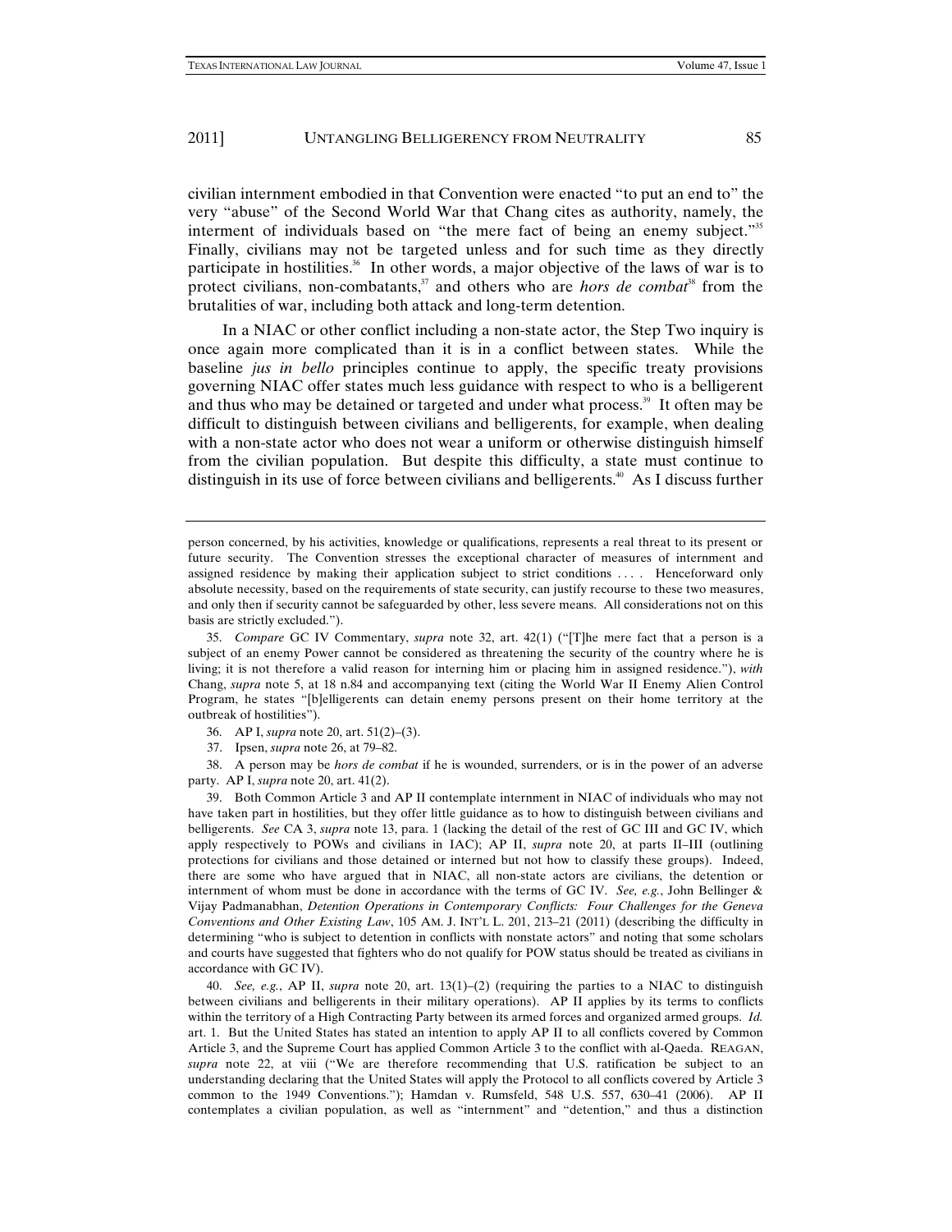civilian internment embodied in that Convention were enacted "to put an end to" the very "abuse" of the Second World War that Chang cites as authority, namely, the interment of individuals based on "the mere fact of being an enemy subject."[35] Finally, civilians may not be targeted unless and for such time as they directly participate in hostilities.[36] In other words, a major objective of the laws of war is to protect civilians, non-combatants,[37] and others who are *hors de combat*[38] from the brutalities of war, including both attack and long-term detention.

In a NIAC or other conflict including a non-state actor, the Step Two inquiry is once again more complicated than it is in a conflict between states. While the baseline *jus in bello* principles continue to apply, the specific treaty provisions governing NIAC offer states much less guidance with respect to who is a belligerent and thus who may be detained or targeted and under what process.[39] It often may be difficult to distinguish between civilians and belligerents, for example, when dealing with a non-state actor who does not wear a uniform or otherwise distinguish himself from the civilian population. But despite this difficulty, a state must continue to distinguish in its use of force between civilians and belligerents.[40] As I discuss further

---

person concerned, by his activities, knowledge or qualifications, represents a real threat to its present or future security. The Convention stresses the exceptional character of measures of internment and assigned residence by making their application subject to strict conditions . . . . Henceforward only absolute necessity, based on the requirements of state security, can justify recourse to these two measures, and only then if security cannot be safeguarded by other, less severe means. All considerations not on this basis are strictly excluded.").

35. *Compare* GC IV Commentary, *supra* note 32, art. 42(1) ("[T]he mere fact that a person is a subject of an enemy Power cannot be considered as threatening the security of the country where he is living; it is not therefore a valid reason for interning him or placing him in assigned residence."), *with* Chang, *supra* note 5, at 18 n.84 and accompanying text (citing the World War II Enemy Alien Control Program, he states "[b]elligerents can detain enemy persons present on their home territory at the outbreak of hostilities").

36. AP I, *supra* note 20, art. 51(2)–(3).

37. Ipsen, *supra* note 26, at 79–82.

38. A person may be *hors de combat* if he is wounded, surrenders, or is in the power of an adverse party. AP I, *supra* note 20, art. 41(2).

39. Both Common Article 3 and AP II contemplate internment in NIAC of individuals who may not have taken part in hostilities, but they offer little guidance as to how to distinguish between civilians and belligerents. *See* CA 3, *supra* note 13, para. 1 (lacking the detail of the rest of GC III and GC IV, which apply respectively to POWs and civilians in IAC); AP II, *supra* note 20, at parts II–III (outlining protections for civilians and those detained or interned but not how to classify these groups). Indeed, there are some who have argued that in NIAC, all non-state actors are civilians, the detention or internment of whom must be done in accordance with the terms of GC IV. *See, e.g.*, John Bellinger & Vijay Padmanabhan, *Detention Operations in Contemporary Conflicts: Four Challenges for the Geneva Conventions and Other Existing Law*, 105 AM. J. INT'L L. 201, 213–21 (2011) (describing the difficulty in determining "who is subject to detention in conflicts with nonstate actors" and noting that some scholars and courts have suggested that fighters who do not qualify for POW status should be treated as civilians in accordance with GC IV).

40. *See, e.g.*, AP II, *supra* note 20, art. 13(1)–(2) (requiring the parties to a NIAC to distinguish between civilians and belligerents in their military operations). AP II applies by its terms to conflicts within the territory of a High Contracting Party between its armed forces and organized armed groups. *Id.* art. 1. But the United States has stated an intention to apply AP II to all conflicts covered by Common Article 3, and the Supreme Court has applied Common Article 3 to the conflict with al-Qaeda. REAGAN, *supra* note 22, at viii ("We are therefore recommending that U.S. ratification be subject to an understanding declaring that the United States will apply the Protocol to all conflicts covered by Article 3 common to the 1949 Conventions."); Hamdan v. Rumsfeld, 548 U.S. 557, 630–41 (2006). AP II contemplates a civilian population, as well as "internment" and "detention," and thus a distinction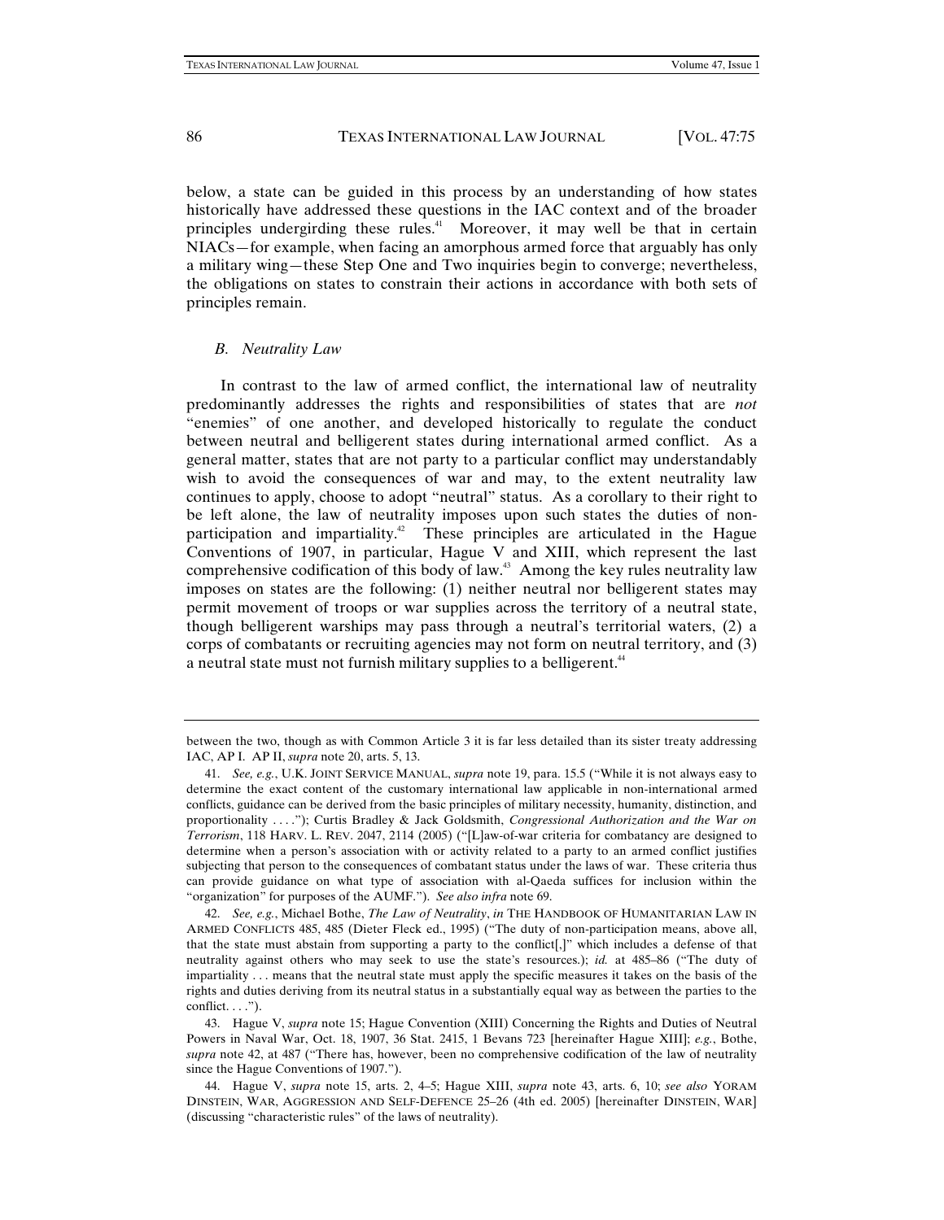below, a state can be guided in this process by an understanding of how states historically have addressed these questions in the IAC context and of the broader principles undergirding these rules.[41] Moreover, it may well be that in certain NIACs—for example, when facing an amorphous armed force that arguably has only a military wing—these Step One and Two inquiries begin to converge; nevertheless, the obligations on states to constrain their actions in accordance with both sets of principles remain.

### *B. Neutrality Law*

In contrast to the law of armed conflict, the international law of neutrality predominantly addresses the rights and responsibilities of states that are *not* "enemies" of one another, and developed historically to regulate the conduct between neutral and belligerent states during international armed conflict. As a general matter, states that are not party to a particular conflict may understandably wish to avoid the consequences of war and may, to the extent neutrality law continues to apply, choose to adopt "neutral" status. As a corollary to their right to be left alone, the law of neutrality imposes upon such states the duties of non-participation and impartiality.[42] These principles are articulated in the Hague Conventions of 1907, in particular, Hague V and XIII, which represent the last comprehensive codification of this body of law.[43] Among the key rules neutrality law imposes on states are the following: (1) neither neutral nor belligerent states may permit movement of troops or war supplies across the territory of a neutral state, though belligerent warships may pass through a neutral's territorial waters, (2) a corps of combatants or recruiting agencies may not form on neutral territory, and (3) a neutral state must not furnish military supplies to a belligerent.[44]

---

between the two, though as with Common Article 3 it is far less detailed than its sister treaty addressing IAC, AP I. AP II, *supra* note 20, arts. 5, 13.

41. *See, e.g.*, U.K. JOINT SERVICE MANUAL, *supra* note 19, para. 15.5 ("While it is not always easy to determine the exact content of the customary international law applicable in non-international armed conflicts, guidance can be derived from the basic principles of military necessity, humanity, distinction, and proportionality . . . ."); Curtis Bradley & Jack Goldsmith, *Congressional Authorization and the War on Terrorism*, 118 HARV. L. REV. 2047, 2114 (2005) ("[L]aw-of-war criteria for combatancy are designed to determine when a person's association with or activity related to a party to an armed conflict justifies subjecting that person to the consequences of combatant status under the laws of war. These criteria thus can provide guidance on what type of association with al-Qaeda suffices for inclusion within the "organization" for purposes of the AUMF."). *See also infra* note 69.

42. *See, e.g.*, Michael Bothe, *The Law of Neutrality*, *in* THE HANDBOOK OF HUMANITARIAN LAW IN ARMED CONFLICTS 485, 485 (Dieter Fleck ed., 1995) ("The duty of non-participation means, above all, that the state must abstain from supporting a party to the conflict[,]" which includes a defense of that neutrality against others who may seek to use the state's resources.); *id.* at 485–86 ("The duty of impartiality . . . means that the neutral state must apply the specific measures it takes on the basis of the rights and duties deriving from its neutral status in a substantially equal way as between the parties to the conflict. . . .").

43. Hague V, *supra* note 15; Hague Convention (XIII) Concerning the Rights and Duties of Neutral Powers in Naval War, Oct. 18, 1907, 36 Stat. 2415, 1 Bevans 723 [hereinafter Hague XIII]; *e.g.*, Bothe, *supra* note 42, at 487 ("There has, however, been no comprehensive codification of the law of neutrality since the Hague Conventions of 1907.").

44. Hague V, *supra* note 15, arts. 2, 4–5; Hague XIII, *supra* note 43, arts. 6, 10; *see also* YORAM DINSTEIN, WAR, AGGRESSION AND SELF-DEFENCE 25–26 (4th ed. 2005) [hereinafter DINSTEIN, WAR] (discussing "characteristic rules" of the laws of neutrality).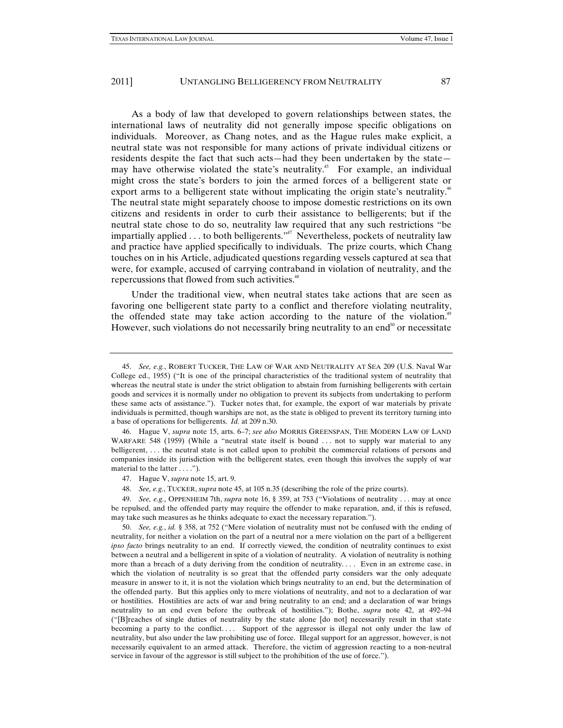As a body of law that developed to govern relationships between states, the international laws of neutrality did not generally impose specific obligations on individuals. Moreover, as Chang notes, and as the Hague rules make explicit, a neutral state was not responsible for many actions of private individual citizens or residents despite the fact that such acts—had they been undertaken by the state—may have otherwise violated the state's neutrality.[45] For example, an individual might cross the state's borders to join the armed forces of a belligerent state or export arms to a belligerent state without implicating the origin state's neutrality.[46] The neutral state might separately choose to impose domestic restrictions on its own citizens and residents in order to curb their assistance to belligerents; but if the neutral state chose to do so, neutrality law required that any such restrictions "be impartially applied . . . to both belligerents."[47] Nevertheless, pockets of neutrality law and practice have applied specifically to individuals. The prize courts, which Chang touches on in his Article, adjudicated questions regarding vessels captured at sea that were, for example, accused of carrying contraband in violation of neutrality, and the repercussions that flowed from such activities.[48]

Under the traditional view, when neutral states take actions that are seen as favoring one belligerent state party to a conflict and therefore violating neutrality, the offended state may take action according to the nature of the violation.[49] However, such violations do not necessarily bring neutrality to an end[50] or necessitate

---

45. *See, e.g.*, ROBERT TUCKER, THE LAW OF WAR AND NEUTRALITY AT SEA 209 (U.S. Naval War College ed., 1955) ("It is one of the principal characteristics of the traditional system of neutrality that whereas the neutral state is under the strict obligation to abstain from furnishing belligerents with certain goods and services it is normally under no obligation to prevent its subjects from undertaking to perform these same acts of assistance."). Tucker notes that, for example, the export of war materials by private individuals is permitted, though warships are not, as the state is obliged to prevent its territory turning into a base of operations for belligerents. *Id.* at 209 n.30.

46. Hague V, *supra* note 15, arts. 6–7; *see also* MORRIS GREENSPAN, THE MODERN LAW OF LAND WARFARE 548 (1959) (While a "neutral state itself is bound . . . not to supply war material to any belligerent, . . . the neutral state is not called upon to prohibit the commercial relations of persons and companies inside its jurisdiction with the belligerent states, even though this involves the supply of war material to the latter . . . .").

47. Hague V, *supra* note 15, art. 9.

48. *See, e.g.*, TUCKER, *supra* note 45, at 105 n.35 (describing the role of the prize courts).

49. *See, e.g.*, OPPENHEIM 7th, *supra* note 16, § 359, at 753 ("Violations of neutrality . . . may at once be repulsed, and the offended party may require the offender to make reparation, and, if this is refused, may take such measures as he thinks adequate to exact the necessary reparation.").

50. *See, e.g.*, *id.* § 358, at 752 ("Mere violation of neutrality must not be confused with the ending of neutrality, for neither a violation on the part of a neutral nor a mere violation on the part of a belligerent *ipso facto* brings neutrality to an end. If correctly viewed, the condition of neutrality continues to exist between a neutral and a belligerent in spite of a violation of neutrality. A violation of neutrality is nothing more than a breach of a duty deriving from the condition of neutrality. . . . Even in an extreme case, in which the violation of neutrality is so great that the offended party considers war the only adequate measure in answer to it, it is not the violation which brings neutrality to an end, but the determination of the offended party. But this applies only to mere violations of neutrality, and not to a declaration of war or hostilities. Hostilities are acts of war and bring neutrality to an end; and a declaration of war brings neutrality to an end even before the outbreak of hostilities."); Bothe, *supra* note 42, at 492–94 ("[B]reaches of single duties of neutrality by the state alone [do not] necessarily result in that state becoming a party to the conflict. . . . Support of the aggressor is illegal not only under the law of neutrality, but also under the law prohibiting use of force. Illegal support for an aggressor, however, is not necessarily equivalent to an armed attack. Therefore, the victim of aggression reacting to a non-neutral service in favour of the aggressor is still subject to the prohibition of the use of force.").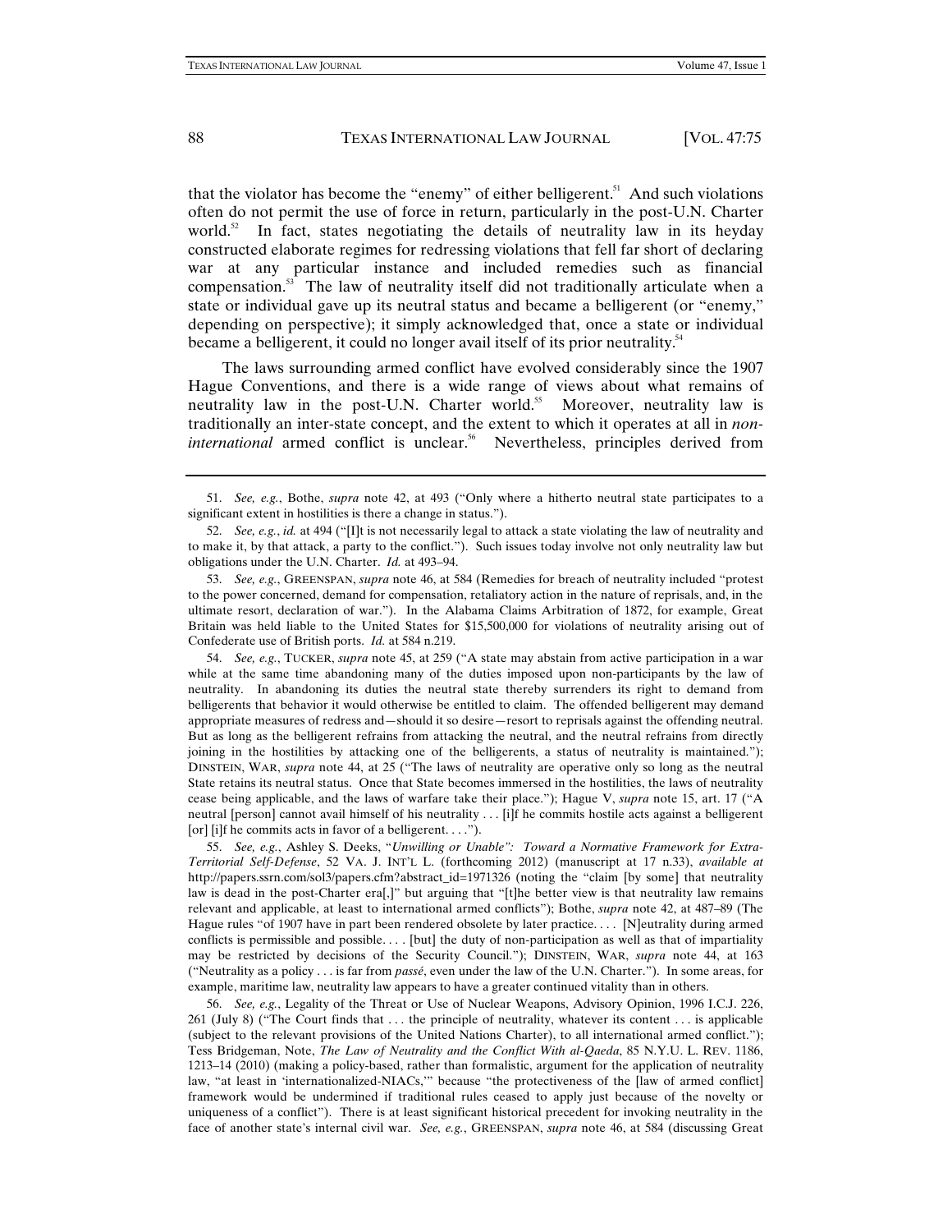that the violator has become the "enemy" of either belligerent.[51] And such violations often do not permit the use of force in return, particularly in the post-U.N. Charter world.[52] In fact, states negotiating the details of neutrality law in its heyday constructed elaborate regimes for redressing violations that fell far short of declaring war at any particular instance and included remedies such as financial compensation.[53] The law of neutrality itself did not traditionally articulate when a state or individual gave up its neutral status and became a belligerent (or "enemy," depending on perspective); it simply acknowledged that, once a state or individual became a belligerent, it could no longer avail itself of its prior neutrality.[54]

The laws surrounding armed conflict have evolved considerably since the 1907 Hague Conventions, and there is a wide range of views about what remains of neutrality law in the post-U.N. Charter world.[55] Moreover, neutrality law is traditionally an inter-state concept, and the extent to which it operates at all in *non-international* armed conflict is unclear.[56] Nevertheless, principles derived from

---

51. *See, e.g.*, Bothe, *supra* note 42, at 493 ("Only where a hitherto neutral state participates to a significant extent in hostilities is there a change in status.").

52. *See, e.g.*, *id.* at 494 ("[I]t is not necessarily legal to attack a state violating the law of neutrality and to make it, by that attack, a party to the conflict."). Such issues today involve not only neutrality law but obligations under the U.N. Charter. *Id.* at 493–94.

53. *See, e.g.*, GREENSPAN, *supra* note 46, at 584 (Remedies for breach of neutrality included "protest to the power concerned, demand for compensation, retaliatory action in the nature of reprisals, and, in the ultimate resort, declaration of war."). In the Alabama Claims Arbitration of 1872, for example, Great Britain was held liable to the United States for $15,500,000 for violations of neutrality arising out of Confederate use of British ports. *Id.* at 584 n.219.

54. *See, e.g.*, TUCKER, *supra* note 45, at 259 ("A state may abstain from active participation in a war while at the same time abandoning many of the duties imposed upon non-participants by the law of neutrality. In abandoning its duties the neutral state thereby surrenders its right to demand from belligerents that behavior it would otherwise be entitled to claim. The offended belligerent may demand appropriate measures of redress and—should it so desire—resort to reprisals against the offending neutral. But as long as the belligerent refrains from attacking the neutral, and the neutral refrains from directly joining in the hostilities by attacking one of the belligerents, a status of neutrality is maintained."); DINSTEIN, WAR, *supra* note 44, at 25 ("The laws of neutrality are operative only so long as the neutral State retains its neutral status. Once that State becomes immersed in the hostilities, the laws of neutrality cease being applicable, and the laws of warfare take their place."); Hague V, *supra* note 15, art. 17 ("A neutral [person] cannot avail himself of his neutrality . . . [i]f he commits hostile acts against a belligerent [or] [i]f he commits acts in favor of a belligerent. . . .").

55. *See, e.g.*, Ashley S. Deeks, "*Unwilling or Unable": Toward a Normative Framework for Extra-Territorial Self-Defense*, 52 VA. J. INT'L L. (forthcoming 2012) (manuscript at 17 n.33), *available at* http://papers.ssrn.com/sol3/papers.cfm?abstract_id=1971326 (noting the "claim [by some] that neutrality law is dead in the post-Charter era[,]" but arguing that "[t]he better view is that neutrality law remains relevant and applicable, at least to international armed conflicts"); Bothe, *supra* note 42, at 487–89 (The Hague rules "of 1907 have in part been rendered obsolete by later practice. . . . [N]eutrality during armed conflicts is permissible and possible. . . . [but] the duty of non-participation as well as that of impartiality may be restricted by decisions of the Security Council."); DINSTEIN, WAR, *supra* note 44, at 163 ("Neutrality as a policy . . . is far from *passé*, even under the law of the U.N. Charter."). In some areas, for example, maritime law, neutrality law appears to have a greater continued vitality than in others.

56. *See, e.g.*, Legality of the Threat or Use of Nuclear Weapons, Advisory Opinion, 1996 I.C.J. 226, 261 (July 8) ("The Court finds that . . . the principle of neutrality, whatever its content . . . is applicable (subject to the relevant provisions of the United Nations Charter), to all international armed conflict."); Tess Bridgeman, Note, *The Law of Neutrality and the Conflict With al-Qaeda*, 85 N.Y.U. L. REV. 1186, 1213–14 (2010) (making a policy-based, rather than formalistic, argument for the application of neutrality law, "at least in 'internationalized-NIACs,'" because "the protectiveness of the [law of armed conflict] framework would be undermined if traditional rules ceased to apply just because of the novelty or uniqueness of a conflict"). There is at least significant historical precedent for invoking neutrality in the face of another state's internal civil war. *See, e.g.*, GREENSPAN, *supra* note 46, at 584 (discussing Great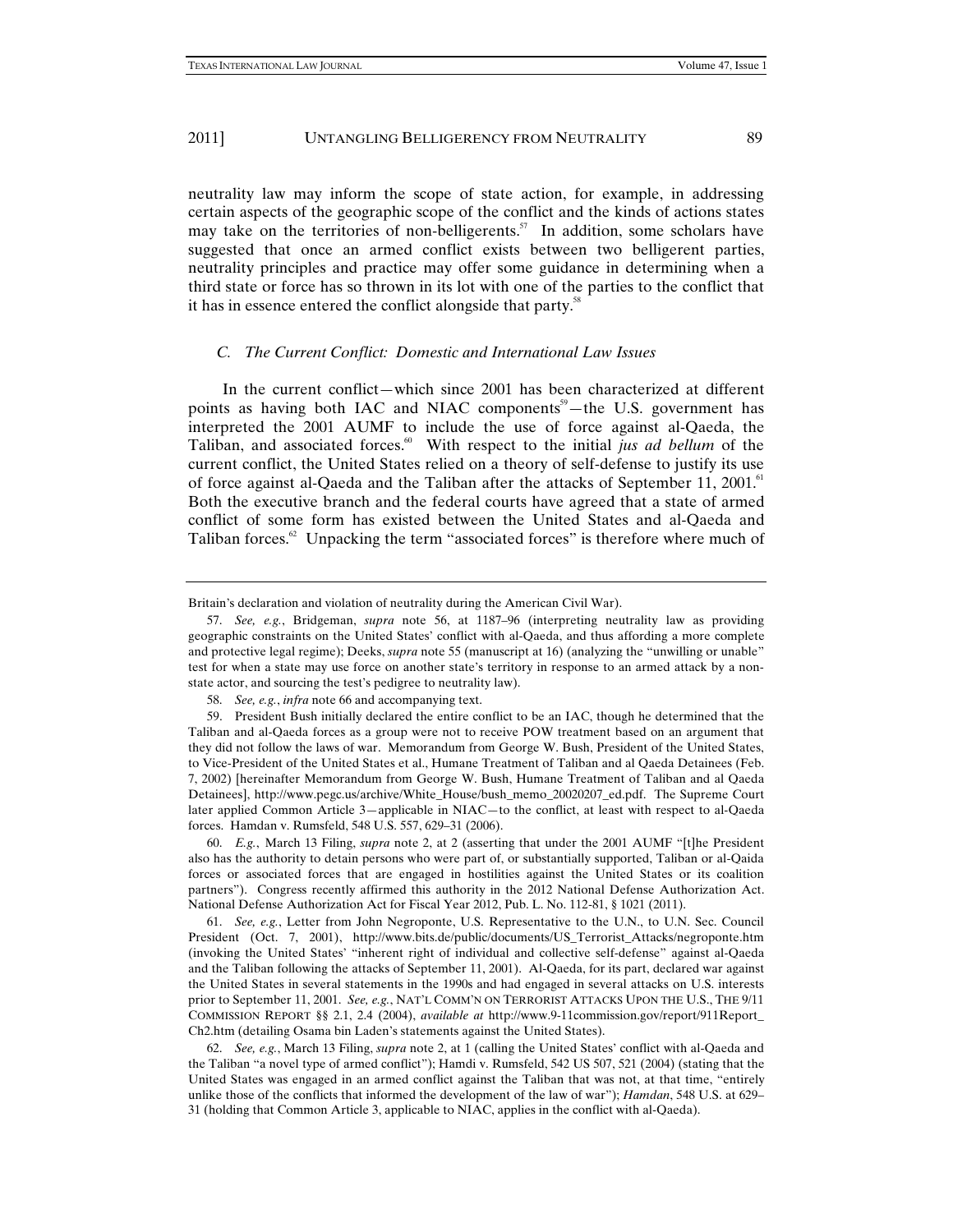neutrality law may inform the scope of state action, for example, in addressing certain aspects of the geographic scope of the conflict and the kinds of actions states may take on the territories of non-belligerents.[57] In addition, some scholars have suggested that once an armed conflict exists between two belligerent parties, neutrality principles and practice may offer some guidance in determining when a third state or force has so thrown in its lot with one of the parties to the conflict that it has in essence entered the conflict alongside that party.[58]

### *C. The Current Conflict: Domestic and International Law Issues*

In the current conflict—which since 2001 has been characterized at different points as having both IAC and NIAC components[59]—the U.S. government has interpreted the 2001 AUMF to include the use of force against al-Qaeda, the Taliban, and associated forces.[60] With respect to the initial *jus ad bellum* of the current conflict, the United States relied on a theory of self-defense to justify its use of force against al-Qaeda and the Taliban after the attacks of September 11, 2001.[61] Both the executive branch and the federal courts have agreed that a state of armed conflict of some form has existed between the United States and al-Qaeda and Taliban forces.[62] Unpacking the term "associated forces" is therefore where much of

---

Britain's declaration and violation of neutrality during the American Civil War).

57. *See, e.g.*, Bridgeman, *supra* note 56, at 1187–96 (interpreting neutrality law as providing geographic constraints on the United States' conflict with al-Qaeda, and thus affording a more complete and protective legal regime); Deeks, *supra* note 55 (manuscript at 16) (analyzing the "unwilling or unable" test for when a state may use force on another state's territory in response to an armed attack by a non-state actor, and sourcing the test's pedigree to neutrality law).

58. *See, e.g.*, *infra* note 66 and accompanying text.

59. President Bush initially declared the entire conflict to be an IAC, though he determined that the Taliban and al-Qaeda forces as a group were not to receive POW treatment based on an argument that they did not follow the laws of war. Memorandum from George W. Bush, President of the United States, to Vice-President of the United States et al., Humane Treatment of Taliban and al Qaeda Detainees (Feb. 7, 2002) [hereinafter Memorandum from George W. Bush, Humane Treatment of Taliban and al Qaeda Detainees], http://www.pegc.us/archive/White_House/bush_memo_20020207_ed.pdf. The Supreme Court later applied Common Article 3—applicable in NIAC—to the conflict, at least with respect to al-Qaeda forces. Hamdan v. Rumsfeld, 548 U.S. 557, 629–31 (2006).

60. *E.g.*, March 13 Filing, *supra* note 2, at 2 (asserting that under the 2001 AUMF "[t]he President also has the authority to detain persons who were part of, or substantially supported, Taliban or al-Qaida forces or associated forces that are engaged in hostilities against the United States or its coalition partners"). Congress recently affirmed this authority in the 2012 National Defense Authorization Act. National Defense Authorization Act for Fiscal Year 2012, Pub. L. No. 112-81, § 1021 (2011).

61. *See, e.g.*, Letter from John Negroponte, U.S. Representative to the U.N., to U.N. Sec. Council President (Oct. 7, 2001), http://www.bits.de/public/documents/US_Terrorist_Attacks/negroponte.htm (invoking the United States' "inherent right of individual and collective self-defense" against al-Qaeda and the Taliban following the attacks of September 11, 2001). Al-Qaeda, for its part, declared war against the United States in several statements in the 1990s and had engaged in several attacks on U.S. interests prior to September 11, 2001. *See, e.g.*, NAT'L COMM'N ON TERRORIST ATTACKS UPON THE U.S., THE 9/11 COMMISSION REPORT §§ 2.1, 2.4 (2004), *available at* http://www.9-11commission.gov/report/911Report_Ch2.htm (detailing Osama bin Laden's statements against the United States).

62. *See, e.g.*, March 13 Filing, *supra* note 2, at 1 (calling the United States' conflict with al-Qaeda and the Taliban "a novel type of armed conflict"); Hamdi v. Rumsfeld, 542 US 507, 521 (2004) (stating that the United States was engaged in an armed conflict against the Taliban that was not, at that time, "entirely unlike those of the conflicts that informed the development of the law of war"); *Hamdan*, 548 U.S. at 629–31 (holding that Common Article 3, applicable to NIAC, applies in the conflict with al-Qaeda).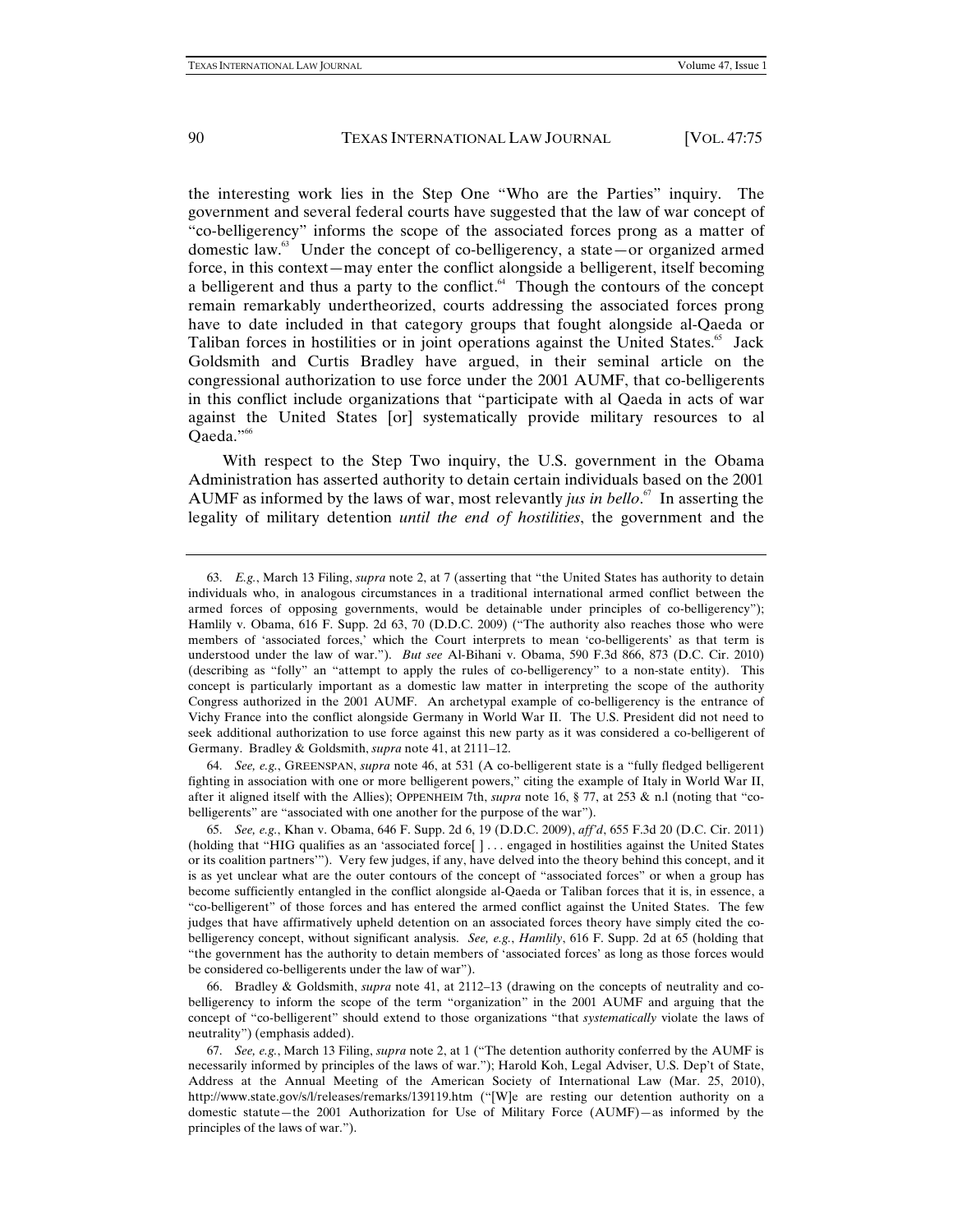the interesting work lies in the Step One "Who are the Parties" inquiry. The government and several federal courts have suggested that the law of war concept of "co-belligerency" informs the scope of the associated forces prong as a matter of domestic law.[63] Under the concept of co-belligerency, a state—or organized armed force, in this context—may enter the conflict alongside a belligerent, itself becoming a belligerent and thus a party to the conflict.[64] Though the contours of the concept remain remarkably undertheorized, courts addressing the associated forces prong have to date included in that category groups that fought alongside al-Qaeda or Taliban forces in hostilities or in joint operations against the United States.[65] Jack Goldsmith and Curtis Bradley have argued, in their seminal article on the congressional authorization to use force under the 2001 AUMF, that co-belligerents in this conflict include organizations that "participate with al Qaeda in acts of war against the United States [or] systematically provide military resources to al Qaeda."[66]

With respect to the Step Two inquiry, the U.S. government in the Obama Administration has asserted authority to detain certain individuals based on the 2001 AUMF as informed by the laws of war, most relevantly *jus in bello*.[67] In asserting the legality of military detention *until the end of hostilities*, the government and the

---

63. *E.g.*, March 13 Filing, *supra* note 2, at 7 (asserting that "the United States has authority to detain individuals who, in analogous circumstances in a traditional international armed conflict between the armed forces of opposing governments, would be detainable under principles of co-belligerency"); Hamlily v. Obama, 616 F. Supp. 2d 63, 70 (D.D.C. 2009) ("The authority also reaches those who were members of 'associated forces,' which the Court interprets to mean 'co-belligerents' as that term is understood under the law of war."). *But see* Al-Bihani v. Obama, 590 F.3d 866, 873 (D.C. Cir. 2010) (describing as "folly" an "attempt to apply the rules of co-belligerency" to a non-state entity). This concept is particularly important as a domestic law matter in interpreting the scope of the authority Congress authorized in the 2001 AUMF. An archetypal example of co-belligerency is the entrance of Vichy France into the conflict alongside Germany in World War II. The U.S. President did not need to seek additional authorization to use force against this new party as it was considered a co-belligerent of Germany. Bradley & Goldsmith, *supra* note 41, at 2111–12.

64. *See, e.g.*, GREENSPAN, *supra* note 46, at 531 (A co-belligerent state is a "fully fledged belligerent fighting in association with one or more belligerent powers," citing the example of Italy in World War II, after it aligned itself with the Allies); OPPENHEIM 7th, *supra* note 16, § 77, at 253 & n.l (noting that "co-belligerents" are "associated with one another for the purpose of the war").

65. *See, e.g.*, Khan v. Obama, 646 F. Supp. 2d 6, 19 (D.D.C. 2009), *aff'd*, 655 F.3d 20 (D.C. Cir. 2011) (holding that "HIG qualifies as an 'associated force[ ] . . . engaged in hostilities against the United States or its coalition partners'"). Very few judges, if any, have delved into the theory behind this concept, and it is as yet unclear what are the outer contours of the concept of "associated forces" or when a group has become sufficiently entangled in the conflict alongside al-Qaeda or Taliban forces that it is, in essence, a "co-belligerent" of those forces and has entered the armed conflict against the United States. The few judges that have affirmatively upheld detention on an associated forces theory have simply cited the co-belligerency concept, without significant analysis. *See, e.g.*, *Hamlily*, 616 F. Supp. 2d at 65 (holding that "the government has the authority to detain members of 'associated forces' as long as those forces would be considered co-belligerents under the law of war").

66. Bradley & Goldsmith, *supra* note 41, at 2112–13 (drawing on the concepts of neutrality and co-belligerency to inform the scope of the term "organization" in the 2001 AUMF and arguing that the concept of "co-belligerent" should extend to those organizations "that *systematically* violate the laws of neutrality") (emphasis added).

67. *See, e.g.*, March 13 Filing, *supra* note 2, at 1 ("The detention authority conferred by the AUMF is necessarily informed by principles of the laws of war."); Harold Koh, Legal Adviser, U.S. Dep't of State, Address at the Annual Meeting of the American Society of International Law (Mar. 25, 2010), http://www.state.gov/s/l/releases/remarks/139119.htm ("[W]e are resting our detention authority on a domestic statute—the 2001 Authorization for Use of Military Force (AUMF)—as informed by the principles of the laws of war.").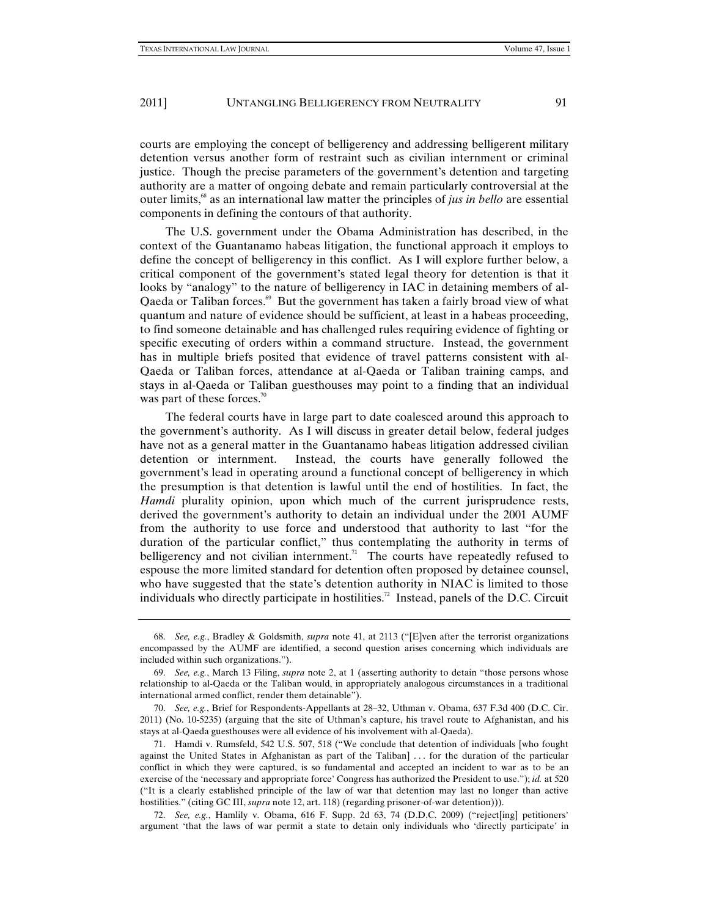courts are employing the concept of belligerency and addressing belligerent military detention versus another form of restraint such as civilian internment or criminal justice. Though the precise parameters of the government's detention and targeting authority are a matter of ongoing debate and remain particularly controversial at the outer limits,[68] as an international law matter the principles of *jus in bello* are essential components in defining the contours of that authority.

The U.S. government under the Obama Administration has described, in the context of the Guantanamo habeas litigation, the functional approach it employs to define the concept of belligerency in this conflict. As I will explore further below, a critical component of the government's stated legal theory for detention is that it looks by "analogy" to the nature of belligerency in IAC in detaining members of al-Qaeda or Taliban forces.[69] But the government has taken a fairly broad view of what quantum and nature of evidence should be sufficient, at least in a habeas proceeding, to find someone detainable and has challenged rules requiring evidence of fighting or specific executing of orders within a command structure. Instead, the government has in multiple briefs posited that evidence of travel patterns consistent with al-Qaeda or Taliban forces, attendance at al-Qaeda or Taliban training camps, and stays in al-Qaeda or Taliban guesthouses may point to a finding that an individual was part of these forces.[70]

The federal courts have in large part to date coalesced around this approach to the government's authority. As I will discuss in greater detail below, federal judges have not as a general matter in the Guantanamo habeas litigation addressed civilian detention or internment. Instead, the courts have generally followed the government's lead in operating around a functional concept of belligerency in which the presumption is that detention is lawful until the end of hostilities. In fact, the *Hamdi* plurality opinion, upon which much of the current jurisprudence rests, derived the government's authority to detain an individual under the 2001 AUMF from the authority to use force and understood that authority to last "for the duration of the particular conflict," thus contemplating the authority in terms of belligerency and not civilian internment.[71] The courts have repeatedly refused to espouse the more limited standard for detention often proposed by detainee counsel, who have suggested that the state's detention authority in NIAC is limited to those individuals who directly participate in hostilities.[72] Instead, panels of the D.C. Circuit

---

68. *See, e.g.*, Bradley & Goldsmith, *supra* note 41, at 2113 ("[E]ven after the terrorist organizations encompassed by the AUMF are identified, a second question arises concerning which individuals are included within such organizations.").

69. *See, e.g.*, March 13 Filing, *supra* note 2, at 1 (asserting authority to detain "those persons whose relationship to al-Qaeda or the Taliban would, in appropriately analogous circumstances in a traditional international armed conflict, render them detainable").

70. *See, e.g.*, Brief for Respondents-Appellants at 28–32, Uthman v. Obama, 637 F.3d 400 (D.C. Cir. 2011) (No. 10-5235) (arguing that the site of Uthman's capture, his travel route to Afghanistan, and his stays at al-Qaeda guesthouses were all evidence of his involvement with al-Qaeda).

71. Hamdi v. Rumsfeld, 542 U.S. 507, 518 ("We conclude that detention of individuals [who fought against the United States in Afghanistan as part of the Taliban] . . . for the duration of the particular conflict in which they were captured, is so fundamental and accepted an incident to war as to be an exercise of the 'necessary and appropriate force' Congress has authorized the President to use."); *id.* at 520 ("It is a clearly established principle of the law of war that detention may last no longer than active hostilities." (citing GC III, *supra* note 12, art. 118) (regarding prisoner-of-war detention))).

72. *See, e.g.*, Hamlily v. Obama, 616 F. Supp. 2d 63, 74 (D.D.C. 2009) ("reject[ing] petitioners' argument 'that the laws of war permit a state to detain only individuals who 'directly participate' in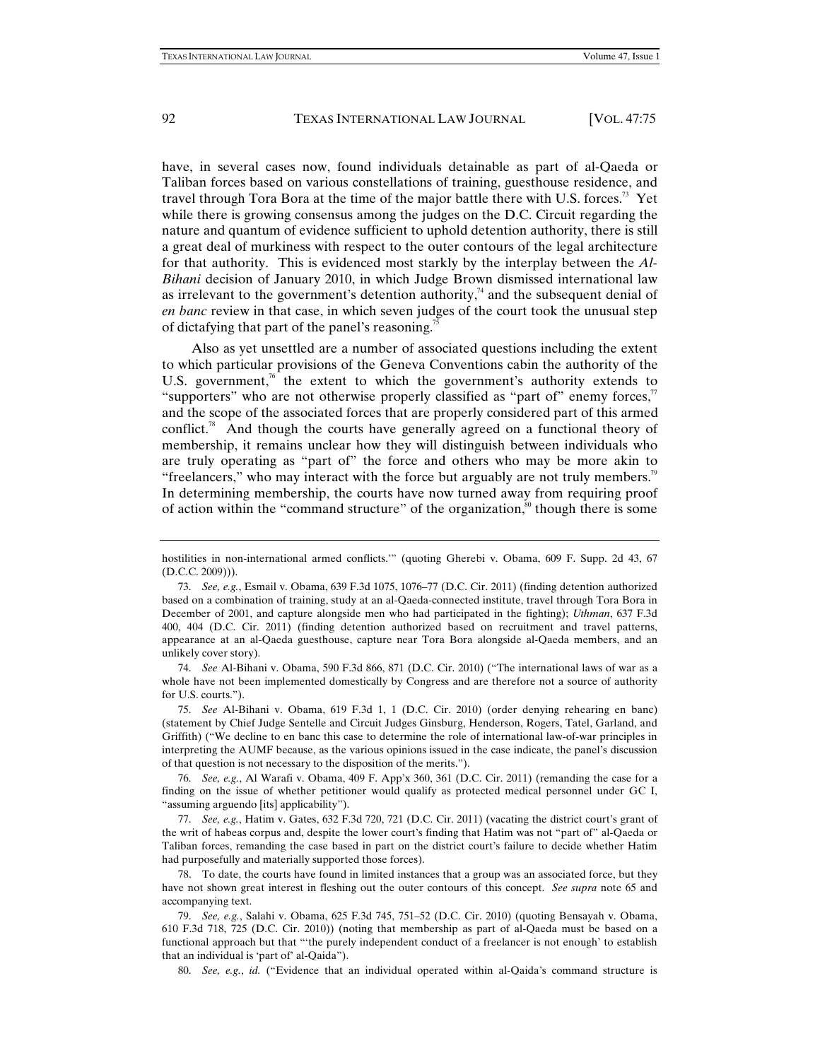have, in several cases now, found individuals detainable as part of al-Qaeda or Taliban forces based on various constellations of training, guesthouse residence, and travel through Tora Bora at the time of the major battle there with U.S. forces.[73] Yet while there is growing consensus among the judges on the D.C. Circuit regarding the nature and quantum of evidence sufficient to uphold detention authority, there is still a great deal of murkiness with respect to the outer contours of the legal architecture for that authority. This is evidenced most starkly by the interplay between the *Al-Bihani* decision of January 2010, in which Judge Brown dismissed international law as irrelevant to the government's detention authority,[74] and the subsequent denial of *en banc* review in that case, in which seven judges of the court took the unusual step of dictafying that part of the panel's reasoning.[75]

Also as yet unsettled are a number of associated questions including the extent to which particular provisions of the Geneva Conventions cabin the authority of the U.S. government,[76] the extent to which the government's authority extends to "supporters" who are not otherwise properly classified as "part of" enemy forces,[77] and the scope of the associated forces that are properly considered part of this armed conflict.[78] And though the courts have generally agreed on a functional theory of membership, it remains unclear how they will distinguish between individuals who are truly operating as "part of" the force and others who may be more akin to "freelancers," who may interact with the force but arguably are not truly members.[79] In determining membership, the courts have now turned away from requiring proof of action within the "command structure" of the organization,[80] though there is some

---

hostilities in non-international armed conflicts.'" (quoting Gherebi v. Obama, 609 F. Supp. 2d 43, 67 (D.C.C. 2009))).

73. *See, e.g.*, Esmail v. Obama, 639 F.3d 1075, 1076–77 (D.C. Cir. 2011) (finding detention authorized based on a combination of training, study at an al-Qaeda-connected institute, travel through Tora Bora in December of 2001, and capture alongside men who had participated in the fighting); *Uthman*, 637 F.3d 400, 404 (D.C. Cir. 2011) (finding detention authorized based on recruitment and travel patterns, appearance at an al-Qaeda guesthouse, capture near Tora Bora alongside al-Qaeda members, and an unlikely cover story).

74. *See* Al-Bihani v. Obama, 590 F.3d 866, 871 (D.C. Cir. 2010) ("The international laws of war as a whole have not been implemented domestically by Congress and are therefore not a source of authority for U.S. courts.").

75. *See* Al-Bihani v. Obama, 619 F.3d 1, 1 (D.C. Cir. 2010) (order denying rehearing en banc) (statement by Chief Judge Sentelle and Circuit Judges Ginsburg, Henderson, Rogers, Tatel, Garland, and Griffith) ("We decline to en banc this case to determine the role of international law-of-war principles in interpreting the AUMF because, as the various opinions issued in the case indicate, the panel's discussion of that question is not necessary to the disposition of the merits.").

76. *See, e.g.*, Al Warafi v. Obama, 409 F. App'x 360, 361 (D.C. Cir. 2011) (remanding the case for a finding on the issue of whether petitioner would qualify as protected medical personnel under GC I, "assuming arguendo [its] applicability").

77. *See, e.g.*, Hatim v. Gates, 632 F.3d 720, 721 (D.C. Cir. 2011) (vacating the district court's grant of the writ of habeas corpus and, despite the lower court's finding that Hatim was not "part of" al-Qaeda or Taliban forces, remanding the case based in part on the district court's failure to decide whether Hatim had purposefully and materially supported those forces).

78. To date, the courts have found in limited instances that a group was an associated force, but they have not shown great interest in fleshing out the outer contours of this concept. *See supra* note 65 and accompanying text.

79. *See, e.g.*, Salahi v. Obama, 625 F.3d 745, 751–52 (D.C. Cir. 2010) (quoting Bensayah v. Obama, 610 F.3d 718, 725 (D.C. Cir. 2010)) (noting that membership as part of al-Qaeda must be based on a functional approach but that "'the purely independent conduct of a freelancer is not enough' to establish that an individual is 'part of' al-Qaida").

80. *See, e.g.*, *id.* ("Evidence that an individual operated within al-Qaida's command structure is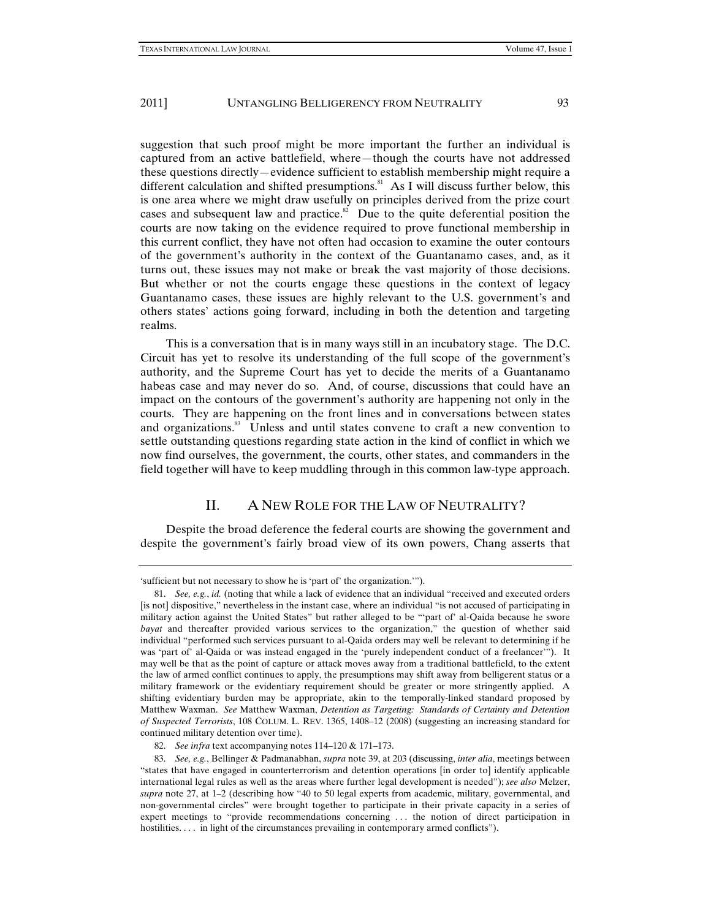suggestion that such proof might be more important the further an individual is captured from an active battlefield, where—though the courts have not addressed these questions directly—evidence sufficient to establish membership might require a different calculation and shifted presumptions.[81] As I will discuss further below, this is one area where we might draw usefully on principles derived from the prize court cases and subsequent law and practice.[82] Due to the quite deferential position the courts are now taking on the evidence required to prove functional membership in this current conflict, they have not often had occasion to examine the outer contours of the government's authority in the context of the Guantanamo cases, and, as it turns out, these issues may not make or break the vast majority of those decisions. But whether or not the courts engage these questions in the context of legacy Guantanamo cases, these issues are highly relevant to the U.S. government's and others states' actions going forward, including in both the detention and targeting realms.

This is a conversation that is in many ways still in an incubatory stage. The D.C. Circuit has yet to resolve its understanding of the full scope of the government's authority, and the Supreme Court has yet to decide the merits of a Guantanamo habeas case and may never do so. And, of course, discussions that could have an impact on the contours of the government's authority are happening not only in the courts. They are happening on the front lines and in conversations between states and organizations.[83] Unless and until states convene to craft a new convention to settle outstanding questions regarding state action in the kind of conflict in which we now find ourselves, the government, the courts, other states, and commanders in the field together will have to keep muddling through in this common law-type approach.

## II. A NEW ROLE FOR THE LAW OF NEUTRALITY?

Despite the broad deference the federal courts are showing the government and despite the government's fairly broad view of its own powers, Chang asserts that

---

'sufficient but not necessary to show he is 'part of' the organization.'").

81. *See, e.g.*, *id.* (noting that while a lack of evidence that an individual "received and executed orders [is not] dispositive," nevertheless in the instant case, where an individual "is not accused of participating in military action against the United States" but rather alleged to be "'part of' al-Qaida because he swore *bayat* and thereafter provided various services to the organization," the question of whether said individual "performed such services pursuant to al-Qaida orders may well be relevant to determining if he was 'part of' al-Qaida or was instead engaged in the 'purely independent conduct of a freelancer'"). It may well be that as the point of capture or attack moves away from a traditional battlefield, to the extent the law of armed conflict continues to apply, the presumptions may shift away from belligerent status or a military framework or the evidentiary requirement should be greater or more stringently applied. A shifting evidentiary burden may be appropriate, akin to the temporally-linked standard proposed by Matthew Waxman. *See* Matthew Waxman, *Detention as Targeting: Standards of Certainty and Detention of Suspected Terrorists*, 108 COLUM. L. REV. 1365, 1408–12 (2008) (suggesting an increasing standard for continued military detention over time).

82. *See infra* text accompanying notes 114–120 & 171–173.

83. *See, e.g.*, Bellinger & Padmanabhan, *supra* note 39, at 203 (discussing, *inter alia*, meetings between "states that have engaged in counterterrorism and detention operations [in order to] identify applicable international legal rules as well as the areas where further legal development is needed"); *see also* Melzer, *supra* note 27, at 1–2 (describing how "40 to 50 legal experts from academic, military, governmental, and non-governmental circles" were brought together to participate in their private capacity in a series of expert meetings to "provide recommendations concerning . . . the notion of direct participation in hostilities. . . . in light of the circumstances prevailing in contemporary armed conflicts").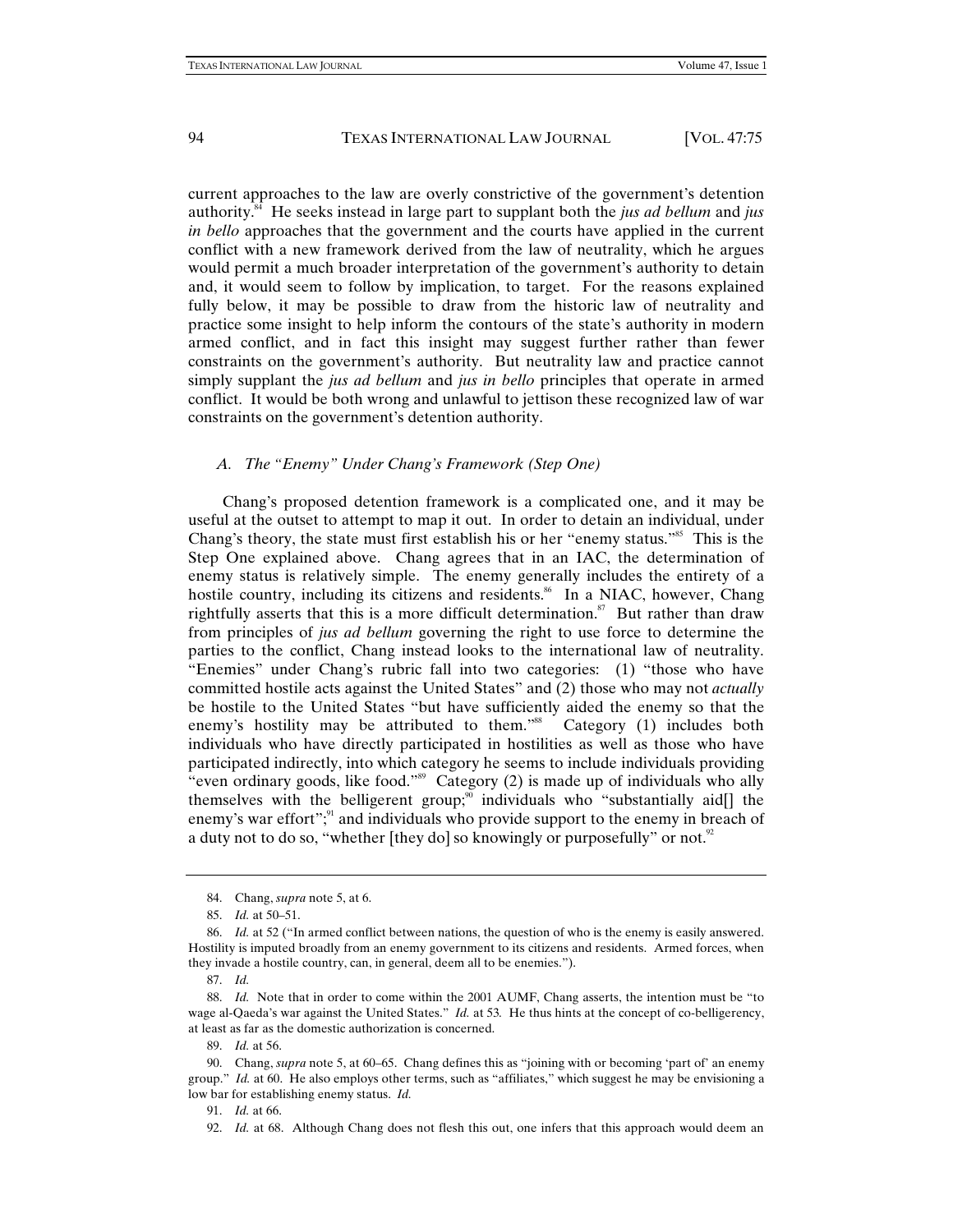current approaches to the law are overly constrictive of the government's detention authority.[84] He seeks instead in large part to supplant both the *jus ad bellum* and *jus in bello* approaches that the government and the courts have applied in the current conflict with a new framework derived from the law of neutrality, which he argues would permit a much broader interpretation of the government's authority to detain and, it would seem to follow by implication, to target. For the reasons explained fully below, it may be possible to draw from the historic law of neutrality and practice some insight to help inform the contours of the state's authority in modern armed conflict, and in fact this insight may suggest further rather than fewer constraints on the government's authority. But neutrality law and practice cannot simply supplant the *jus ad bellum* and *jus in bello* principles that operate in armed conflict. It would be both wrong and unlawful to jettison these recognized law of war constraints on the government's detention authority.

### *A. The "Enemy" Under Chang's Framework (Step One)*

Chang's proposed detention framework is a complicated one, and it may be useful at the outset to attempt to map it out. In order to detain an individual, under Chang's theory, the state must first establish his or her "enemy status."[85] This is the Step One explained above. Chang agrees that in an IAC, the determination of enemy status is relatively simple. The enemy generally includes the entirety of a hostile country, including its citizens and residents.[86] In a NIAC, however, Chang rightfully asserts that this is a more difficult determination.[87] But rather than draw from principles of *jus ad bellum* governing the right to use force to determine the parties to the conflict, Chang instead looks to the international law of neutrality. "Enemies" under Chang's rubric fall into two categories: (1) "those who have committed hostile acts against the United States" and (2) those who may not *actually* be hostile to the United States "but have sufficiently aided the enemy so that the enemy's hostility may be attributed to them."[88] Category (1) includes both individuals who have directly participated in hostilities as well as those who have participated indirectly, into which category he seems to include individuals providing "even ordinary goods, like food."[89] Category (2) is made up of individuals who ally themselves with the belligerent group;[90] individuals who "substantially aid[] the enemy's war effort";[91] and individuals who provide support to the enemy in breach of a duty not to do so, "whether [they do] so knowingly or purposefully" or not.[92]

---

84. Chang, *supra* note 5, at 6.

85. *Id.* at 50–51.

86. *Id.* at 52 ("In armed conflict between nations, the question of who is the enemy is easily answered. Hostility is imputed broadly from an enemy government to its citizens and residents. Armed forces, when they invade a hostile country, can, in general, deem all to be enemies.").

87. *Id.*

88. *Id.* Note that in order to come within the 2001 AUMF, Chang asserts, the intention must be "to wage al-Qaeda's war against the United States." *Id.* at 53*.* He thus hints at the concept of co-belligerency, at least as far as the domestic authorization is concerned.

89. *Id.* at 56.

90. Chang, *supra* note 5, at 60–65. Chang defines this as "joining with or becoming 'part of' an enemy group." *Id.* at 60. He also employs other terms, such as "affiliates," which suggest he may be envisioning a low bar for establishing enemy status. *Id.*

91. *Id.* at 66.

92. *Id.* at 68. Although Chang does not flesh this out, one infers that this approach would deem an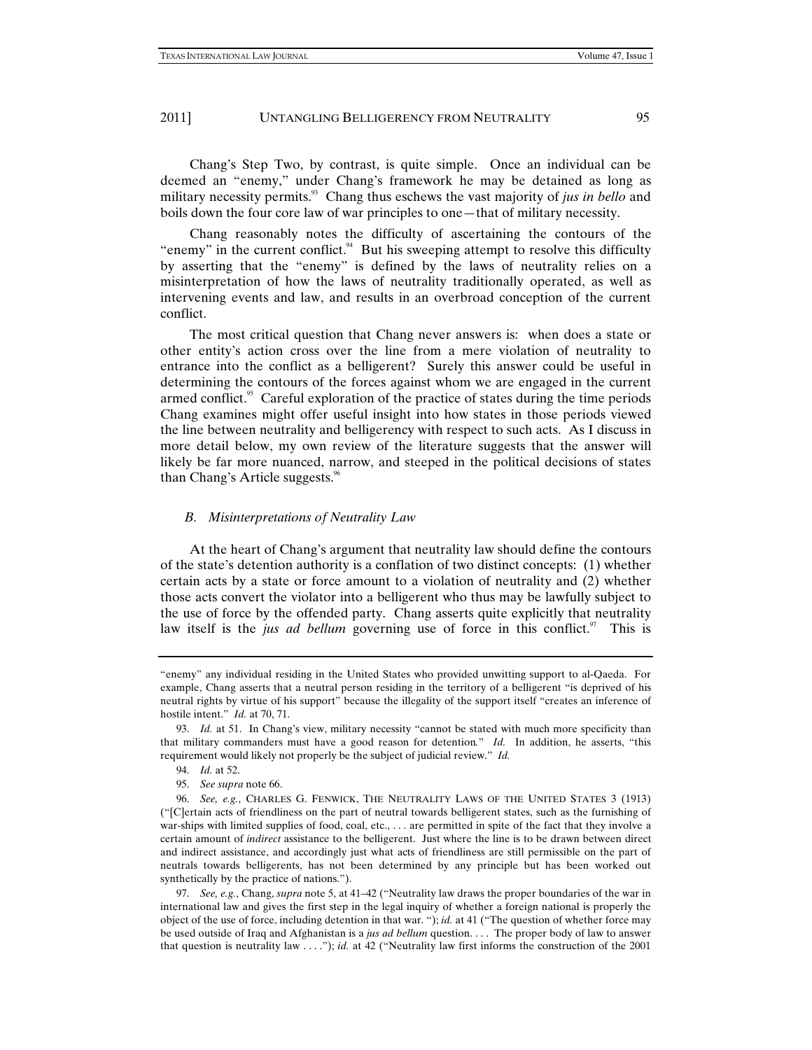Chang's Step Two, by contrast, is quite simple. Once an individual can be deemed an "enemy," under Chang's framework he may be detained as long as military necessity permits.[93] Chang thus eschews the vast majority of *jus in bello* and boils down the four core law of war principles to one—that of military necessity.

Chang reasonably notes the difficulty of ascertaining the contours of the "enemy" in the current conflict.[94] But his sweeping attempt to resolve this difficulty by asserting that the "enemy" is defined by the laws of neutrality relies on a misinterpretation of how the laws of neutrality traditionally operated, as well as intervening events and law, and results in an overbroad conception of the current conflict.

The most critical question that Chang never answers is: when does a state or other entity's action cross over the line from a mere violation of neutrality to entrance into the conflict as a belligerent? Surely this answer could be useful in determining the contours of the forces against whom we are engaged in the current armed conflict.[95] Careful exploration of the practice of states during the time periods Chang examines might offer useful insight into how states in those periods viewed the line between neutrality and belligerency with respect to such acts. As I discuss in more detail below, my own review of the literature suggests that the answer will likely be far more nuanced, narrow, and steeped in the political decisions of states than Chang's Article suggests.[96]

### *B. Misinterpretations of Neutrality Law*

At the heart of Chang's argument that neutrality law should define the contours of the state's detention authority is a conflation of two distinct concepts: (1) whether certain acts by a state or force amount to a violation of neutrality and (2) whether those acts convert the violator into a belligerent who thus may be lawfully subject to the use of force by the offended party. Chang asserts quite explicitly that neutrality law itself is the *jus ad bellum* governing use of force in this conflict.[97] This is

---

"enemy" any individual residing in the United States who provided unwitting support to al-Qaeda. For example, Chang asserts that a neutral person residing in the territory of a belligerent "is deprived of his neutral rights by virtue of his support" because the illegality of the support itself "creates an inference of hostile intent." *Id.* at 70, 71.

93. *Id.* at 51. In Chang's view, military necessity "cannot be stated with much more specificity than that military commanders must have a good reason for detention." *Id.* In addition, he asserts, "this requirement would likely not properly be the subject of judicial review." *Id.*

94. *Id.* at 52.

95. *See supra* note 66.

96. *See, e.g.*, CHARLES G. FENWICK, THE NEUTRALITY LAWS OF THE UNITED STATES 3 (1913) ("[C]ertain acts of friendliness on the part of neutral towards belligerent states, such as the furnishing of war-ships with limited supplies of food, coal, etc., . . . are permitted in spite of the fact that they involve a certain amount of *indirect* assistance to the belligerent. Just where the line is to be drawn between direct and indirect assistance, and accordingly just what acts of friendliness are still permissible on the part of neutrals towards belligerents, has not been determined by any principle but has been worked out synthetically by the practice of nations.").

97. *See, e.g.*, Chang, *supra* note 5, at 41–42 ("Neutrality law draws the proper boundaries of the war in international law and gives the first step in the legal inquiry of whether a foreign national is properly the object of the use of force, including detention in that war. "); *id.* at 41 ("The question of whether force may be used outside of Iraq and Afghanistan is a *jus ad bellum* question. . . . The proper body of law to answer that question is neutrality law . . . ."); *id.* at 42 ("Neutrality law first informs the construction of the 2001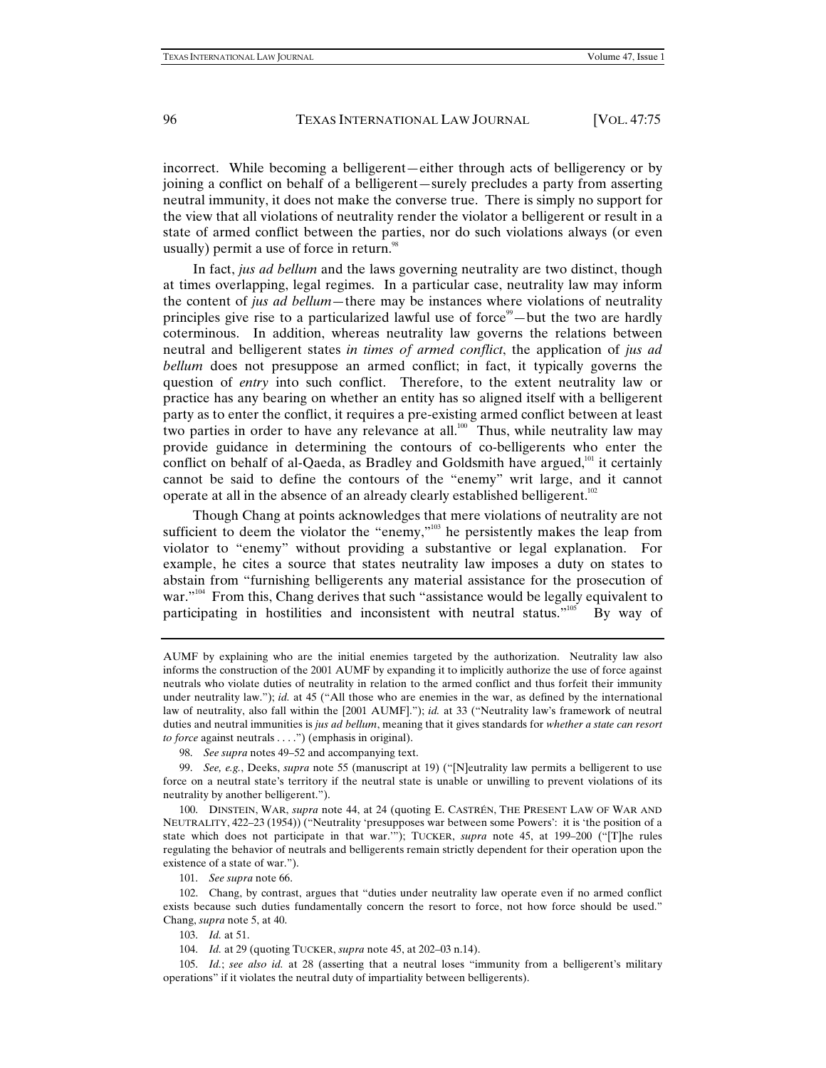incorrect. While becoming a belligerent—either through acts of belligerency or by joining a conflict on behalf of a belligerent—surely precludes a party from asserting neutral immunity, it does not make the converse true. There is simply no support for the view that all violations of neutrality render the violator a belligerent or result in a state of armed conflict between the parties, nor do such violations always (or even usually) permit a use of force in return.[98]

In fact, *jus ad bellum* and the laws governing neutrality are two distinct, though at times overlapping, legal regimes. In a particular case, neutrality law may inform the content of *jus ad bellum*—there may be instances where violations of neutrality principles give rise to a particularized lawful use of force[99]—but the two are hardly coterminous. In addition, whereas neutrality law governs the relations between neutral and belligerent states *in times of armed conflict*, the application of *jus ad bellum* does not presuppose an armed conflict; in fact, it typically governs the question of *entry* into such conflict. Therefore, to the extent neutrality law or practice has any bearing on whether an entity has so aligned itself with a belligerent party as to enter the conflict, it requires a pre-existing armed conflict between at least two parties in order to have any relevance at all.[100] Thus, while neutrality law may provide guidance in determining the contours of co-belligerents who enter the conflict on behalf of al-Qaeda, as Bradley and Goldsmith have argued,[101] it certainly cannot be said to define the contours of the "enemy" writ large, and it cannot operate at all in the absence of an already clearly established belligerent.[102]

Though Chang at points acknowledges that mere violations of neutrality are not sufficient to deem the violator the "enemy,"[103] he persistently makes the leap from violator to "enemy" without providing a substantive or legal explanation. For example, he cites a source that states neutrality law imposes a duty on states to abstain from "furnishing belligerents any material assistance for the prosecution of war."[104] From this, Chang derives that such "assistance would be legally equivalent to participating in hostilities and inconsistent with neutral status."[105] By way of

---

AUMF by explaining who are the initial enemies targeted by the authorization. Neutrality law also informs the construction of the 2001 AUMF by expanding it to implicitly authorize the use of force against neutrals who violate duties of neutrality in relation to the armed conflict and thus forfeit their immunity under neutrality law."); *id.* at 45 ("All those who are enemies in the war, as defined by the international law of neutrality, also fall within the [2001 AUMF]."); *id.* at 33 ("Neutrality law's framework of neutral duties and neutral immunities is *jus ad bellum*, meaning that it gives standards for *whether a state can resort to force* against neutrals . . . .") (emphasis in original).

98. *See supra* notes 49–52 and accompanying text.

99. *See, e.g.*, Deeks, *supra* note 55 (manuscript at 19) ("[N]eutrality law permits a belligerent to use force on a neutral state's territory if the neutral state is unable or unwilling to prevent violations of its neutrality by another belligerent.").

100. DINSTEIN, WAR, *supra* note 44, at 24 (quoting E. CASTRÉN, THE PRESENT LAW OF WAR AND NEUTRALITY, 422–23 (1954)) ("Neutrality 'presupposes war between some Powers': it is 'the position of a state which does not participate in that war.'"); TUCKER, *supra* note 45, at 199–200 ("[T]he rules regulating the behavior of neutrals and belligerents remain strictly dependent for their operation upon the existence of a state of war.").

101. *See supra* note 66.

102. Chang, by contrast, argues that "duties under neutrality law operate even if no armed conflict exists because such duties fundamentally concern the resort to force, not how force should be used." Chang, *supra* note 5, at 40.

103. *Id.* at 51.

104. *Id.* at 29 (quoting TUCKER, *supra* note 45, at 202–03 n.14).

105. *Id.*; *see also id.* at 28 (asserting that a neutral loses "immunity from a belligerent's military operations" if it violates the neutral duty of impartiality between belligerents).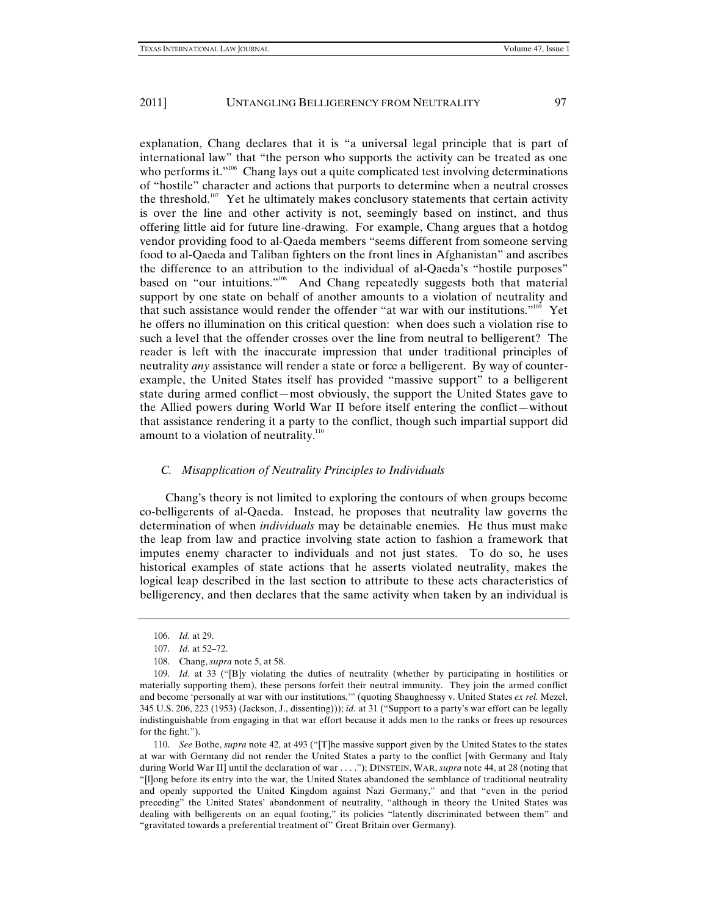explanation, Chang declares that it is "a universal legal principle that is part of international law" that "the person who supports the activity can be treated as one who performs it."[106] Chang lays out a quite complicated test involving determinations of "hostile" character and actions that purports to determine when a neutral crosses the threshold.[107] Yet he ultimately makes conclusory statements that certain activity is over the line and other activity is not, seemingly based on instinct, and thus offering little aid for future line-drawing. For example, Chang argues that a hotdog vendor providing food to al-Qaeda members "seems different from someone serving food to al-Qaeda and Taliban fighters on the front lines in Afghanistan" and ascribes the difference to an attribution to the individual of al-Qaeda's "hostile purposes" based on "our intuitions."[108] And Chang repeatedly suggests both that material support by one state on behalf of another amounts to a violation of neutrality and that such assistance would render the offender "at war with our institutions."[109] Yet he offers no illumination on this critical question: when does such a violation rise to such a level that the offender crosses over the line from neutral to belligerent? The reader is left with the inaccurate impression that under traditional principles of neutrality *any* assistance will render a state or force a belligerent. By way of counter-example, the United States itself has provided "massive support" to a belligerent state during armed conflict—most obviously, the support the United States gave to the Allied powers during World War II before itself entering the conflict—without that assistance rendering it a party to the conflict, though such impartial support did amount to a violation of neutrality.[110]

### *C. Misapplication of Neutrality Principles to Individuals*

Chang's theory is not limited to exploring the contours of when groups become co-belligerents of al-Qaeda. Instead, he proposes that neutrality law governs the determination of when *individuals* may be detainable enemies. He thus must make the leap from law and practice involving state action to fashion a framework that imputes enemy character to individuals and not just states. To do so, he uses historical examples of state actions that he asserts violated neutrality, makes the logical leap described in the last section to attribute to these acts characteristics of belligerency, and then declares that the same activity when taken by an individual is

---

106. *Id.* at 29.

107. *Id.* at 52–72.

108. Chang, *supra* note 5, at 58.

109. *Id.* at 33 ("[B]y violating the duties of neutrality (whether by participating in hostilities or materially supporting them), these persons forfeit their neutral immunity. They join the armed conflict and become 'personally at war with our institutions.'" (quoting Shaughnessy v. United States *ex rel.* Mezel, 345 U.S. 206, 223 (1953) (Jackson, J., dissenting))); *id.* at 31 ("Support to a party's war effort can be legally indistinguishable from engaging in that war effort because it adds men to the ranks or frees up resources for the fight.").

110. *See* Bothe, *supra* note 42, at 493 ("[T]he massive support given by the United States to the states at war with Germany did not render the United States a party to the conflict [with Germany and Italy during World War II] until the declaration of war . . . ."); DINSTEIN, WAR, *supra* note 44, at 28 (noting that "[l]ong before its entry into the war, the United States abandoned the semblance of traditional neutrality and openly supported the United Kingdom against Nazi Germany," and that "even in the period preceding" the United States' abandonment of neutrality, "although in theory the United States was dealing with belligerents on an equal footing," its policies "latently discriminated between them" and "gravitated towards a preferential treatment of" Great Britain over Germany).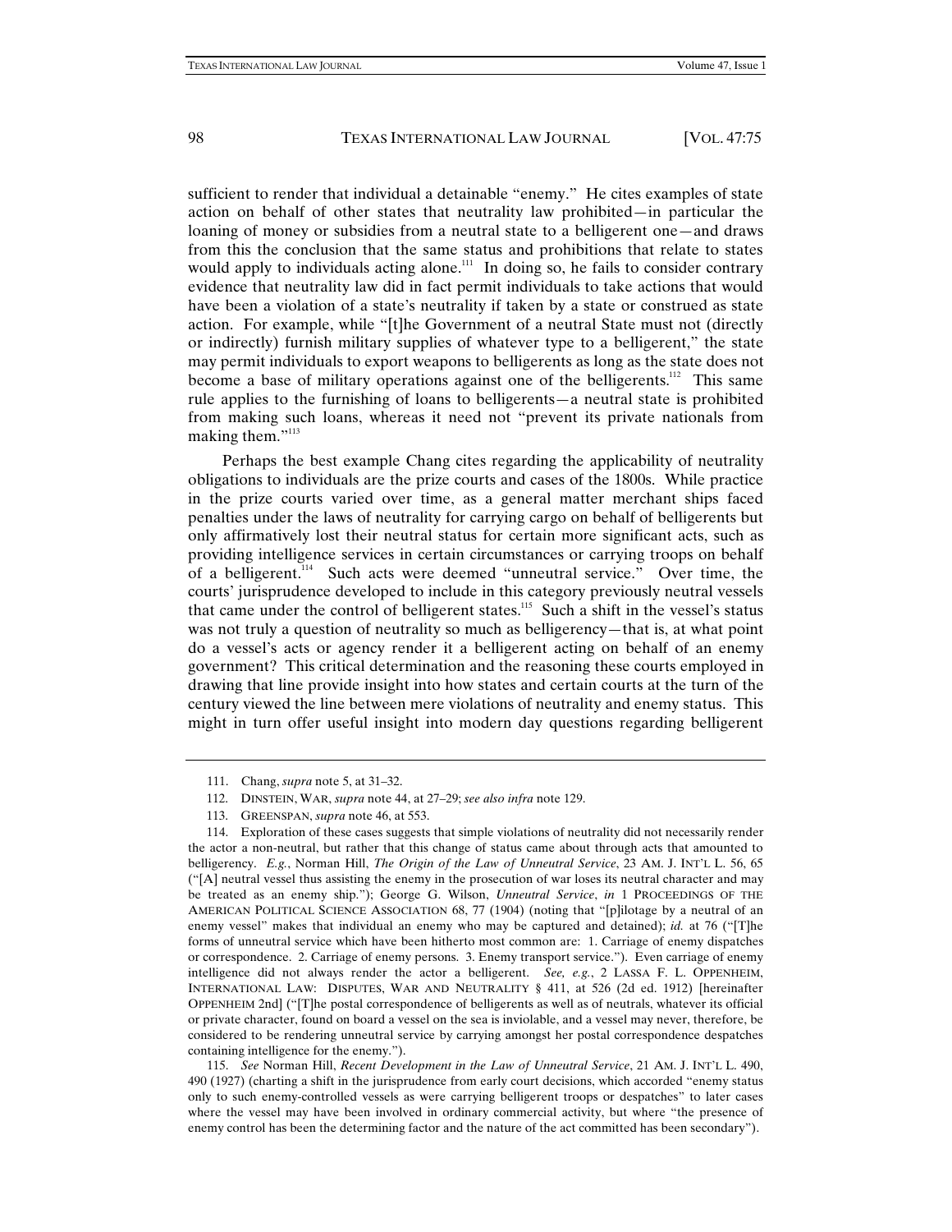sufficient to render that individual a detainable "enemy." He cites examples of state action on behalf of other states that neutrality law prohibited—in particular the loaning of money or subsidies from a neutral state to a belligerent one—and draws from this the conclusion that the same status and prohibitions that relate to states would apply to individuals acting alone.[111] In doing so, he fails to consider contrary evidence that neutrality law did in fact permit individuals to take actions that would have been a violation of a state's neutrality if taken by a state or construed as state action. For example, while "[t]he Government of a neutral State must not (directly or indirectly) furnish military supplies of whatever type to a belligerent," the state may permit individuals to export weapons to belligerents as long as the state does not become a base of military operations against one of the belligerents.[112] This same rule applies to the furnishing of loans to belligerents—a neutral state is prohibited from making such loans, whereas it need not "prevent its private nationals from making them."[113]

Perhaps the best example Chang cites regarding the applicability of neutrality obligations to individuals are the prize courts and cases of the 1800s. While practice in the prize courts varied over time, as a general matter merchant ships faced penalties under the laws of neutrality for carrying cargo on behalf of belligerents but only affirmatively lost their neutral status for certain more significant acts, such as providing intelligence services in certain circumstances or carrying troops on behalf of a belligerent.[114] Such acts were deemed "unneutral service." Over time, the courts' jurisprudence developed to include in this category previously neutral vessels that came under the control of belligerent states.[115] Such a shift in the vessel's status was not truly a question of neutrality so much as belligerency—that is, at what point do a vessel's acts or agency render it a belligerent acting on behalf of an enemy government? This critical determination and the reasoning these courts employed in drawing that line provide insight into how states and certain courts at the turn of the century viewed the line between mere violations of neutrality and enemy status. This might in turn offer useful insight into modern day questions regarding belligerent

---

111. Chang, *supra* note 5, at 31–32.

112. DINSTEIN, WAR, *supra* note 44, at 27–29; *see also infra* note 129.

113. GREENSPAN, *supra* note 46, at 553.

114. Exploration of these cases suggests that simple violations of neutrality did not necessarily render the actor a non-neutral, but rather that this change of status came about through acts that amounted to belligerency. *E.g.*, Norman Hill, *The Origin of the Law of Unneutral Service*, 23 AM. J. INT'L L. 56, 65 ("[A] neutral vessel thus assisting the enemy in the prosecution of war loses its neutral character and may be treated as an enemy ship."); George G. Wilson, *Unneutral Service*, *in* 1 PROCEEDINGS OF THE AMERICAN POLITICAL SCIENCE ASSOCIATION 68, 77 (1904) (noting that "[p]ilotage by a neutral of an enemy vessel" makes that individual an enemy who may be captured and detained); *id.* at 76 ("[T]he forms of unneutral service which have been hitherto most common are: 1. Carriage of enemy dispatches or correspondence. 2. Carriage of enemy persons. 3. Enemy transport service."). Even carriage of enemy intelligence did not always render the actor a belligerent. *See, e.g.*, 2 LASSA F. L. OPPENHEIM, INTERNATIONAL LAW: DISPUTES, WAR AND NEUTRALITY § 411, at 526 (2d ed. 1912) [hereinafter OPPENHEIM 2nd] ("[T]he postal correspondence of belligerents as well as of neutrals, whatever its official or private character, found on board a vessel on the sea is inviolable, and a vessel may never, therefore, be considered to be rendering unneutral service by carrying amongst her postal correspondence despatches containing intelligence for the enemy.").

115. *See* Norman Hill, *Recent Development in the Law of Unneutral Service*, 21 AM. J. INT'L L. 490, 490 (1927) (charting a shift in the jurisprudence from early court decisions, which accorded "enemy status only to such enemy-controlled vessels as were carrying belligerent troops or despatches" to later cases where the vessel may have been involved in ordinary commercial activity, but where "the presence of enemy control has been the determining factor and the nature of the act committed has been secondary").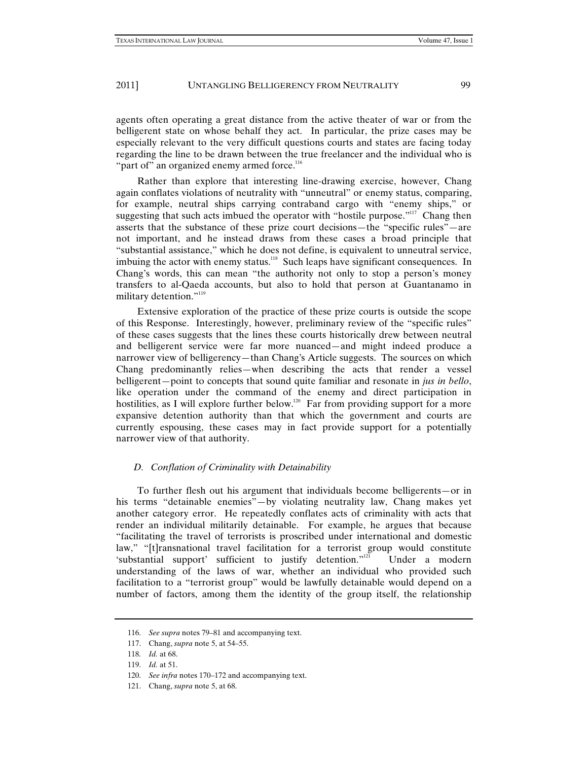agents often operating a great distance from the active theater of war or from the belligerent state on whose behalf they act. In particular, the prize cases may be especially relevant to the very difficult questions courts and states are facing today regarding the line to be drawn between the true freelancer and the individual who is "part of" an organized enemy armed force.[116]

Rather than explore that interesting line-drawing exercise, however, Chang again conflates violations of neutrality with "unneutral" or enemy status, comparing, for example, neutral ships carrying contraband cargo with "enemy ships," or suggesting that such acts imbued the operator with "hostile purpose."[117] Chang then asserts that the substance of these prize court decisions—the "specific rules"—are not important, and he instead draws from these cases a broad principle that "substantial assistance," which he does not define, is equivalent to unneutral service, imbuing the actor with enemy status.[118] Such leaps have significant consequences. In Chang's words, this can mean "the authority not only to stop a person's money transfers to al-Qaeda accounts, but also to hold that person at Guantanamo in military detention."[119]

Extensive exploration of the practice of these prize courts is outside the scope of this Response. Interestingly, however, preliminary review of the "specific rules" of these cases suggests that the lines these courts historically drew between neutral and belligerent service were far more nuanced—and might indeed produce a narrower view of belligerency—than Chang's Article suggests. The sources on which Chang predominantly relies—when describing the acts that render a vessel belligerent—point to concepts that sound quite familiar and resonate in *jus in bello*, like operation under the command of the enemy and direct participation in hostilities, as I will explore further below.[120] Far from providing support for a more expansive detention authority than that which the government and courts are currently espousing, these cases may in fact provide support for a potentially narrower view of that authority.

### *D. Conflation of Criminality with Detainability*

To further flesh out his argument that individuals become belligerents—or in his terms "detainable enemies"—by violating neutrality law, Chang makes yet another category error. He repeatedly conflates acts of criminality with acts that render an individual militarily detainable. For example, he argues that because "facilitating the travel of terrorists is proscribed under international and domestic law," "[t]ransnational travel facilitation for a terrorist group would constitute 'substantial support' sufficient to justify detention."[121] Under a modern understanding of the laws of war, whether an individual who provided such facilitation to a "terrorist group" would be lawfully detainable would depend on a number of factors, among them the identity of the group itself, the relationship

---

116. *See supra* notes 79–81 and accompanying text.

117. Chang, *supra* note 5, at 54–55.

118. *Id.* at 68.

119. *Id.* at 51.

120. *See infra* notes 170–172 and accompanying text.

121. Chang, *supra* note 5, at 68.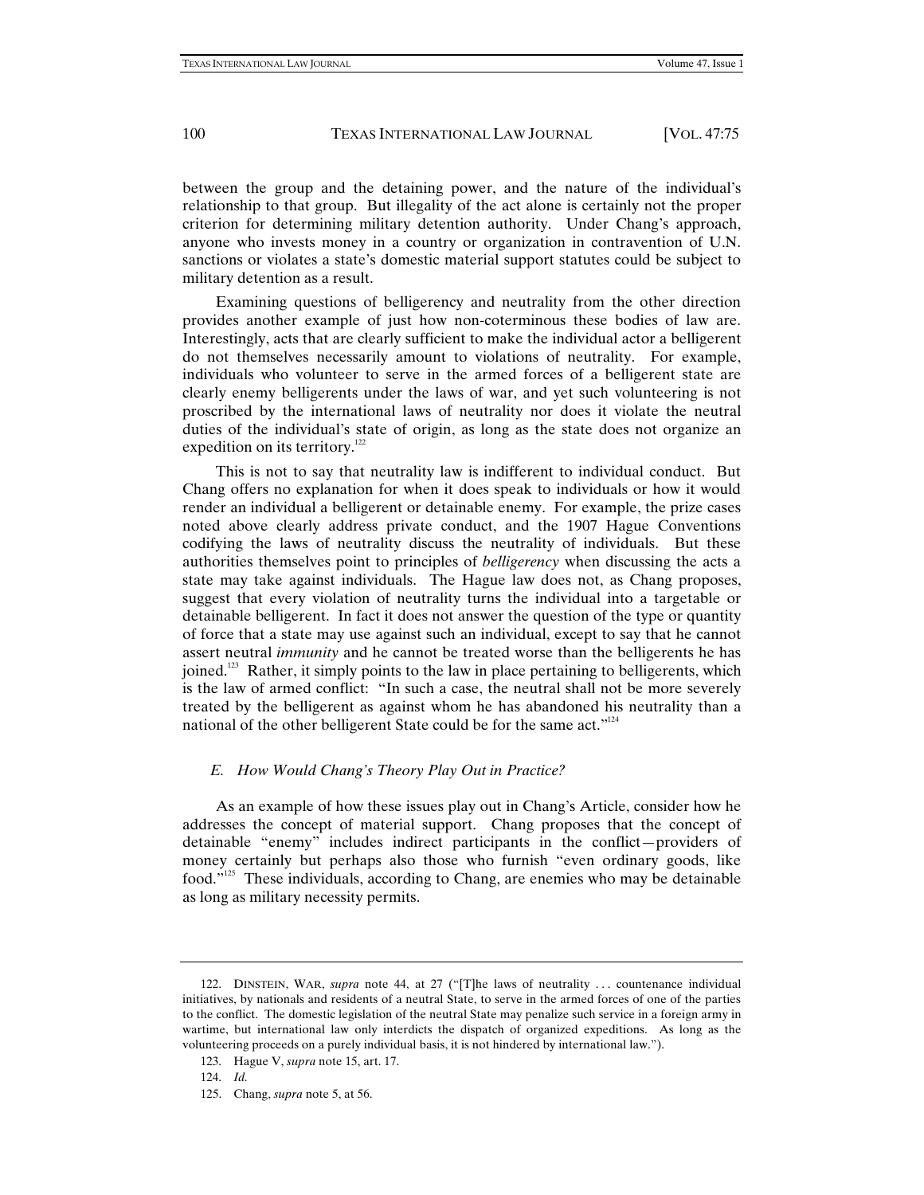between the group and the detaining power, and the nature of the individual's relationship to that group. But illegality of the act alone is certainly not the proper criterion for determining military detention authority. Under Chang's approach, anyone who invests money in a country or organization in contravention of U.N. sanctions or violates a state's domestic material support statutes could be subject to military detention as a result.

Examining questions of belligerency and neutrality from the other direction provides another example of just how non-coterminous these bodies of law are. Interestingly, acts that are clearly sufficient to make the individual actor a belligerent do not themselves necessarily amount to violations of neutrality. For example, individuals who volunteer to serve in the armed forces of a belligerent state are clearly enemy belligerents under the laws of war, and yet such volunteering is not proscribed by the international laws of neutrality nor does it violate the neutral duties of the individual's state of origin, as long as the state does not organize an expedition on its territory.[122]

This is not to say that neutrality law is indifferent to individual conduct. But Chang offers no explanation for when it does speak to individuals or how it would render an individual a belligerent or detainable enemy. For example, the prize cases noted above clearly address private conduct, and the 1907 Hague Conventions codifying the laws of neutrality discuss the neutrality of individuals. But these authorities themselves point to principles of *belligerency* when discussing the acts a state may take against individuals. The Hague law does not, as Chang proposes, suggest that every violation of neutrality turns the individual into a targetable or detainable belligerent. In fact it does not answer the question of the type or quantity of force that a state may use against such an individual, except to say that he cannot assert neutral *immunity* and he cannot be treated worse than the belligerents he has joined.[123] Rather, it simply points to the law in place pertaining to belligerents, which is the law of armed conflict: "In such a case, the neutral shall not be more severely treated by the belligerent as against whom he has abandoned his neutrality than a national of the other belligerent State could be for the same act."[124]

### *E. How Would Chang's Theory Play Out in Practice?*

As an example of how these issues play out in Chang's Article, consider how he addresses the concept of material support. Chang proposes that the concept of detainable "enemy" includes indirect participants in the conflict—providers of money certainly but perhaps also those who furnish "even ordinary goods, like food."[125] These individuals, according to Chang, are enemies who may be detainable as long as military necessity permits.

---

122. DINSTEIN, WAR, *supra* note 44, at 27 ("[T]he laws of neutrality . . . countenance individual initiatives, by nationals and residents of a neutral State, to serve in the armed forces of one of the parties to the conflict. The domestic legislation of the neutral State may penalize such service in a foreign army in wartime, but international law only interdicts the dispatch of organized expeditions. As long as the volunteering proceeds on a purely individual basis, it is not hindered by international law.").

123. Hague V, *supra* note 15, art. 17.

124. *Id.*

125. Chang, *supra* note 5, at 56.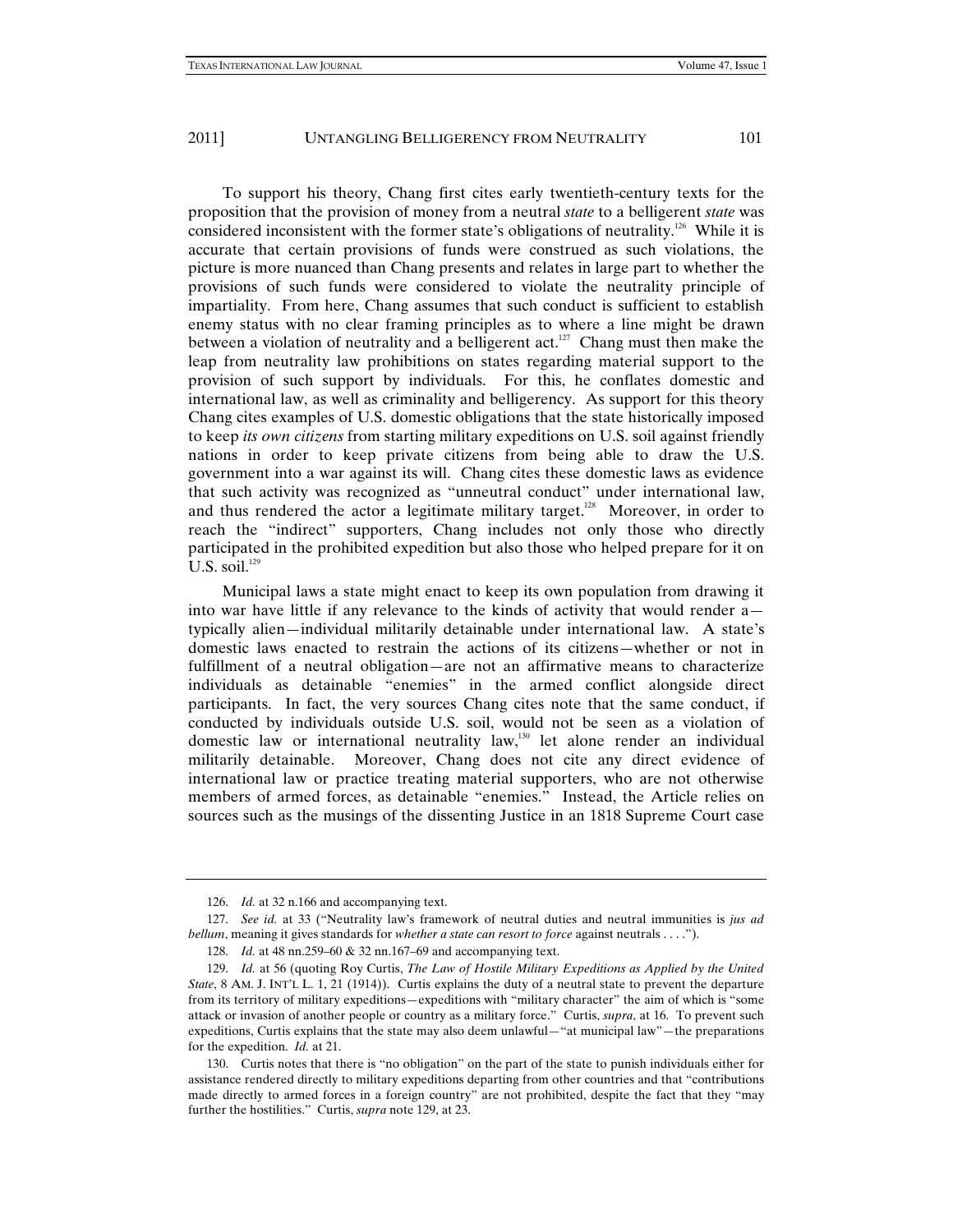To support his theory, Chang first cites early twentieth-century texts for the proposition that the provision of money from a neutral *state* to a belligerent *state* was considered inconsistent with the former state's obligations of neutrality.[126] While it is accurate that certain provisions of funds were construed as such violations, the picture is more nuanced than Chang presents and relates in large part to whether the provisions of such funds were considered to violate the neutrality principle of impartiality. From here, Chang assumes that such conduct is sufficient to establish enemy status with no clear framing principles as to where a line might be drawn between a violation of neutrality and a belligerent act.[127] Chang must then make the leap from neutrality law prohibitions on states regarding material support to the provision of such support by individuals. For this, he conflates domestic and international law, as well as criminality and belligerency. As support for this theory Chang cites examples of U.S. domestic obligations that the state historically imposed to keep *its own citizens* from starting military expeditions on U.S. soil against friendly nations in order to keep private citizens from being able to draw the U.S. government into a war against its will. Chang cites these domestic laws as evidence that such activity was recognized as "unneutral conduct" under international law, and thus rendered the actor a legitimate military target.[128] Moreover, in order to reach the "indirect" supporters, Chang includes not only those who directly participated in the prohibited expedition but also those who helped prepare for it on U.S. soil.[129]

Municipal laws a state might enact to keep its own population from drawing it into war have little if any relevance to the kinds of activity that would render a—typically alien—individual militarily detainable under international law. A state's domestic laws enacted to restrain the actions of its citizens—whether or not in fulfillment of a neutral obligation—are not an affirmative means to characterize individuals as detainable "enemies" in the armed conflict alongside direct participants. In fact, the very sources Chang cites note that the same conduct, if conducted by individuals outside U.S. soil, would not be seen as a violation of domestic law or international neutrality law,[130] let alone render an individual militarily detainable. Moreover, Chang does not cite any direct evidence of international law or practice treating material supporters, who are not otherwise members of armed forces, as detainable "enemies." Instead, the Article relies on sources such as the musings of the dissenting Justice in an 1818 Supreme Court case

---

126. *Id.* at 32 n.166 and accompanying text.

127. *See id.* at 33 ("Neutrality law's framework of neutral duties and neutral immunities is *jus ad bellum*, meaning it gives standards for *whether a state can resort to force* against neutrals . . . .").

128. *Id.* at 48 nn.259–60 & 32 nn.167–69 and accompanying text.

129. *Id.* at 56 (quoting Roy Curtis, *The Law of Hostile Military Expeditions as Applied by the United State*, 8 AM. J. INT'L L. 1, 21 (1914)). Curtis explains the duty of a neutral state to prevent the departure from its territory of military expeditions—expeditions with "military character" the aim of which is "some attack or invasion of another people or country as a military force." Curtis, *supra*, at 16. To prevent such expeditions, Curtis explains that the state may also deem unlawful—"at municipal law"—the preparations for the expedition. *Id.* at 21.

130. Curtis notes that there is "no obligation" on the part of the state to punish individuals either for assistance rendered directly to military expeditions departing from other countries and that "contributions made directly to armed forces in a foreign country" are not prohibited, despite the fact that they "may further the hostilities." Curtis, *supra* note 129, at 23.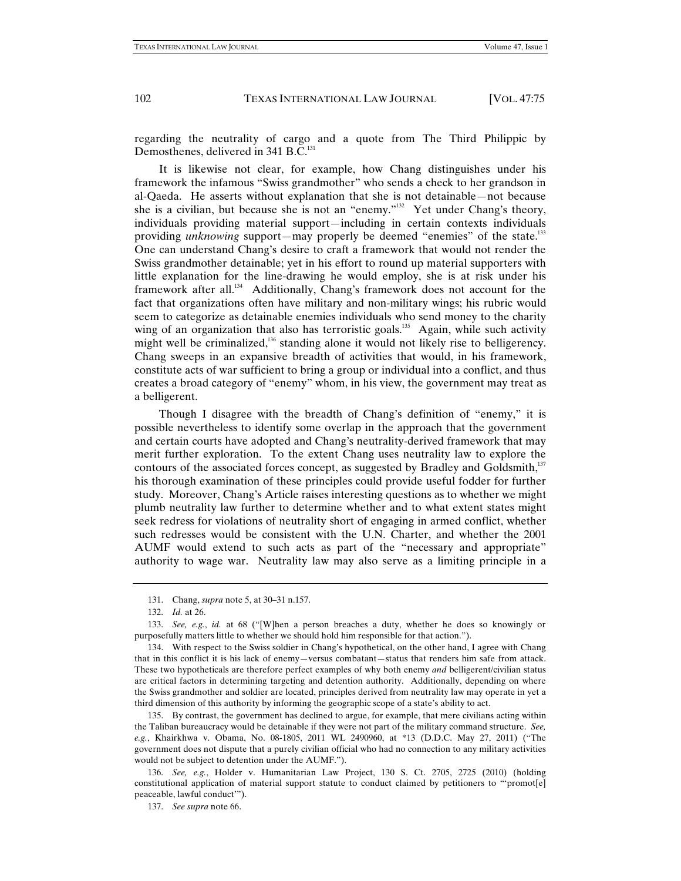regarding the neutrality of cargo and a quote from The Third Philippic by Demosthenes, delivered in 341 B.C.[131]

It is likewise not clear, for example, how Chang distinguishes under his framework the infamous "Swiss grandmother" who sends a check to her grandson in al-Qaeda. He asserts without explanation that she is not detainable—not because she is a civilian, but because she is not an "enemy."[132] Yet under Chang's theory, individuals providing material support—including in certain contexts individuals providing *unknowing* support—may properly be deemed "enemies" of the state.[133] One can understand Chang's desire to craft a framework that would not render the Swiss grandmother detainable; yet in his effort to round up material supporters with little explanation for the line-drawing he would employ, she is at risk under his framework after all.[134] Additionally, Chang's framework does not account for the fact that organizations often have military and non-military wings; his rubric would seem to categorize as detainable enemies individuals who send money to the charity wing of an organization that also has terroristic goals.[135] Again, while such activity might well be criminalized,[136] standing alone it would not likely rise to belligerency. Chang sweeps in an expansive breadth of activities that would, in his framework, constitute acts of war sufficient to bring a group or individual into a conflict, and thus creates a broad category of "enemy" whom, in his view, the government may treat as a belligerent.

Though I disagree with the breadth of Chang's definition of "enemy," it is possible nevertheless to identify some overlap in the approach that the government and certain courts have adopted and Chang's neutrality-derived framework that may merit further exploration. To the extent Chang uses neutrality law to explore the contours of the associated forces concept, as suggested by Bradley and Goldsmith,[137] his thorough examination of these principles could provide useful fodder for further study. Moreover, Chang's Article raises interesting questions as to whether we might plumb neutrality law further to determine whether and to what extent states might seek redress for violations of neutrality short of engaging in armed conflict, whether such redresses would be consistent with the U.N. Charter, and whether the 2001 AUMF would extend to such acts as part of the "necessary and appropriate" authority to wage war. Neutrality law may also serve as a limiting principle in a

---

131. Chang, *supra* note 5, at 30–31 n.157.

132. *Id.* at 26.

133. *See, e.g.*, *id.* at 68 ("[W]hen a person breaches a duty, whether he does so knowingly or purposefully matters little to whether we should hold him responsible for that action.").

134. With respect to the Swiss soldier in Chang's hypothetical, on the other hand, I agree with Chang that in this conflict it is his lack of enemy—versus combatant—status that renders him safe from attack. These two hypotheticals are therefore perfect examples of why both enemy *and* belligerent/civilian status are critical factors in determining targeting and detention authority. Additionally, depending on where the Swiss grandmother and soldier are located, principles derived from neutrality law may operate in yet a third dimension of this authority by informing the geographic scope of a state's ability to act.

135. By contrast, the government has declined to argue, for example, that mere civilians acting within the Taliban bureaucracy would be detainable if they were not part of the military command structure. *See, e.g.*, Khairkhwa v. Obama, No. 08-1805, 2011 WL 2490960, at *13 (D.D.C. May 27, 2011) ("The government does not dispute that a purely civilian official who had no connection to any military activities would not be subject to detention under the AUMF.").

136. *See, e.g.*, Holder v. Humanitarian Law Project, 130 S. Ct. 2705, 2725 (2010) (holding constitutional application of material support statute to conduct claimed by petitioners to "'promot[e] peaceable, lawful conduct'").

137. *See supra* note 66.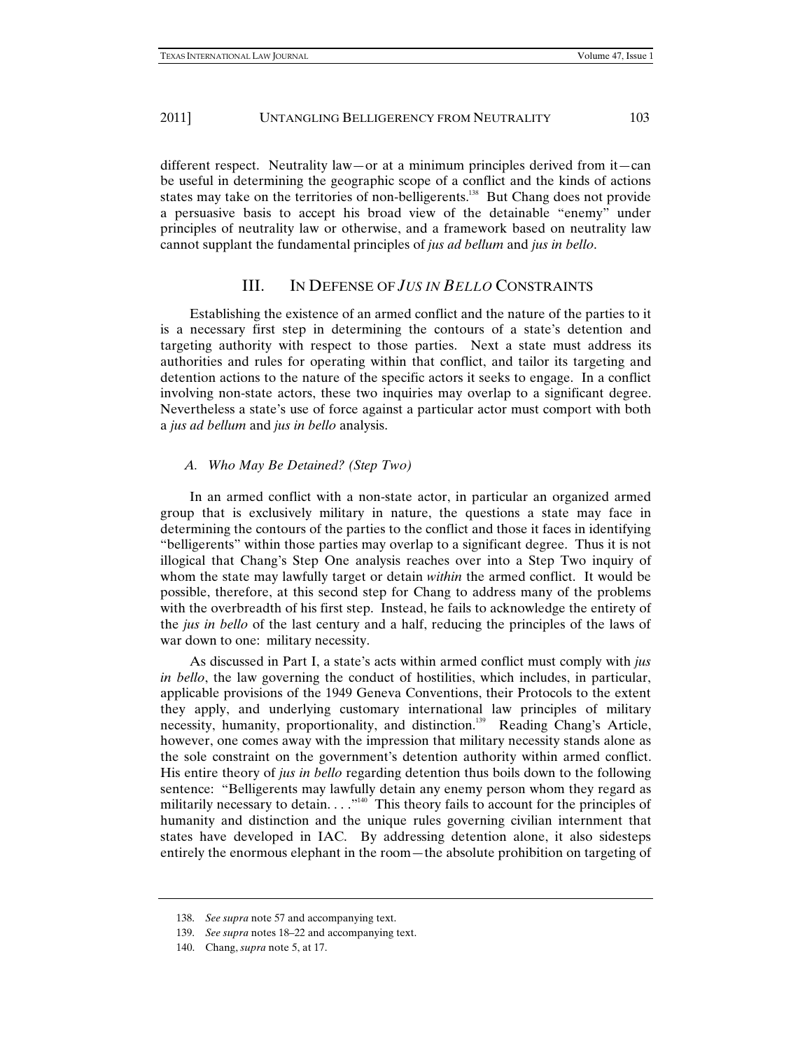different respect. Neutrality law—or at a minimum principles derived from it—can be useful in determining the geographic scope of a conflict and the kinds of actions states may take on the territories of non-belligerents.[138] But Chang does not provide a persuasive basis to accept his broad view of the detainable "enemy" under principles of neutrality law or otherwise, and a framework based on neutrality law cannot supplant the fundamental principles of *jus ad bellum* and *jus in bello*.

## III. IN DEFENSE OF *JUS IN BELLO* CONSTRAINTS

Establishing the existence of an armed conflict and the nature of the parties to it is a necessary first step in determining the contours of a state's detention and targeting authority with respect to those parties. Next a state must address its authorities and rules for operating within that conflict, and tailor its targeting and detention actions to the nature of the specific actors it seeks to engage. In a conflict involving non-state actors, these two inquiries may overlap to a significant degree. Nevertheless a state's use of force against a particular actor must comport with both a *jus ad bellum* and *jus in bello* analysis.

### *A. Who May Be Detained? (Step Two)*

In an armed conflict with a non-state actor, in particular an organized armed group that is exclusively military in nature, the questions a state may face in determining the contours of the parties to the conflict and those it faces in identifying "belligerents" within those parties may overlap to a significant degree. Thus it is not illogical that Chang's Step One analysis reaches over into a Step Two inquiry of whom the state may lawfully target or detain *within* the armed conflict. It would be possible, therefore, at this second step for Chang to address many of the problems with the overbreadth of his first step. Instead, he fails to acknowledge the entirety of the *jus in bello* of the last century and a half, reducing the principles of the laws of war down to one: military necessity.

As discussed in Part I, a state's acts within armed conflict must comply with *jus in bello*, the law governing the conduct of hostilities, which includes, in particular, applicable provisions of the 1949 Geneva Conventions, their Protocols to the extent they apply, and underlying customary international law principles of military necessity, humanity, proportionality, and distinction.[139] Reading Chang's Article, however, one comes away with the impression that military necessity stands alone as the sole constraint on the government's detention authority within armed conflict. His entire theory of *jus in bello* regarding detention thus boils down to the following sentence: "Belligerents may lawfully detain any enemy person whom they regard as militarily necessary to detain. . . ."[140] This theory fails to account for the principles of humanity and distinction and the unique rules governing civilian internment that states have developed in IAC. By addressing detention alone, it also sidesteps entirely the enormous elephant in the room—the absolute prohibition on targeting of

---

138. *See supra* note 57 and accompanying text.

139. *See supra* notes 18–22 and accompanying text.

140. Chang, *supra* note 5, at 17.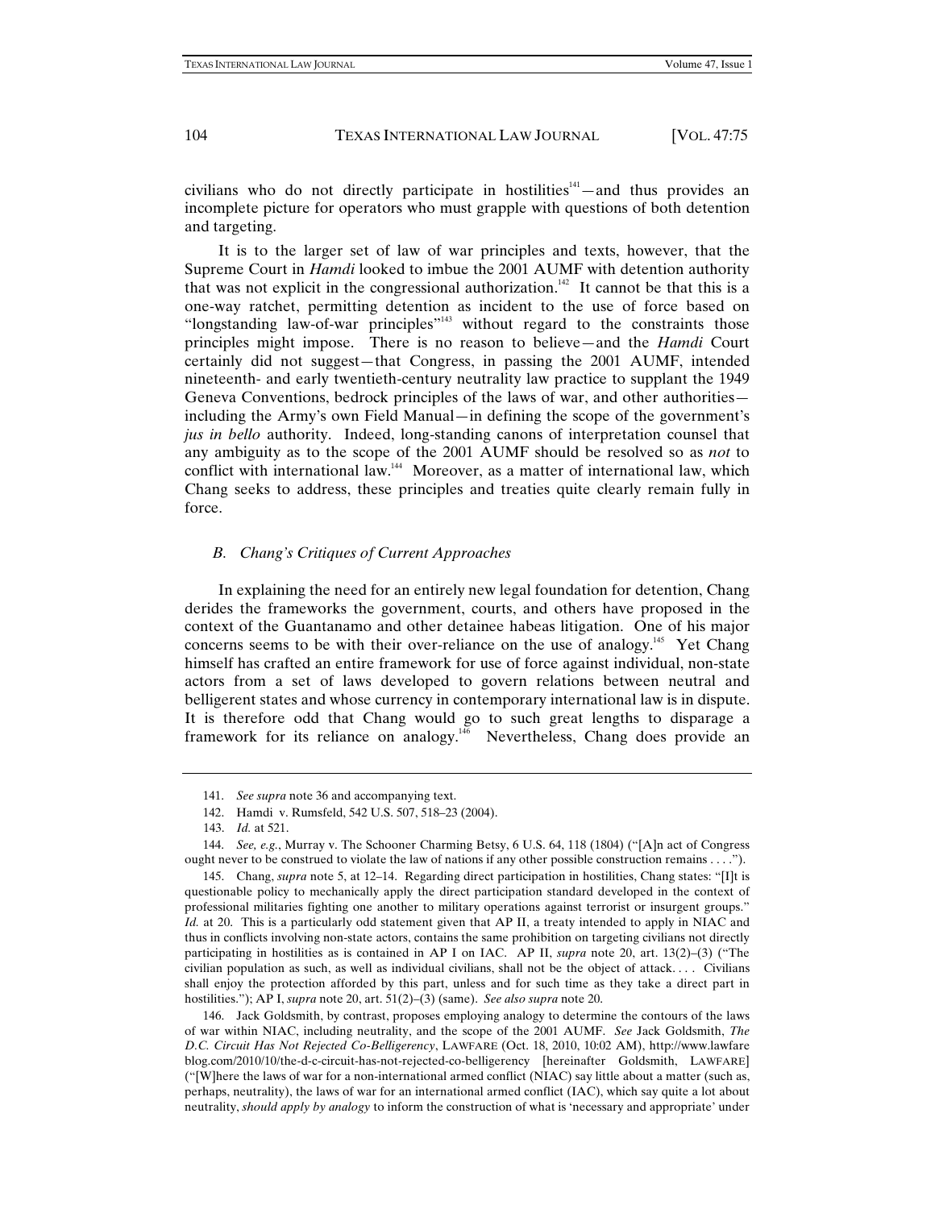civilians who do not directly participate in hostilities[141]—and thus provides an incomplete picture for operators who must grapple with questions of both detention and targeting.

It is to the larger set of law of war principles and texts, however, that the Supreme Court in *Hamdi* looked to imbue the 2001 AUMF with detention authority that was not explicit in the congressional authorization.[142] It cannot be that this is a one-way ratchet, permitting detention as incident to the use of force based on "longstanding law-of-war principles"[143] without regard to the constraints those principles might impose. There is no reason to believe—and the *Hamdi* Court certainly did not suggest—that Congress, in passing the 2001 AUMF, intended nineteenth- and early twentieth-century neutrality law practice to supplant the 1949 Geneva Conventions, bedrock principles of the laws of war, and other authorities—including the Army's own Field Manual—in defining the scope of the government's *jus in bello* authority. Indeed, long-standing canons of interpretation counsel that any ambiguity as to the scope of the 2001 AUMF should be resolved so as *not* to conflict with international law.[144] Moreover, as a matter of international law, which Chang seeks to address, these principles and treaties quite clearly remain fully in force.

### *B. Chang's Critiques of Current Approaches*

In explaining the need for an entirely new legal foundation for detention, Chang derides the frameworks the government, courts, and others have proposed in the context of the Guantanamo and other detainee habeas litigation. One of his major concerns seems to be with their over-reliance on the use of analogy.[145] Yet Chang himself has crafted an entire framework for use of force against individual, non-state actors from a set of laws developed to govern relations between neutral and belligerent states and whose currency in contemporary international law is in dispute. It is therefore odd that Chang would go to such great lengths to disparage a framework for its reliance on analogy.[146] Nevertheless, Chang does provide an

---

141. *See supra* note 36 and accompanying text.

142. Hamdi v. Rumsfeld, 542 U.S. 507, 518–23 (2004).

143. *Id.* at 521.

144. *See, e.g.*, Murray v. The Schooner Charming Betsy, 6 U.S. 64, 118 (1804) ("[A]n act of Congress ought never to be construed to violate the law of nations if any other possible construction remains . . . .").

145. Chang, *supra* note 5, at 12–14. Regarding direct participation in hostilities, Chang states: "[I]t is questionable policy to mechanically apply the direct participation standard developed in the context of professional militaries fighting one another to military operations against terrorist or insurgent groups." *Id.* at 20. This is a particularly odd statement given that AP II, a treaty intended to apply in NIAC and thus in conflicts involving non-state actors, contains the same prohibition on targeting civilians not directly participating in hostilities as is contained in AP I on IAC. AP II, *supra* note 20, art. 13(2)–(3) ("The civilian population as such, as well as individual civilians, shall not be the object of attack. . . . Civilians shall enjoy the protection afforded by this part, unless and for such time as they take a direct part in hostilities."); AP I, *supra* note 20, art. 51(2)–(3) (same). *See also supra* note 20.

146. Jack Goldsmith, by contrast, proposes employing analogy to determine the contours of the laws of war within NIAC, including neutrality, and the scope of the 2001 AUMF. *See* Jack Goldsmith, *The D.C. Circuit Has Not Rejected Co-Belligerency*, LAWFARE (Oct. 18, 2010, 10:02 AM), http://www.lawfareblog.com/2010/10/the-d-c-circuit-has-not-rejected-co-belligerency [hereinafter Goldsmith, LAWFARE] ("[W]here the laws of war for a non-international armed conflict (NIAC) say little about a matter (such as, perhaps, neutrality), the laws of war for an international armed conflict (IAC), which say quite a lot about neutrality, *should apply by analogy* to inform the construction of what is 'necessary and appropriate' under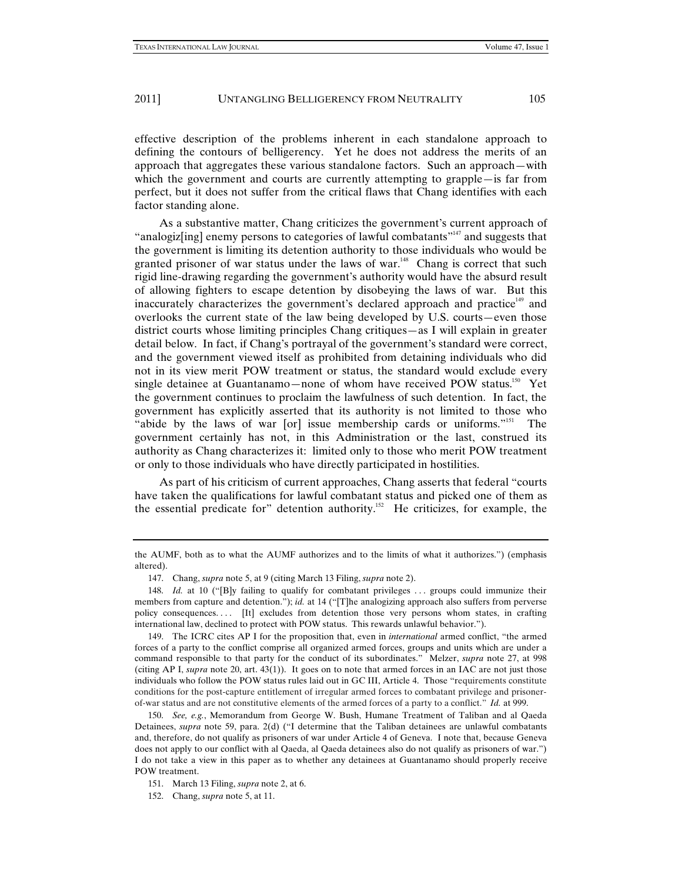effective description of the problems inherent in each standalone approach to defining the contours of belligerency. Yet he does not address the merits of an approach that aggregates these various standalone factors. Such an approach—with which the government and courts are currently attempting to grapple—is far from perfect, but it does not suffer from the critical flaws that Chang identifies with each factor standing alone.

As a substantive matter, Chang criticizes the government's current approach of "analogiz[ing] enemy persons to categories of lawful combatants"[147] and suggests that the government is limiting its detention authority to those individuals who would be granted prisoner of war status under the laws of war.[148] Chang is correct that such rigid line-drawing regarding the government's authority would have the absurd result of allowing fighters to escape detention by disobeying the laws of war. But this inaccurately characterizes the government's declared approach and practice[149] and overlooks the current state of the law being developed by U.S. courts—even those district courts whose limiting principles Chang critiques—as I will explain in greater detail below. In fact, if Chang's portrayal of the government's standard were correct, and the government viewed itself as prohibited from detaining individuals who did not in its view merit POW treatment or status, the standard would exclude every single detainee at Guantanamo—none of whom have received POW status.[150] Yet the government continues to proclaim the lawfulness of such detention. In fact, the government has explicitly asserted that its authority is not limited to those who "abide by the laws of war [or] issue membership cards or uniforms."[151] The government certainly has not, in this Administration or the last, construed its authority as Chang characterizes it: limited only to those who merit POW treatment or only to those individuals who have directly participated in hostilities.

As part of his criticism of current approaches, Chang asserts that federal "courts have taken the qualifications for lawful combatant status and picked one of them as the essential predicate for" detention authority.[152] He criticizes, for example, the

---

the AUMF, both as to what the AUMF authorizes and to the limits of what it authorizes.") (emphasis altered).

147. Chang, *supra* note 5, at 9 (citing March 13 Filing, *supra* note 2).

148. *Id.* at 10 ("[B]y failing to qualify for combatant privileges . . . groups could immunize their members from capture and detention."); *id.* at 14 ("[T]he analogizing approach also suffers from perverse policy consequences. . . . [It] excludes from detention those very persons whom states, in crafting international law, declined to protect with POW status. This rewards unlawful behavior.").

149. The ICRC cites AP I for the proposition that, even in *international* armed conflict, "the armed forces of a party to the conflict comprise all organized armed forces, groups and units which are under a command responsible to that party for the conduct of its subordinates." Melzer, *supra* note 27, at 998 (citing AP I, *supra* note 20, art. 43(1)). It goes on to note that armed forces in an IAC are not just those individuals who follow the POW status rules laid out in GC III, Article 4. Those "requirements constitute conditions for the post-capture entitlement of irregular armed forces to combatant privilege and prisoner-of-war status and are not constitutive elements of the armed forces of a party to a conflict." *Id.* at 999.

150. *See, e.g.*, Memorandum from George W. Bush, Humane Treatment of Taliban and al Qaeda Detainees, *supra* note 59, para. 2(d) ("I determine that the Taliban detainees are unlawful combatants and, therefore, do not qualify as prisoners of war under Article 4 of Geneva. I note that, because Geneva does not apply to our conflict with al Qaeda, al Qaeda detainees also do not qualify as prisoners of war.") I do not take a view in this paper as to whether any detainees at Guantanamo should properly receive POW treatment.

151. March 13 Filing, *supra* note 2, at 6.

152. Chang, *supra* note 5, at 11.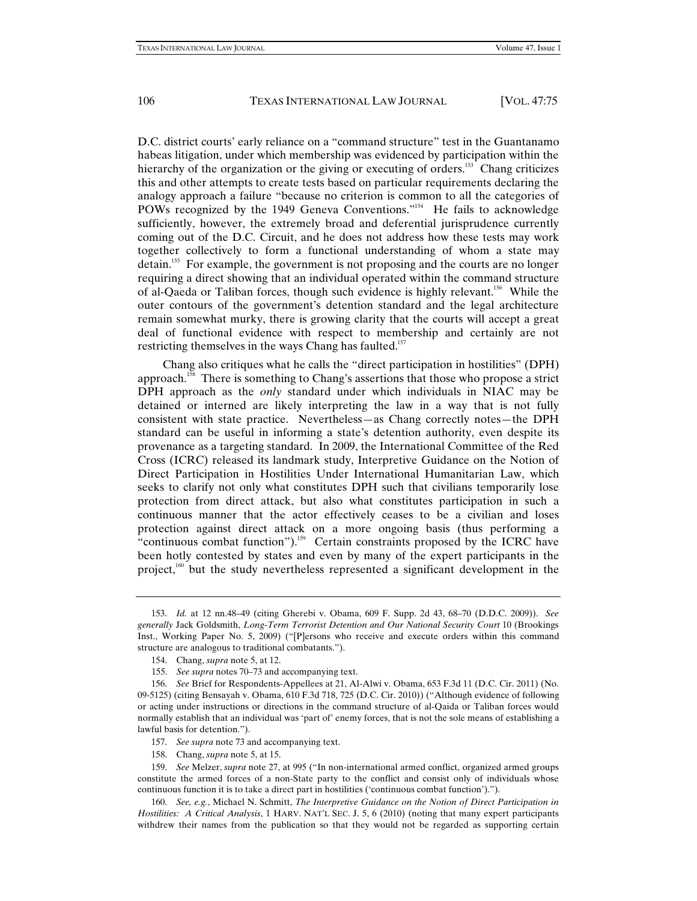D.C. district courts' early reliance on a "command structure" test in the Guantanamo habeas litigation, under which membership was evidenced by participation within the hierarchy of the organization or the giving or executing of orders.[153] Chang criticizes this and other attempts to create tests based on particular requirements declaring the analogy approach a failure "because no criterion is common to all the categories of POWs recognized by the 1949 Geneva Conventions."[154] He fails to acknowledge sufficiently, however, the extremely broad and deferential jurisprudence currently coming out of the D.C. Circuit, and he does not address how these tests may work together collectively to form a functional understanding of whom a state may detain.[155] For example, the government is not proposing and the courts are no longer requiring a direct showing that an individual operated within the command structure of al-Qaeda or Taliban forces, though such evidence is highly relevant.[156] While the outer contours of the government's detention standard and the legal architecture remain somewhat murky, there is growing clarity that the courts will accept a great deal of functional evidence with respect to membership and certainly are not restricting themselves in the ways Chang has faulted.[157]

Chang also critiques what he calls the "direct participation in hostilities" (DPH) approach.[158] There is something to Chang's assertions that those who propose a strict DPH approach as the *only* standard under which individuals in NIAC may be detained or interned are likely interpreting the law in a way that is not fully consistent with state practice. Nevertheless—as Chang correctly notes—the DPH standard can be useful in informing a state's detention authority, even despite its provenance as a targeting standard. In 2009, the International Committee of the Red Cross (ICRC) released its landmark study, Interpretive Guidance on the Notion of Direct Participation in Hostilities Under International Humanitarian Law, which seeks to clarify not only what constitutes DPH such that civilians temporarily lose protection from direct attack, but also what constitutes participation in such a continuous manner that the actor effectively ceases to be a civilian and loses protection against direct attack on a more ongoing basis (thus performing a "continuous combat function").[159] Certain constraints proposed by the ICRC have been hotly contested by states and even by many of the expert participants in the project,[160] but the study nevertheless represented a significant development in the

---

153. *Id.* at 12 nn.48–49 (citing Gherebi v. Obama, 609 F. Supp. 2d 43, 68–70 (D.D.C. 2009)). *See generally* Jack Goldsmith, *Long-Term Terrorist Detention and Our National Security Court* 10 (Brookings Inst., Working Paper No. 5, 2009) ("[P]ersons who receive and execute orders within this command structure are analogous to traditional combatants.").

154. Chang, *supra* note 5, at 12.

155. *See supra* notes 70–73 and accompanying text.

156. *See* Brief for Respondents-Appellees at 21, Al-Alwi v. Obama, 653 F.3d 11 (D.C. Cir. 2011) (No. 09-5125) (citing Bensayah v. Obama, 610 F.3d 718, 725 (D.C. Cir. 2010)) ("Although evidence of following or acting under instructions or directions in the command structure of al-Qaida or Taliban forces would normally establish that an individual was 'part of' enemy forces, that is not the sole means of establishing a lawful basis for detention.").

157. *See supra* note 73 and accompanying text.

158. Chang, *supra* note 5, at 15.

159. *See* Melzer, *supra* note 27, at 995 ("In non-international armed conflict, organized armed groups constitute the armed forces of a non-State party to the conflict and consist only of individuals whose continuous function it is to take a direct part in hostilities ('continuous combat function').").

160. *See, e.g.*, Michael N. Schmitt, *The Interpretive Guidance on the Notion of Direct Participation in Hostilities: A Critical Analysis*, 1 HARV. NAT'L SEC. J. 5, 6 (2010) (noting that many expert participants withdrew their names from the publication so that they would not be regarded as supporting certain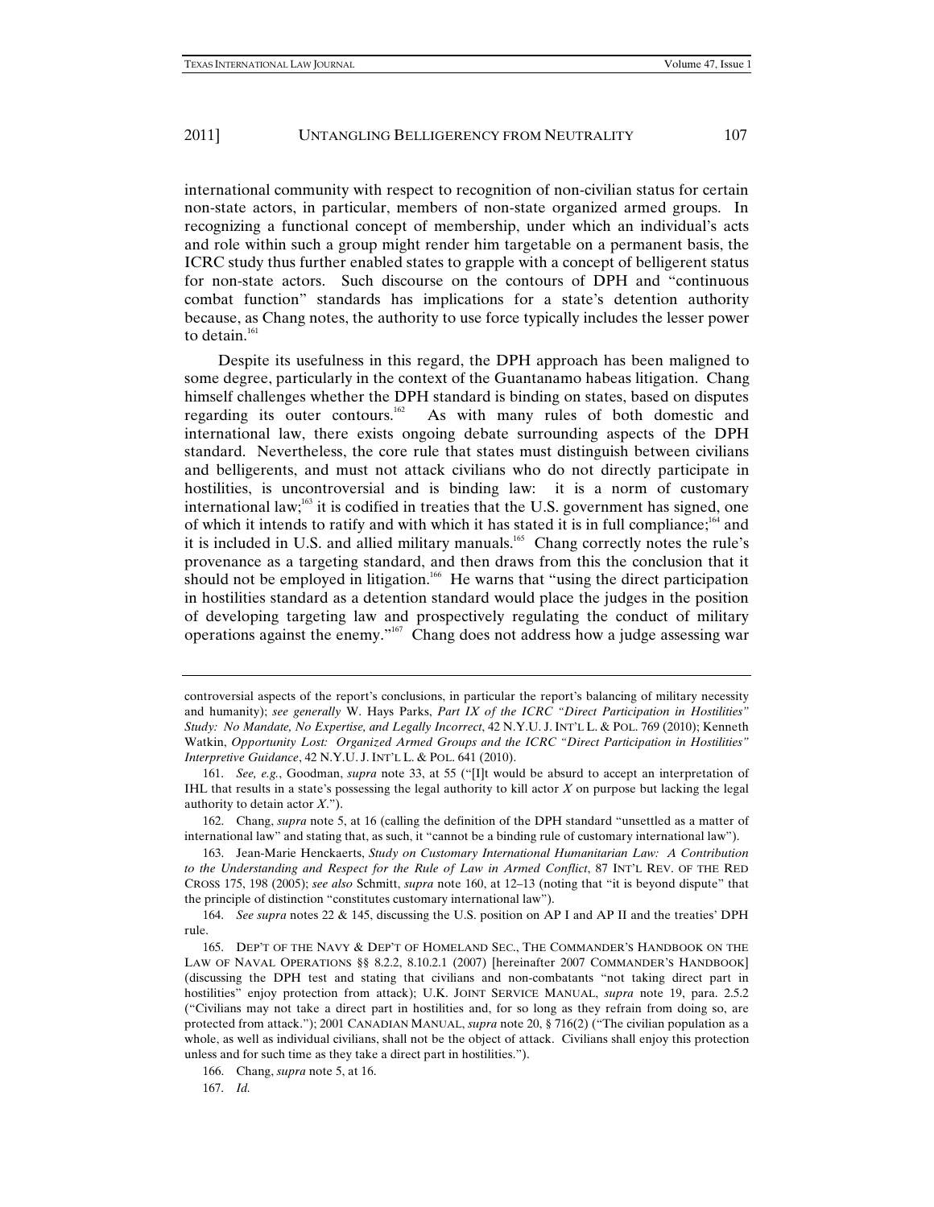international community with respect to recognition of non-civilian status for certain non-state actors, in particular, members of non-state organized armed groups. In recognizing a functional concept of membership, under which an individual's acts and role within such a group might render him targetable on a permanent basis, the ICRC study thus further enabled states to grapple with a concept of belligerent status for non-state actors. Such discourse on the contours of DPH and "continuous combat function" standards has implications for a state's detention authority because, as Chang notes, the authority to use force typically includes the lesser power to detain.[161]

Despite its usefulness in this regard, the DPH approach has been maligned to some degree, particularly in the context of the Guantanamo habeas litigation. Chang himself challenges whether the DPH standard is binding on states, based on disputes regarding its outer contours.[162] As with many rules of both domestic and international law, there exists ongoing debate surrounding aspects of the DPH standard. Nevertheless, the core rule that states must distinguish between civilians and belligerents, and must not attack civilians who do not directly participate in hostilities, is uncontroversial and is binding law: it is a norm of customary international law;[163] it is codified in treaties that the U.S. government has signed, one of which it intends to ratify and with which it has stated it is in full compliance;[164] and it is included in U.S. and allied military manuals.[165] Chang correctly notes the rule's provenance as a targeting standard, and then draws from this the conclusion that it should not be employed in litigation.[166] He warns that "using the direct participation in hostilities standard as a detention standard would place the judges in the position of developing targeting law and prospectively regulating the conduct of military operations against the enemy."[167] Chang does not address how a judge assessing war

---

controversial aspects of the report's conclusions, in particular the report's balancing of military necessity and humanity); *see generally* W. Hays Parks, *Part IX of the ICRC "Direct Participation in Hostilities" Study: No Mandate, No Expertise, and Legally Incorrect*, 42 N.Y.U. J. INT'L L. & POL. 769 (2010); Kenneth Watkin, *Opportunity Lost: Organized Armed Groups and the ICRC "Direct Participation in Hostilities" Interpretive Guidance*, 42 N.Y.U. J. INT'L L. & POL. 641 (2010).

161. *See, e.g.*, Goodman, *supra* note 33, at 55 ("[I]t would be absurd to accept an interpretation of IHL that results in a state's possessing the legal authority to kill actor *X* on purpose but lacking the legal authority to detain actor *X*.").

162. Chang, *supra* note 5, at 16 (calling the definition of the DPH standard "unsettled as a matter of international law" and stating that, as such, it "cannot be a binding rule of customary international law").

163. Jean-Marie Henckaerts, *Study on Customary International Humanitarian Law: A Contribution to the Understanding and Respect for the Rule of Law in Armed Conflict*, 87 INT'L REV. OF THE RED CROSS 175, 198 (2005); *see also* Schmitt, *supra* note 160, at 12–13 (noting that "it is beyond dispute" that the principle of distinction "constitutes customary international law").

164. *See supra* notes 22 & 145, discussing the U.S. position on AP I and AP II and the treaties' DPH rule.

165. DEP'T OF THE NAVY & DEP'T OF HOMELAND SEC., THE COMMANDER'S HANDBOOK ON THE LAW OF NAVAL OPERATIONS §§ 8.2.2, 8.10.2.1 (2007) [hereinafter 2007 COMMANDER'S HANDBOOK] (discussing the DPH test and stating that civilians and non-combatants "not taking direct part in hostilities" enjoy protection from attack); U.K. JOINT SERVICE MANUAL, *supra* note 19, para. 2.5.2 ("Civilians may not take a direct part in hostilities and, for so long as they refrain from doing so, are protected from attack."); 2001 CANADIAN MANUAL, *supra* note 20, § 716(2) ("The civilian population as a whole, as well as individual civilians, shall not be the object of attack. Civilians shall enjoy this protection unless and for such time as they take a direct part in hostilities.").

166. Chang, *supra* note 5, at 16.

167. *Id.*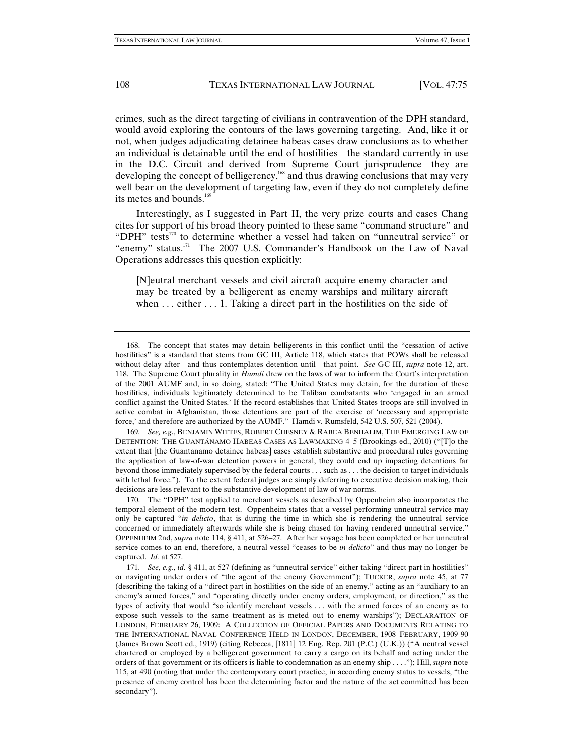crimes, such as the direct targeting of civilians in contravention of the DPH standard, would avoid exploring the contours of the laws governing targeting. And, like it or not, when judges adjudicating detainee habeas cases draw conclusions as to whether an individual is detainable until the end of hostilities—the standard currently in use in the D.C. Circuit and derived from Supreme Court jurisprudence—they are developing the concept of belligerency,[168] and thus drawing conclusions that may very well bear on the development of targeting law, even if they do not completely define its metes and bounds.[169]

Interestingly, as I suggested in Part II, the very prize courts and cases Chang cites for support of his broad theory pointed to these same "command structure" and "DPH" tests[170] to determine whether a vessel had taken on "unneutral service" or "enemy" status.[171] The 2007 U.S. Commander's Handbook on the Law of Naval Operations addresses this question explicitly:

> [N]eutral merchant vessels and civil aircraft acquire enemy character and may be treated by a belligerent as enemy warships and military aircraft when . . . either . . . 1. Taking a direct part in the hostilities on the side of

---

168. The concept that states may detain belligerents in this conflict until the "cessation of active hostilities" is a standard that stems from GC III, Article 118, which states that POWs shall be released without delay after—and thus contemplates detention until—that point. *See* GC III, *supra* note 12, art. 118. The Supreme Court plurality in *Hamdi* drew on the laws of war to inform the Court's interpretation of the 2001 AUMF and, in so doing, stated: "The United States may detain, for the duration of these hostilities, individuals legitimately determined to be Taliban combatants who 'engaged in an armed conflict against the United States.' If the record establishes that United States troops are still involved in active combat in Afghanistan, those detentions are part of the exercise of 'necessary and appropriate force,' and therefore are authorized by the AUMF." Hamdi v. Rumsfeld, 542 U.S. 507, 521 (2004).

169. *See, e.g.*, BENJAMIN WITTES, ROBERT CHESNEY & RABEA BENHALIM, THE EMERGING LAW OF DETENTION: THE GUANTÁNAMO HABEAS CASES AS LAWMAKING 4–5 (Brookings ed., 2010) ("[T]o the extent that [the Guantanamo detainee habeas] cases establish substantive and procedural rules governing the application of law-of-war detention powers in general, they could end up impacting detentions far beyond those immediately supervised by the federal courts . . . such as . . . the decision to target individuals with lethal force."). To the extent federal judges are simply deferring to executive decision making, their decisions are less relevant to the substantive development of law of war norms.

170. The "DPH" test applied to merchant vessels as described by Oppenheim also incorporates the temporal element of the modern test. Oppenheim states that a vessel performing unneutral service may only be captured "*in delicto*, that is during the time in which she is rendering the unneutral service concerned or immediately afterwards while she is being chased for having rendered unneutral service." OPPENHEIM 2nd, *supra* note 114, § 411, at 526–27. After her voyage has been completed or her unneutral service comes to an end, therefore, a neutral vessel "ceases to be *in delicto*" and thus may no longer be captured. *Id.* at 527.

171. *See, e.g.*, *id.* § 411, at 527 (defining as "unneutral service" either taking "direct part in hostilities" or navigating under orders of "the agent of the enemy Government"); TUCKER, *supra* note 45, at 77 (describing the taking of a "direct part in hostilities on the side of an enemy," acting as an "auxiliary to an enemy's armed forces," and "operating directly under enemy orders, employment, or direction," as the types of activity that would "so identify merchant vessels . . . with the armed forces of an enemy as to expose such vessels to the same treatment as is meted out to enemy warships"); DECLARATION OF LONDON, FEBRUARY 26, 1909: A COLLECTION OF OFFICIAL PAPERS AND DOCUMENTS RELATING TO THE INTERNATIONAL NAVAL CONFERENCE HELD IN LONDON, DECEMBER, 1908–FEBRUARY, 1909 90 (James Brown Scott ed., 1919) (citing Rebecca, [1811] 12 Eng. Rep. 201 (P.C.) (U.K.)) ("A neutral vessel chartered or employed by a belligerent government to carry a cargo on its behalf and acting under the orders of that government or its officers is liable to condemnation as an enemy ship . . . ."); Hill, *supra* note 115, at 490 (noting that under the contemporary court practice, in according enemy status to vessels, "the presence of enemy control has been the determining factor and the nature of the act committed has been secondary").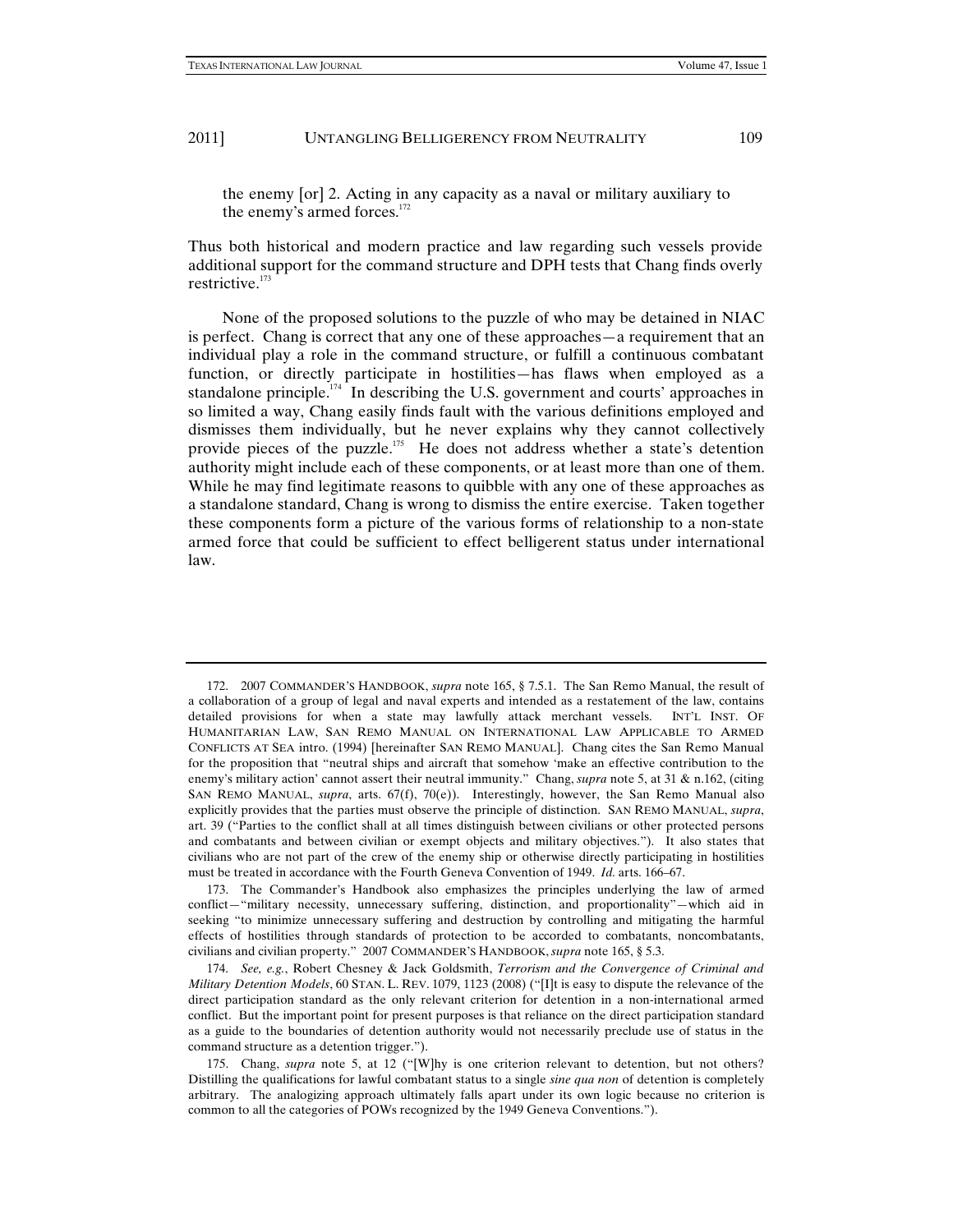the enemy [or] 2. Acting in any capacity as a naval or military auxiliary to the enemy's armed forces.[172]

Thus both historical and modern practice and law regarding such vessels provide additional support for the command structure and DPH tests that Chang finds overly restrictive.[173]

None of the proposed solutions to the puzzle of who may be detained in NIAC is perfect. Chang is correct that any one of these approaches—a requirement that an individual play a role in the command structure, or fulfill a continuous combatant function, or directly participate in hostilities—has flaws when employed as a standalone principle.[174] In describing the U.S. government and courts' approaches in so limited a way, Chang easily finds fault with the various definitions employed and dismisses them individually, but he never explains why they cannot collectively provide pieces of the puzzle.[175] He does not address whether a state's detention authority might include each of these components, or at least more than one of them. While he may find legitimate reasons to quibble with any one of these approaches as a standalone standard, Chang is wrong to dismiss the entire exercise. Taken together these components form a picture of the various forms of relationship to a non-state armed force that could be sufficient to effect belligerent status under international law.

---

172. 2007 COMMANDER'S HANDBOOK, *supra* note 165, § 7.5.1. The San Remo Manual, the result of a collaboration of a group of legal and naval experts and intended as a restatement of the law, contains detailed provisions for when a state may lawfully attack merchant vessels. INT'L INST. OF HUMANITARIAN LAW, SAN REMO MANUAL ON INTERNATIONAL LAW APPLICABLE TO ARMED CONFLICTS AT SEA intro. (1994) [hereinafter SAN REMO MANUAL]. Chang cites the San Remo Manual for the proposition that "neutral ships and aircraft that somehow 'make an effective contribution to the enemy's military action' cannot assert their neutral immunity." Chang, *supra* note 5, at 31 & n.162, (citing SAN REMO MANUAL, *supra*, arts. 67(f), 70(e)). Interestingly, however, the San Remo Manual also explicitly provides that the parties must observe the principle of distinction. SAN REMO MANUAL, *supra*, art. 39 ("Parties to the conflict shall at all times distinguish between civilians or other protected persons and combatants and between civilian or exempt objects and military objectives."). It also states that civilians who are not part of the crew of the enemy ship or otherwise directly participating in hostilities must be treated in accordance with the Fourth Geneva Convention of 1949. *Id.* arts. 166–67.

173. The Commander's Handbook also emphasizes the principles underlying the law of armed conflict—"military necessity, unnecessary suffering, distinction, and proportionality"—which aid in seeking "to minimize unnecessary suffering and destruction by controlling and mitigating the harmful effects of hostilities through standards of protection to be accorded to combatants, noncombatants, civilians and civilian property." 2007 COMMANDER'S HANDBOOK, *supra* note 165, § 5.3.

174. *See, e.g.*, Robert Chesney & Jack Goldsmith, *Terrorism and the Convergence of Criminal and Military Detention Models*, 60 STAN. L. REV. 1079, 1123 (2008) ("[I]t is easy to dispute the relevance of the direct participation standard as the only relevant criterion for detention in a non-international armed conflict. But the important point for present purposes is that reliance on the direct participation standard as a guide to the boundaries of detention authority would not necessarily preclude use of status in the command structure as a detention trigger.").

175. Chang, *supra* note 5, at 12 ("[W]hy is one criterion relevant to detention, but not others? Distilling the qualifications for lawful combatant status to a single *sine qua non* of detention is completely arbitrary. The analogizing approach ultimately falls apart under its own logic because no criterion is common to all the categories of POWs recognized by the 1949 Geneva Conventions.").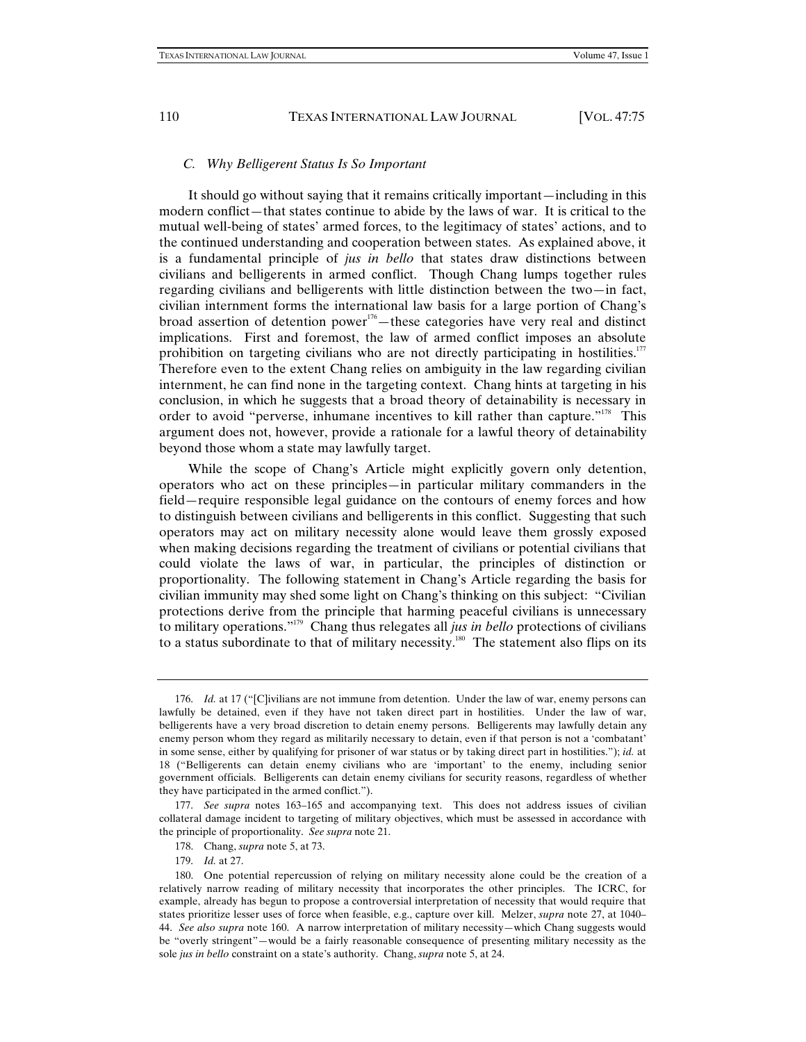### *C. Why Belligerent Status Is So Important*

It should go without saying that it remains critically important—including in this modern conflict—that states continue to abide by the laws of war. It is critical to the mutual well-being of states' armed forces, to the legitimacy of states' actions, and to the continued understanding and cooperation between states. As explained above, it is a fundamental principle of *jus in bello* that states draw distinctions between civilians and belligerents in armed conflict. Though Chang lumps together rules regarding civilians and belligerents with little distinction between the two—in fact, civilian internment forms the international law basis for a large portion of Chang's broad assertion of detention power[176]—these categories have very real and distinct implications. First and foremost, the law of armed conflict imposes an absolute prohibition on targeting civilians who are not directly participating in hostilities.[177] Therefore even to the extent Chang relies on ambiguity in the law regarding civilian internment, he can find none in the targeting context. Chang hints at targeting in his conclusion, in which he suggests that a broad theory of detainability is necessary in order to avoid "perverse, inhumane incentives to kill rather than capture."[178] This argument does not, however, provide a rationale for a lawful theory of detainability beyond those whom a state may lawfully target.

While the scope of Chang's Article might explicitly govern only detention, operators who act on these principles—in particular military commanders in the field—require responsible legal guidance on the contours of enemy forces and how to distinguish between civilians and belligerents in this conflict. Suggesting that such operators may act on military necessity alone would leave them grossly exposed when making decisions regarding the treatment of civilians or potential civilians that could violate the laws of war, in particular, the principles of distinction or proportionality. The following statement in Chang's Article regarding the basis for civilian immunity may shed some light on Chang's thinking on this subject: "Civilian protections derive from the principle that harming peaceful civilians is unnecessary to military operations."[179] Chang thus relegates all *jus in bello* protections of civilians to a status subordinate to that of military necessity.[180] The statement also flips on its

---

176. *Id.* at 17 ("[C]ivilians are not immune from detention. Under the law of war, enemy persons can lawfully be detained, even if they have not taken direct part in hostilities. Under the law of war, belligerents have a very broad discretion to detain enemy persons. Belligerents may lawfully detain any enemy person whom they regard as militarily necessary to detain, even if that person is not a 'combatant' in some sense, either by qualifying for prisoner of war status or by taking direct part in hostilities."); *id.* at 18 ("Belligerents can detain enemy civilians who are 'important' to the enemy, including senior government officials. Belligerents can detain enemy civilians for security reasons, regardless of whether they have participated in the armed conflict.").

177. *See supra* notes 163–165 and accompanying text. This does not address issues of civilian collateral damage incident to targeting of military objectives, which must be assessed in accordance with the principle of proportionality. *See supra* note 21.

178. Chang, *supra* note 5, at 73.

179. *Id.* at 27.

180. One potential repercussion of relying on military necessity alone could be the creation of a relatively narrow reading of military necessity that incorporates the other principles. The ICRC, for example, already has begun to propose a controversial interpretation of necessity that would require that states prioritize lesser uses of force when feasible, e.g., capture over kill. Melzer, *supra* note 27, at 1040–44. *See also supra* note 160. A narrow interpretation of military necessity—which Chang suggests would be "overly stringent"—would be a fairly reasonable consequence of presenting military necessity as the sole *jus in bello* constraint on a state's authority. Chang, *supra* note 5, at 24.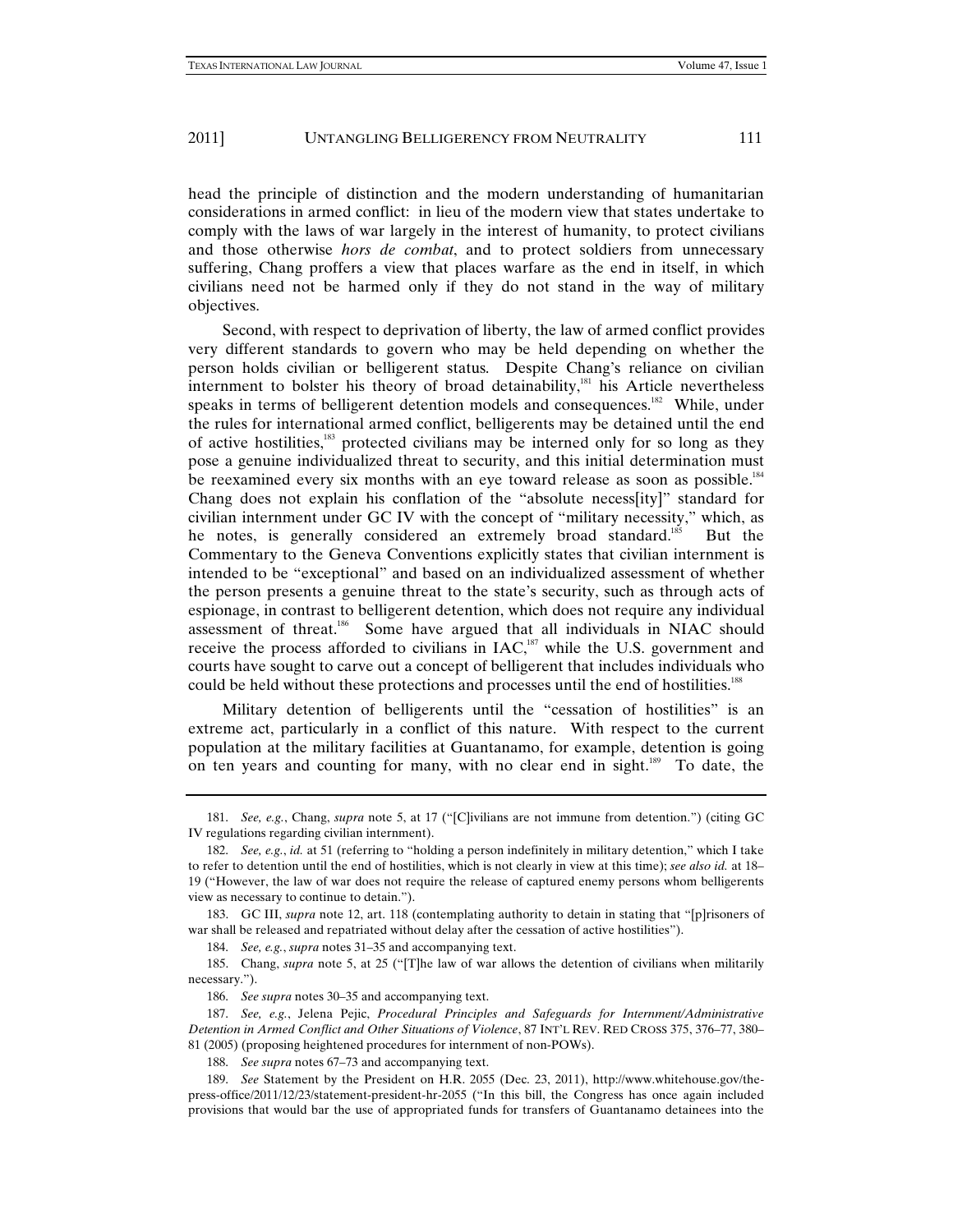head the principle of distinction and the modern understanding of humanitarian considerations in armed conflict: in lieu of the modern view that states undertake to comply with the laws of war largely in the interest of humanity, to protect civilians and those otherwise *hors de combat*, and to protect soldiers from unnecessary suffering, Chang proffers a view that places warfare as the end in itself, in which civilians need not be harmed only if they do not stand in the way of military objectives.

Second, with respect to deprivation of liberty, the law of armed conflict provides very different standards to govern who may be held depending on whether the person holds civilian or belligerent status. Despite Chang's reliance on civilian internment to bolster his theory of broad detainability,[181] his Article nevertheless speaks in terms of belligerent detention models and consequences.[182] While, under the rules for international armed conflict, belligerents may be detained until the end of active hostilities,[183] protected civilians may be interned only for so long as they pose a genuine individualized threat to security, and this initial determination must be reexamined every six months with an eye toward release as soon as possible.[184] Chang does not explain his conflation of the "absolute necess[ity]" standard for civilian internment under GC IV with the concept of "military necessity," which, as he notes, is generally considered an extremely broad standard.[185] But the Commentary to the Geneva Conventions explicitly states that civilian internment is intended to be "exceptional" and based on an individualized assessment of whether the person presents a genuine threat to the state's security, such as through acts of espionage, in contrast to belligerent detention, which does not require any individual assessment of threat.[186] Some have argued that all individuals in NIAC should receive the process afforded to civilians in IAC,[187] while the U.S. government and courts have sought to carve out a concept of belligerent that includes individuals who could be held without these protections and processes until the end of hostilities.[188]

Military detention of belligerents until the "cessation of hostilities" is an extreme act, particularly in a conflict of this nature. With respect to the current population at the military facilities at Guantanamo, for example, detention is going on ten years and counting for many, with no clear end in sight.[189] To date, the

---

181. *See, e.g.*, Chang, *supra* note 5, at 17 ("[C]ivilians are not immune from detention.") (citing GC IV regulations regarding civilian internment).

182. *See, e.g.*, *id.* at 51 (referring to "holding a person indefinitely in military detention," which I take to refer to detention until the end of hostilities, which is not clearly in view at this time); *see also id.* at 18–19 ("However, the law of war does not require the release of captured enemy persons whom belligerents view as necessary to continue to detain.").

183. GC III, *supra* note 12, art. 118 (contemplating authority to detain in stating that "[p]risoners of war shall be released and repatriated without delay after the cessation of active hostilities").

184. *See, e.g.*, *supra* notes 31–35 and accompanying text.

185. Chang, *supra* note 5, at 25 ("[T]he law of war allows the detention of civilians when militarily necessary.").

186. *See supra* notes 30–35 and accompanying text.

187. *See, e.g.*, Jelena Pejic, *Procedural Principles and Safeguards for Internment/Administrative Detention in Armed Conflict and Other Situations of Violence*, 87 INT'L REV. RED CROSS 375, 376–77, 380–81 (2005) (proposing heightened procedures for internment of non-POWs).

188. *See supra* notes 67–73 and accompanying text.

189. *See* Statement by the President on H.R. 2055 (Dec. 23, 2011), http://www.whitehouse.gov/the-press-office/2011/12/23/statement-president-hr-2055 ("In this bill, the Congress has once again included provisions that would bar the use of appropriated funds for transfers of Guantanamo detainees into the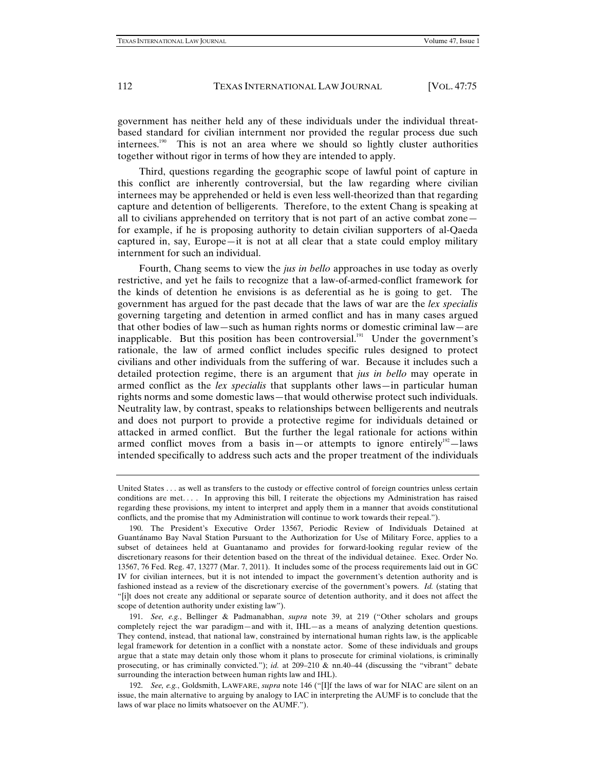government has neither held any of these individuals under the individual threat-based standard for civilian internment nor provided the regular process due such internees.[190] This is not an area where we should so lightly cluster authorities together without rigor in terms of how they are intended to apply.

Third, questions regarding the geographic scope of lawful point of capture in this conflict are inherently controversial, but the law regarding where civilian internees may be apprehended or held is even less well-theorized than that regarding capture and detention of belligerents. Therefore, to the extent Chang is speaking at all to civilians apprehended on territory that is not part of an active combat zone—for example, if he is proposing authority to detain civilian supporters of al-Qaeda captured in, say, Europe—it is not at all clear that a state could employ military internment for such an individual.

Fourth, Chang seems to view the *jus in bello* approaches in use today as overly restrictive, and yet he fails to recognize that a law-of-armed-conflict framework for the kinds of detention he envisions is as deferential as he is going to get. The government has argued for the past decade that the laws of war are the *lex specialis* governing targeting and detention in armed conflict and has in many cases argued that other bodies of law—such as human rights norms or domestic criminal law—are inapplicable. But this position has been controversial.[191] Under the government's rationale, the law of armed conflict includes specific rules designed to protect civilians and other individuals from the suffering of war. Because it includes such a detailed protection regime, there is an argument that *jus in bello* may operate in armed conflict as the *lex specialis* that supplants other laws—in particular human rights norms and some domestic laws—that would otherwise protect such individuals. Neutrality law, by contrast, speaks to relationships between belligerents and neutrals and does not purport to provide a protective regime for individuals detained or attacked in armed conflict. But the further the legal rationale for actions within armed conflict moves from a basis in—or attempts to ignore entirely[192]—laws intended specifically to address such acts and the proper treatment of the individuals

---

United States . . . as well as transfers to the custody or effective control of foreign countries unless certain conditions are met. . . . In approving this bill, I reiterate the objections my Administration has raised regarding these provisions, my intent to interpret and apply them in a manner that avoids constitutional conflicts, and the promise that my Administration will continue to work towards their repeal.").

190. The President's Executive Order 13567, Periodic Review of Individuals Detained at Guantánamo Bay Naval Station Pursuant to the Authorization for Use of Military Force, applies to a subset of detainees held at Guantanamo and provides for forward-looking regular review of the discretionary reasons for their detention based on the threat of the individual detainee. Exec. Order No. 13567, 76 Fed. Reg. 47, 13277 (Mar. 7, 2011). It includes some of the process requirements laid out in GC IV for civilian internees, but it is not intended to impact the government's detention authority and is fashioned instead as a review of the discretionary exercise of the government's powers. *Id.* (stating that "[i]t does not create any additional or separate source of detention authority, and it does not affect the scope of detention authority under existing law").

191. *See, e.g.*, Bellinger & Padmanabhan, *supra* note 39, at 219 ("Other scholars and groups completely reject the war paradigm—and with it, IHL—as a means of analyzing detention questions. They contend, instead, that national law, constrained by international human rights law, is the applicable legal framework for detention in a conflict with a nonstate actor. Some of these individuals and groups argue that a state may detain only those whom it plans to prosecute for criminal violations, is criminally prosecuting, or has criminally convicted."); *id.* at 209–210 & nn.40–44 (discussing the "vibrant" debate surrounding the interaction between human rights law and IHL).

192. *See, e.g.*, Goldsmith, LAWFARE, *supra* note 146 ("[I]f the laws of war for NIAC are silent on an issue, the main alternative to arguing by analogy to IAC in interpreting the AUMF is to conclude that the laws of war place no limits whatsoever on the AUMF.").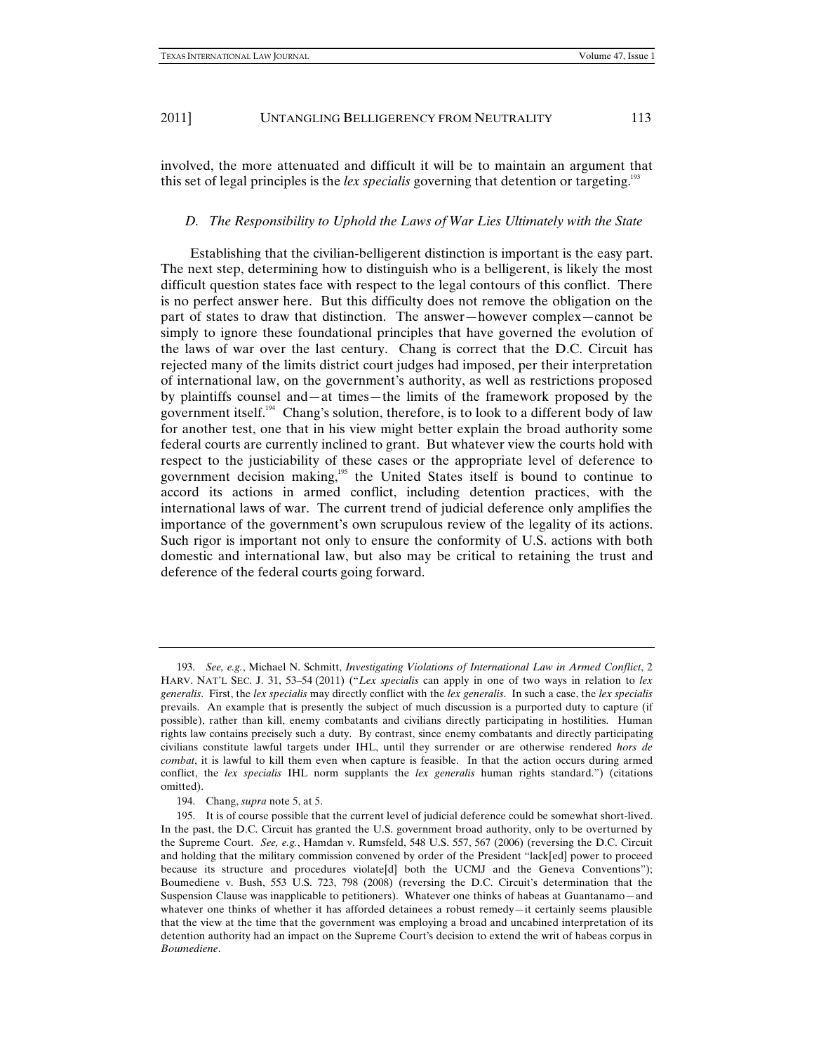involved, the more attenuated and difficult it will be to maintain an argument that this set of legal principles is the *lex specialis* governing that detention or targeting.[193]

### *D. The Responsibility to Uphold the Laws of War Lies Ultimately with the State*

Establishing that the civilian-belligerent distinction is important is the easy part. The next step, determining how to distinguish who is a belligerent, is likely the most difficult question states face with respect to the legal contours of this conflict. There is no perfect answer here. But this difficulty does not remove the obligation on the part of states to draw that distinction. The answer—however complex—cannot be simply to ignore these foundational principles that have governed the evolution of the laws of war over the last century. Chang is correct that the D.C. Circuit has rejected many of the limits district court judges had imposed, per their interpretation of international law, on the government's authority, as well as restrictions proposed by plaintiffs counsel and—at times—the limits of the framework proposed by the government itself.[194] Chang's solution, therefore, is to look to a different body of law for another test, one that in his view might better explain the broad authority some federal courts are currently inclined to grant. But whatever view the courts hold with respect to the justiciability of these cases or the appropriate level of deference to government decision making,[195] the United States itself is bound to continue to accord its actions in armed conflict, including detention practices, with the international laws of war. The current trend of judicial deference only amplifies the importance of the government's own scrupulous review of the legality of its actions. Such rigor is important not only to ensure the conformity of U.S. actions with both domestic and international law, but also may be critical to retaining the trust and deference of the federal courts going forward.

---

193. *See, e.g.*, Michael N. Schmitt, *Investigating Violations of International Law in Armed Conflict*, 2 HARV. NAT'L SEC. J. 31, 53–54 (2011) ("*Lex specialis* can apply in one of two ways in relation to *lex generalis*. First, the *lex specialis* may directly conflict with the *lex generalis*. In such a case, the *lex specialis* prevails. An example that is presently the subject of much discussion is a purported duty to capture (if possible), rather than kill, enemy combatants and civilians directly participating in hostilities. Human rights law contains precisely such a duty. By contrast, since enemy combatants and directly participating civilians constitute lawful targets under IHL, until they surrender or are otherwise rendered *hors de combat*, it is lawful to kill them even when capture is feasible. In that the action occurs during armed conflict, the *lex specialis* IHL norm supplants the *lex generalis* human rights standard.") (citations omitted).

194. Chang, *supra* note 5, at 5.

195. It is of course possible that the current level of judicial deference could be somewhat short-lived. In the past, the D.C. Circuit has granted the U.S. government broad authority, only to be overturned by the Supreme Court. *See, e.g.*, Hamdan v. Rumsfeld, 548 U.S. 557, 567 (2006) (reversing the D.C. Circuit and holding that the military commission convened by order of the President "lack[ed] power to proceed because its structure and procedures violate[d] both the UCMJ and the Geneva Conventions"); Boumediene v. Bush, 553 U.S. 723, 798 (2008) (reversing the D.C. Circuit's determination that the Suspension Clause was inapplicable to petitioners). Whatever one thinks of habeas at Guantanamo—and whatever one thinks of whether it has afforded detainees a robust remedy—it certainly seems plausible that the view at the time that the government was employing a broad and uncabined interpretation of its detention authority had an impact on the Supreme Court's decision to extend the writ of habeas corpus in *Boumediene*.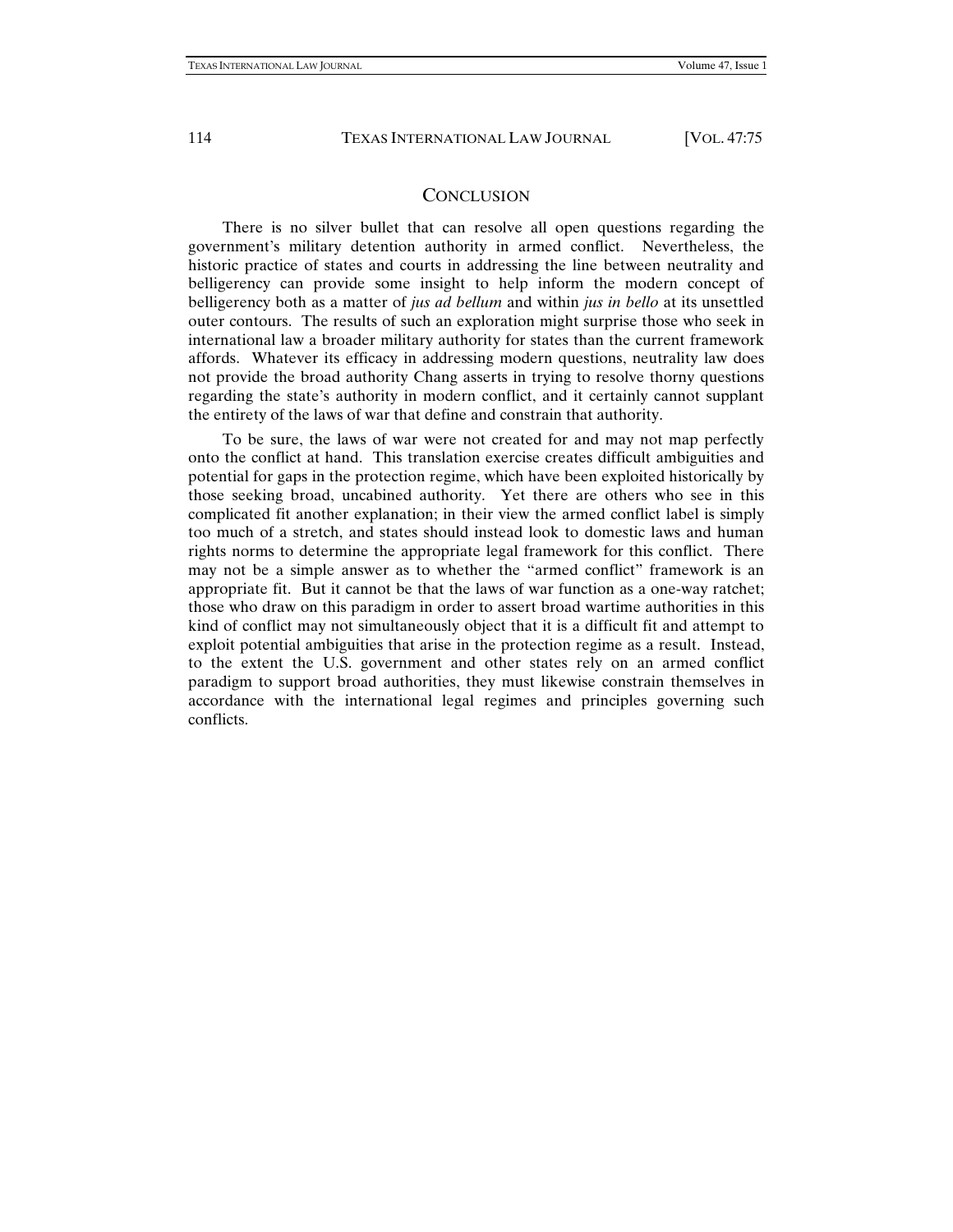## CONCLUSION

There is no silver bullet that can resolve all open questions regarding the government's military detention authority in armed conflict. Nevertheless, the historic practice of states and courts in addressing the line between neutrality and belligerency can provide some insight to help inform the modern concept of belligerency both as a matter of *jus ad bellum* and within *jus in bello* at its unsettled outer contours. The results of such an exploration might surprise those who seek in international law a broader military authority for states than the current framework affords. Whatever its efficacy in addressing modern questions, neutrality law does not provide the broad authority Chang asserts in trying to resolve thorny questions regarding the state's authority in modern conflict, and it certainly cannot supplant the entirety of the laws of war that define and constrain that authority.

To be sure, the laws of war were not created for and may not map perfectly onto the conflict at hand. This translation exercise creates difficult ambiguities and potential for gaps in the protection regime, which have been exploited historically by those seeking broad, uncabined authority. Yet there are others who see in this complicated fit another explanation; in their view the armed conflict label is simply too much of a stretch, and states should instead look to domestic laws and human rights norms to determine the appropriate legal framework for this conflict. There may not be a simple answer as to whether the "armed conflict" framework is an appropriate fit. But it cannot be that the laws of war function as a one-way ratchet; those who draw on this paradigm in order to assert broad wartime authorities in this kind of conflict may not simultaneously object that it is a difficult fit and attempt to exploit potential ambiguities that arise in the protection regime as a result. Instead, to the extent the U.S. government and other states rely on an armed conflict paradigm to support broad authorities, they must likewise constrain themselves in accordance with the international legal regimes and principles governing such conflicts.